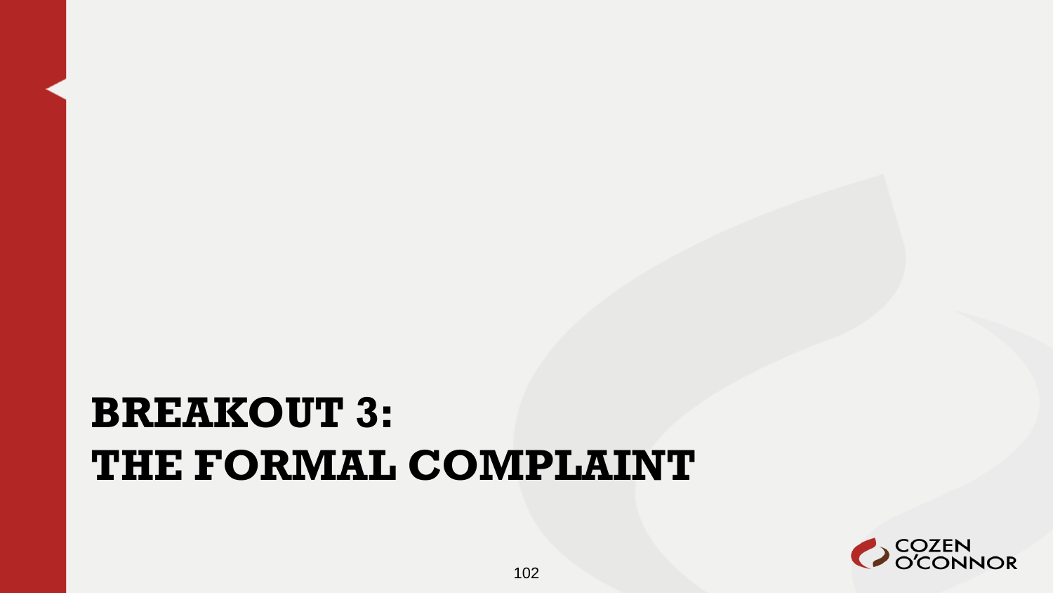# BREAKOUT 3:
# THE FORMAL COMPLAINT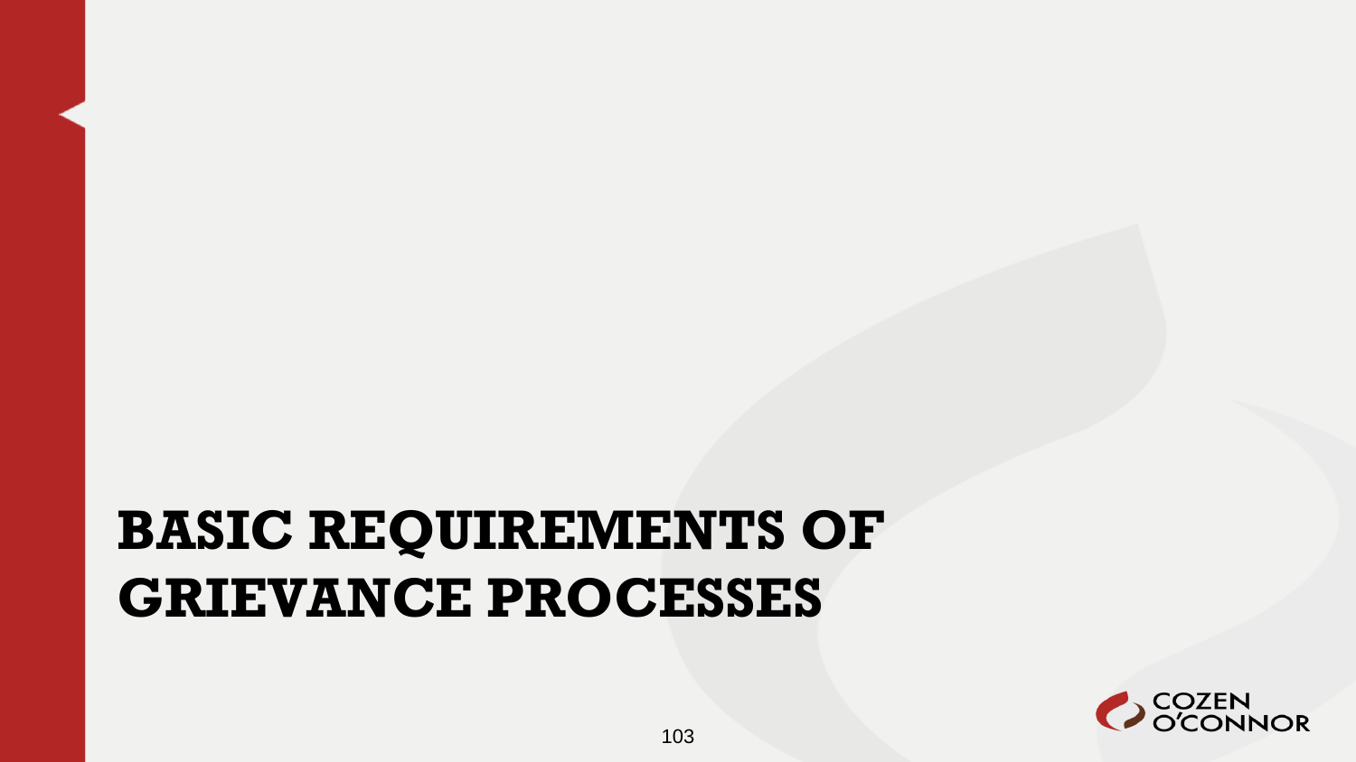# BASIC REQUIREMENTS OF GRIEVANCE PROCESSES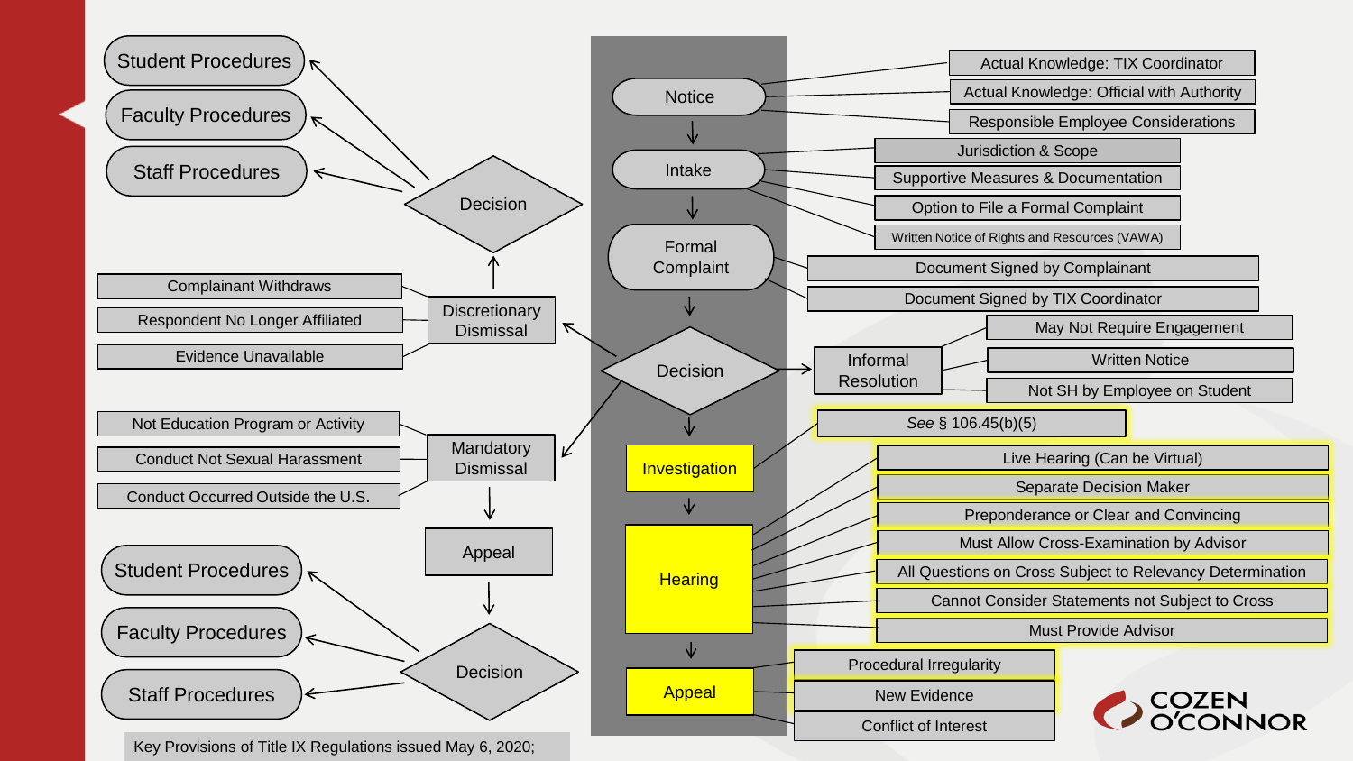Key Provisions of Title IX Regulations issued May 6, 2020;

**Notice**
- Actual Knowledge: TIX Coordinator
- Actual Knowledge: Official with Authority
- Responsible Employee Considerations

**Intake**
- Jurisdiction & Scope
- Supportive Measures & Documentation
- Option to File a Formal Complaint
- Written Notice of Rights and Resources (VAWA)

**Formal Complaint**
- Document Signed by Complainant
- Document Signed by TIX Coordinator

**Decision**

- **Informal Resolution**
  - May Not Require Engagement
  - Written Notice
  - Not SH by Employee on Student
- **Discretionary Dismissal**
  - Complainant Withdraws
  - Respondent No Longer Affiliated
  - Evidence Unavailable
  - → Decision → Student Procedures / Faculty Procedures / Staff Procedures
- **Mandatory Dismissal**
  - Not Education Program or Activity
  - Conduct Not Sexual Harassment
  - Conduct Occurred Outside the U.S.
  - → Appeal → Decision → Student Procedures / Faculty Procedures / Staff Procedures

**Investigation**
- *See* § 106.45(b)(5)

**Hearing**
- Live Hearing (Can be Virtual)
- Separate Decision Maker
- Preponderance or Clear and Convincing
- Must Allow Cross-Examination by Advisor
- All Questions on Cross Subject to Relevancy Determination
- Cannot Consider Statements not Subject to Cross
- Must Provide Advisor

**Appeal**
- Procedural Irregularity
- New Evidence
- Conflict of Interest

COZEN O'CONNOR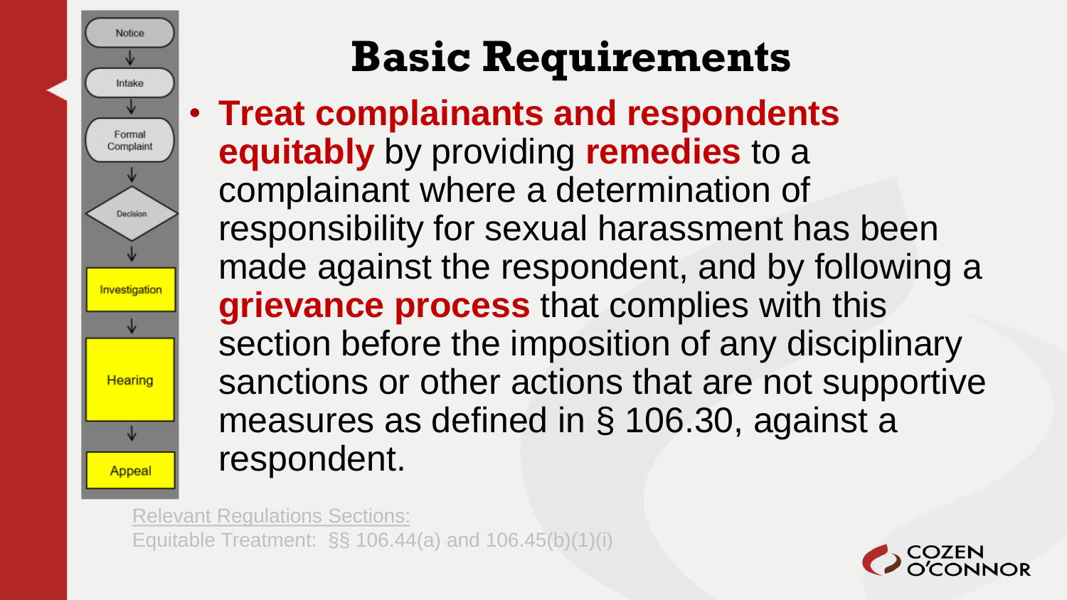- Notice
- Intake
- Formal Complaint
- Decision
- Investigation
- Hearing
- Appeal

# Basic Requirements

- **Treat complainants and respondents equitably** by providing **remedies** to a complainant where a determination of responsibility for sexual harassment has been made against the respondent, and by following a **grievance process** that complies with this section before the imposition of any disciplinary sanctions or other actions that are not supportive measures as defined in § 106.30, against a respondent.

Relevant Regulations Sections:
Equitable Treatment: §§ 106.44(a) and 106.45(b)(1)(i)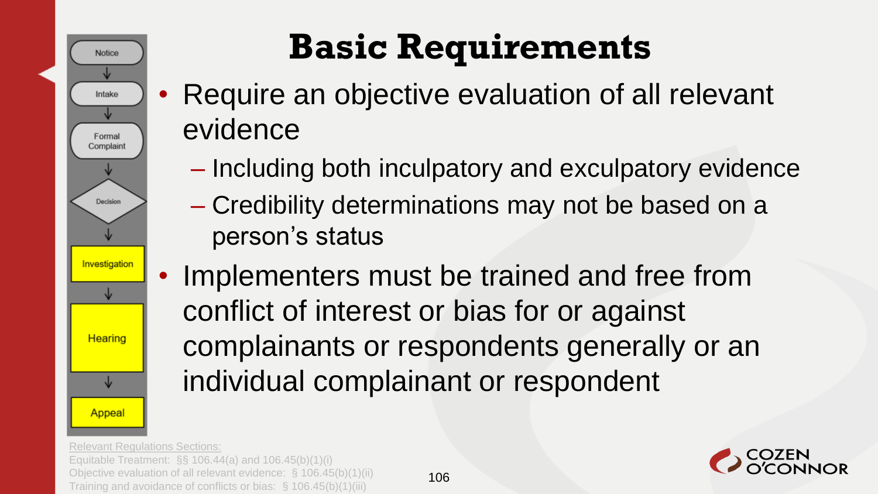# Basic Requirements

- Require an objective evaluation of all relevant evidence
  - Including both inculpatory and exculpatory evidence
  - Credibility determinations may not be based on a person's status
- Implementers must be trained and free from conflict of interest or bias for or against complainants or respondents generally or an individual complainant or respondent

Notice → Intake → Formal Complaint → Decision → Investigation → Hearing → Appeal

Relevant Regulations Sections:
Equitable Treatment: §§ 106.44(a) and 106.45(b)(1)(i)
Objective evaluation of all relevant evidence: § 106.45(b)(1)(ii)
Training and avoidance of conflicts or bias: § 106.45(b)(1)(iii)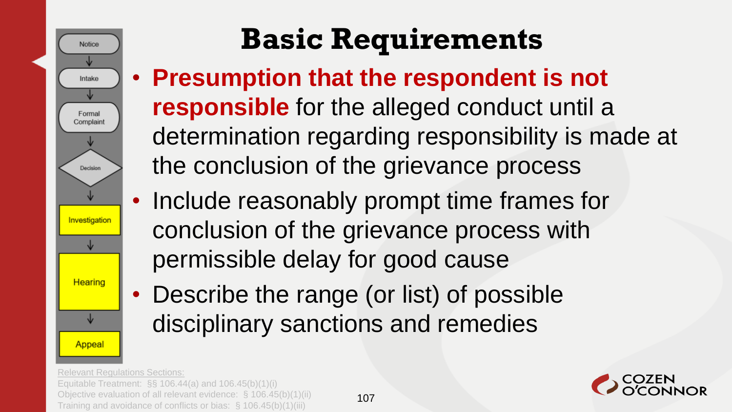# Basic Requirements

- **Presumption that the respondent is not responsible** for the alleged conduct until a determination regarding responsibility is made at the conclusion of the grievance process
- Include reasonably prompt time frames for conclusion of the grievance process with permissible delay for good cause
- Describe the range (or list) of possible disciplinary sanctions and remedies

Notice → Intake → Formal Complaint → Decision → Investigation → Hearing → Appeal

Relevant Regulations Sections:
Equitable Treatment: §§ 106.44(a) and 106.45(b)(1)(i)
Objective evaluation of all relevant evidence: § 106.45(b)(1)(ii)
Training and avoidance of conflicts or bias: § 106.45(b)(1)(iii)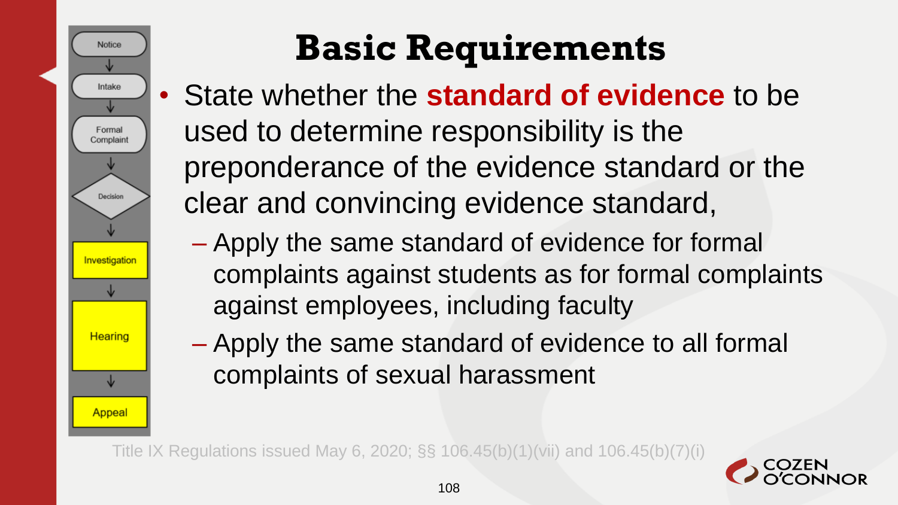# Basic Requirements

- State whether the **standard of evidence** to be used to determine responsibility is the preponderance of the evidence standard or the clear and convincing evidence standard,
  - Apply the same standard of evidence for formal complaints against students as for formal complaints against employees, including faculty
  - Apply the same standard of evidence to all formal complaints of sexual harassment

Notice → Intake → Formal Complaint → Decision → Investigation → Hearing → Appeal

Title IX Regulations issued May 6, 2020; §§ 106.45(b)(1)(vii) and 106.45(b)(7)(i)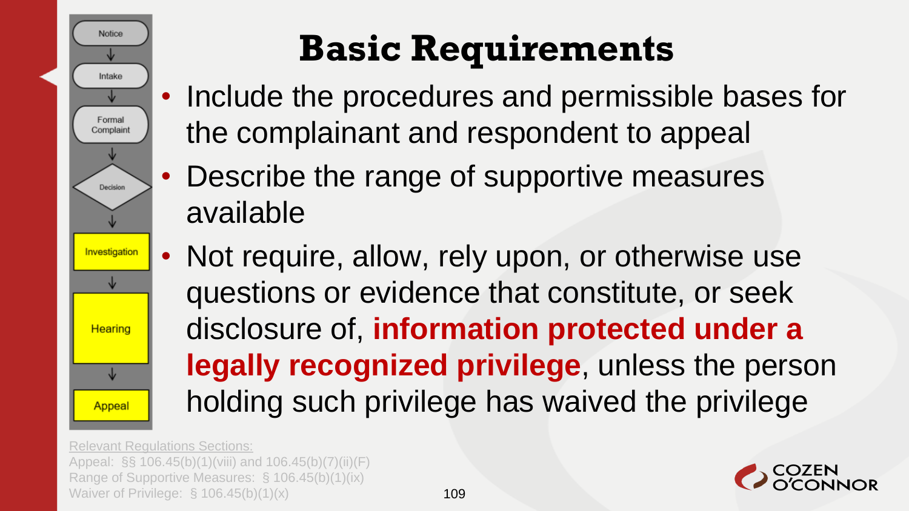Notice

Intake

Formal Complaint

Decision

Investigation

Hearing

Appeal

# Basic Requirements

- Include the procedures and permissible bases for the complainant and respondent to appeal
- Describe the range of supportive measures available
- Not require, allow, rely upon, or otherwise use questions or evidence that constitute, or seek disclosure of, **information protected under a legally recognized privilege**, unless the person holding such privilege has waived the privilege

Relevant Regulations Sections:
Appeal: §§ 106.45(b)(1)(viii) and 106.45(b)(7)(ii)(F)
Range of Supportive Measures: § 106.45(b)(1)(ix)
Waiver of Privilege: § 106.45(b)(1)(x)

COZEN O'CONNOR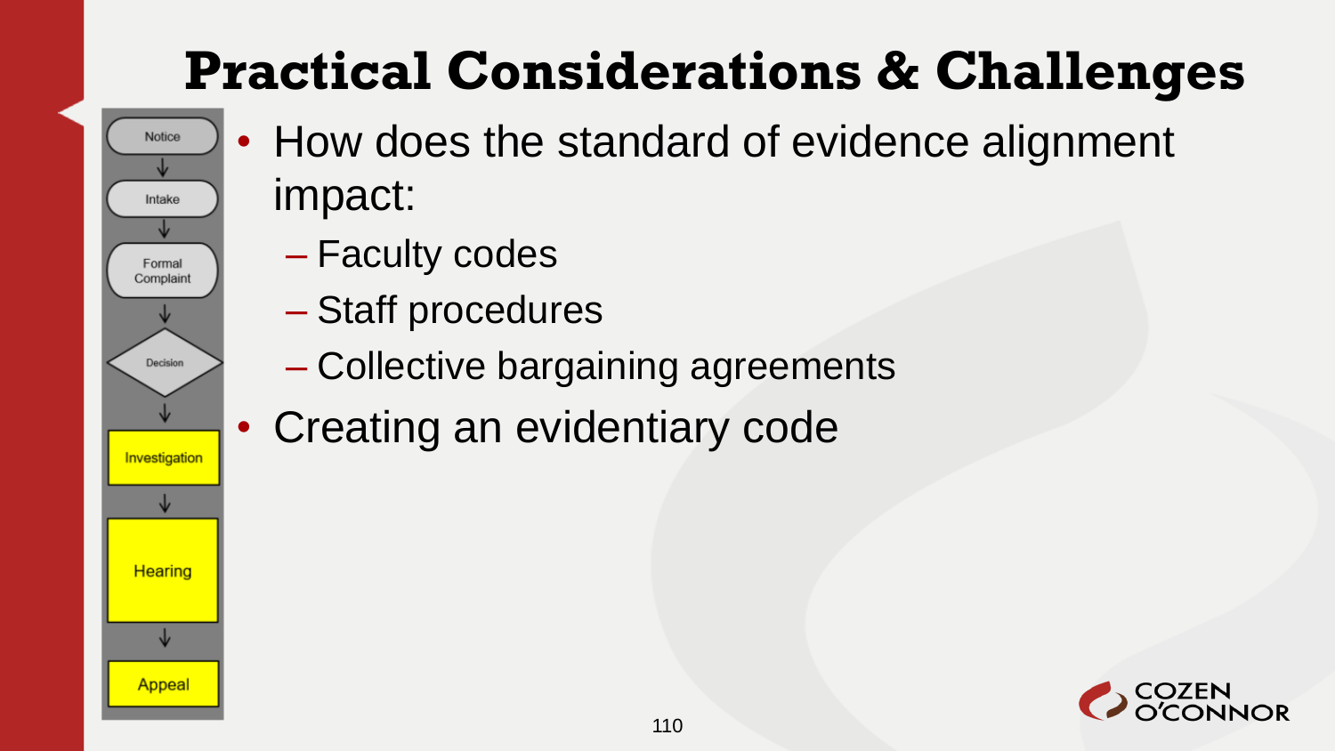# Practical Considerations & Challenges

- Notice
- Intake
- Formal Complaint
- Decision
- Investigation
- Hearing
- Appeal

- How does the standard of evidence alignment impact:
  - Faculty codes
  - Staff procedures
  - Collective bargaining agreements
- Creating an evidentiary code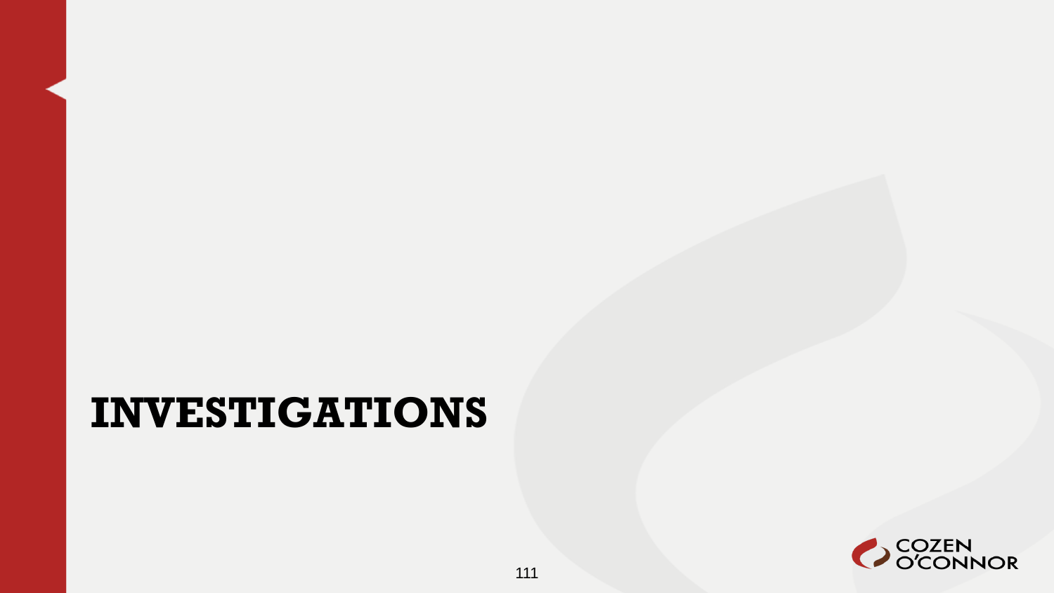# INVESTIGATIONS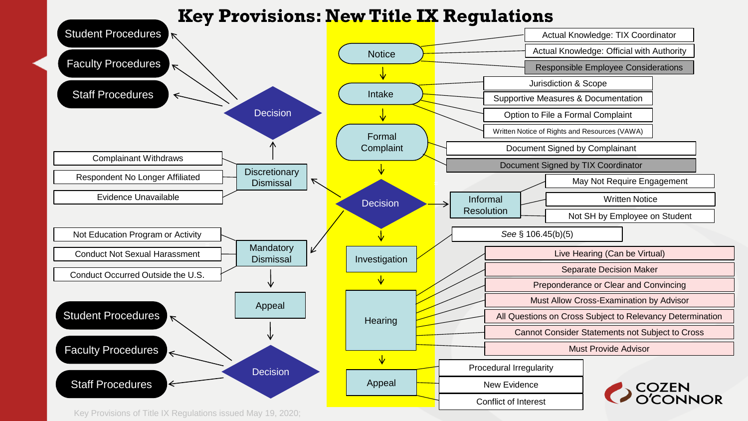# Key Provisions: New Title IX Regulations

**Notice**
- Actual Knowledge: TIX Coordinator
- Actual Knowledge: Official with Authority
- Responsible Employee Considerations

**Intake**
- Jurisdiction & Scope
- Supportive Measures & Documentation
- Option to File a Formal Complaint
- Written Notice of Rights and Resources (VAWA)

**Formal Complaint**
- Document Signed by Complainant
- Document Signed by TIX Coordinator

**Decision**

- **Informal Resolution**
  - May Not Require Engagement
  - Written Notice
  - Not SH by Employee on Student
- **Discretionary Dismissal**
  - Complainant Withdraws
  - Respondent No Longer Affiliated
  - Evidence Unavailable
  - → Decision → Student Procedures / Faculty Procedures / Staff Procedures
- **Mandatory Dismissal**
  - Not Education Program or Activity
  - Conduct Not Sexual Harassment
  - Conduct Occurred Outside the U.S.
  - → Appeal → Decision → Student Procedures / Faculty Procedures / Staff Procedures

**Investigation**
- *See* § 106.45(b)(5)

**Hearing**
- Live Hearing (Can be Virtual)
- Separate Decision Maker
- Preponderance or Clear and Convincing
- Must Allow Cross-Examination by Advisor
- All Questions on Cross Subject to Relevancy Determination
- Cannot Consider Statements not Subject to Cross
- Must Provide Advisor

**Appeal**
- Procedural Irregularity
- New Evidence
- Conflict of Interest

Key Provisions of Title IX Regulations issued May 19, 2020;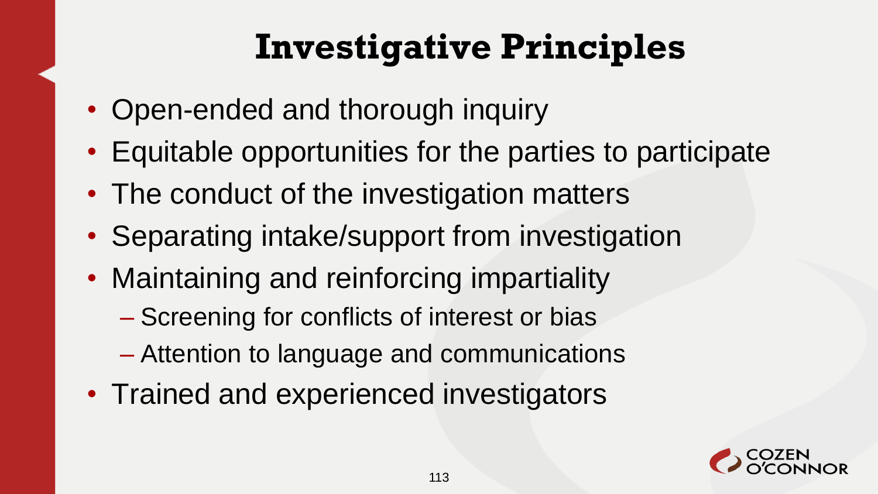# Investigative Principles

- Open-ended and thorough inquiry
- Equitable opportunities for the parties to participate
- The conduct of the investigation matters
- Separating intake/support from investigation
- Maintaining and reinforcing impartiality
  - Screening for conflicts of interest or bias
  - Attention to language and communications
- Trained and experienced investigators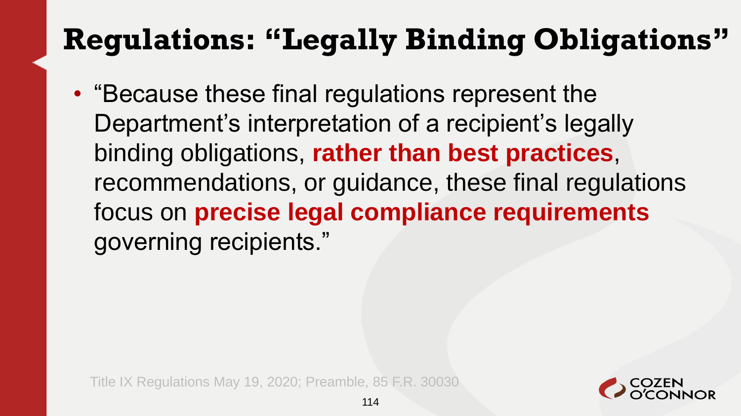# Regulations: "Legally Binding Obligations"

- "Because these final regulations represent the Department's interpretation of a recipient's legally binding obligations, **rather than best practices**, recommendations, or guidance, these final regulations focus on **precise legal compliance requirements** governing recipients."

Title IX Regulations May 19, 2020; Preamble, 85 F.R. 30030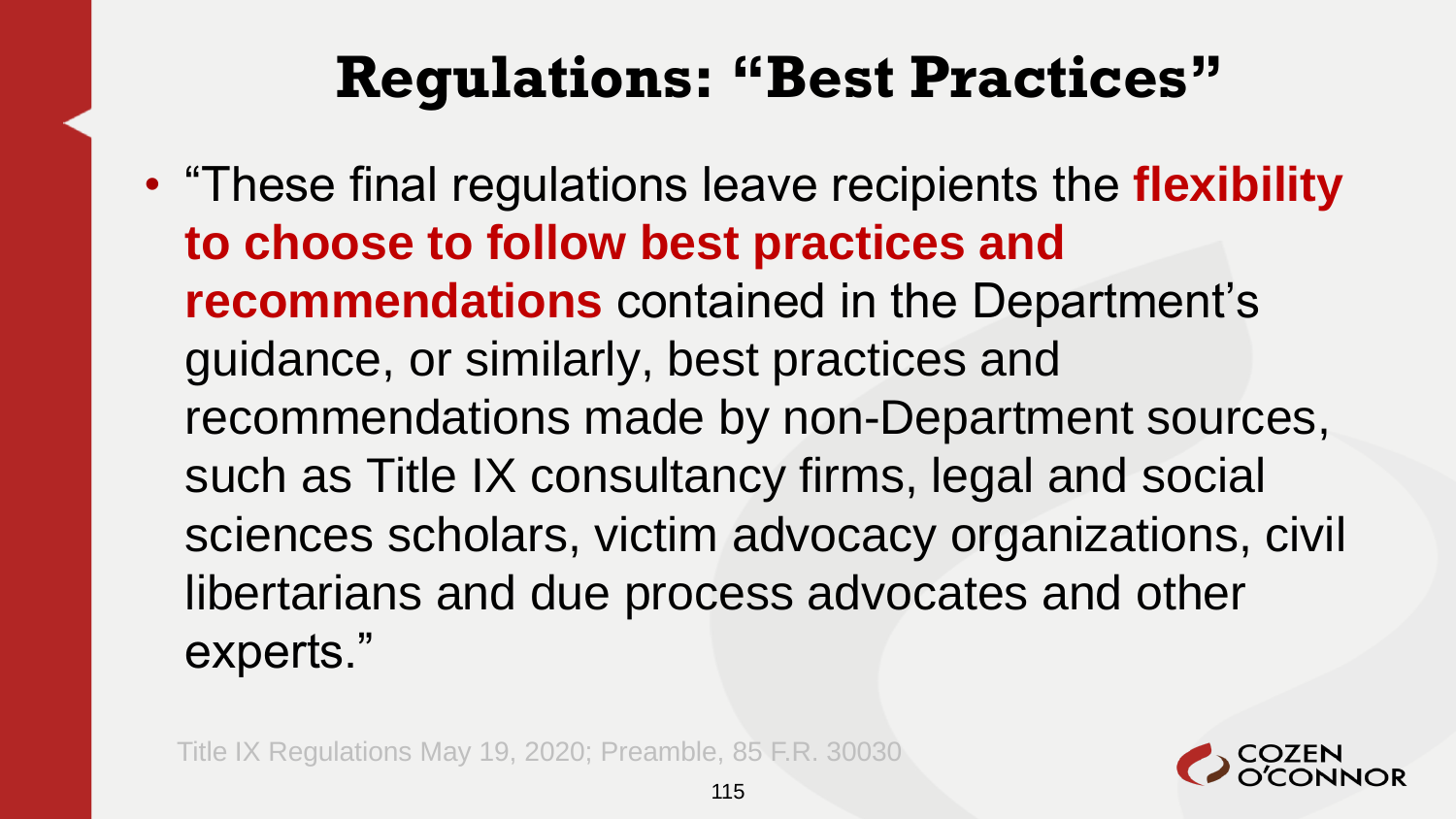# Regulations: "Best Practices"

- "These final regulations leave recipients the **flexibility to choose to follow best practices and recommendations** contained in the Department's guidance, or similarly, best practices and recommendations made by non-Department sources, such as Title IX consultancy firms, legal and social sciences scholars, victim advocacy organizations, civil libertarians and due process advocates and other experts."

Title IX Regulations May 19, 2020; Preamble, 85 F.R. 30030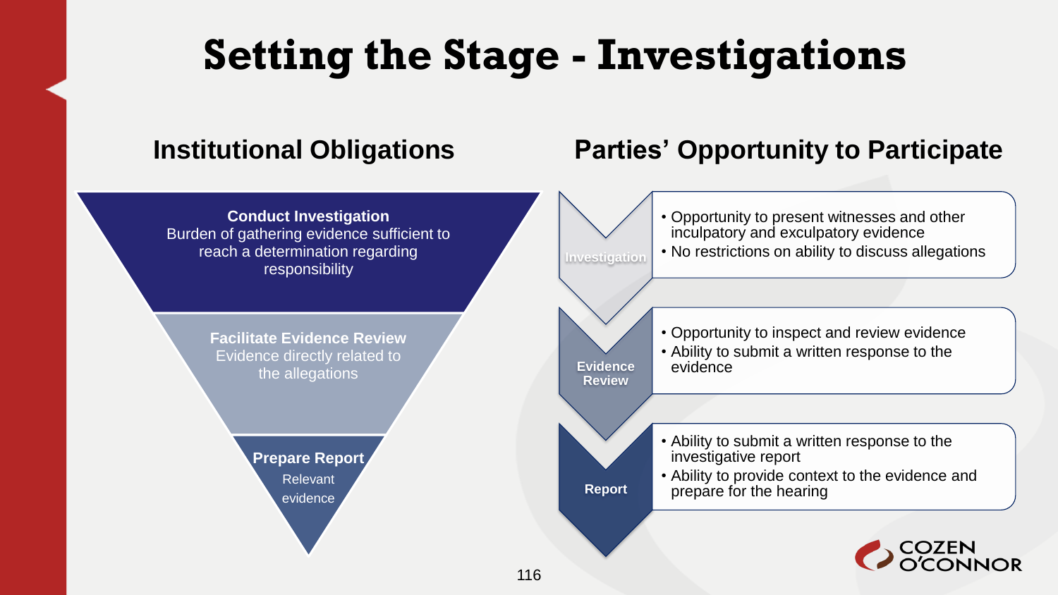# Setting the Stage - Investigations

## Institutional Obligations

**Conduct Investigation**
Burden of gathering evidence sufficient to reach a determination regarding responsibility

**Facilitate Evidence Review**
Evidence directly related to the allegations

**Prepare Report**
Relevant evidence

## Parties' Opportunity to Participate

**Investigation**

- Opportunity to present witnesses and other inculpatory and exculpatory evidence
- No restrictions on ability to discuss allegations

**Evidence Review**

- Opportunity to inspect and review evidence
- Ability to submit a written response to the evidence

**Report**

- Ability to submit a written response to the investigative report
- Ability to provide context to the evidence and prepare for the hearing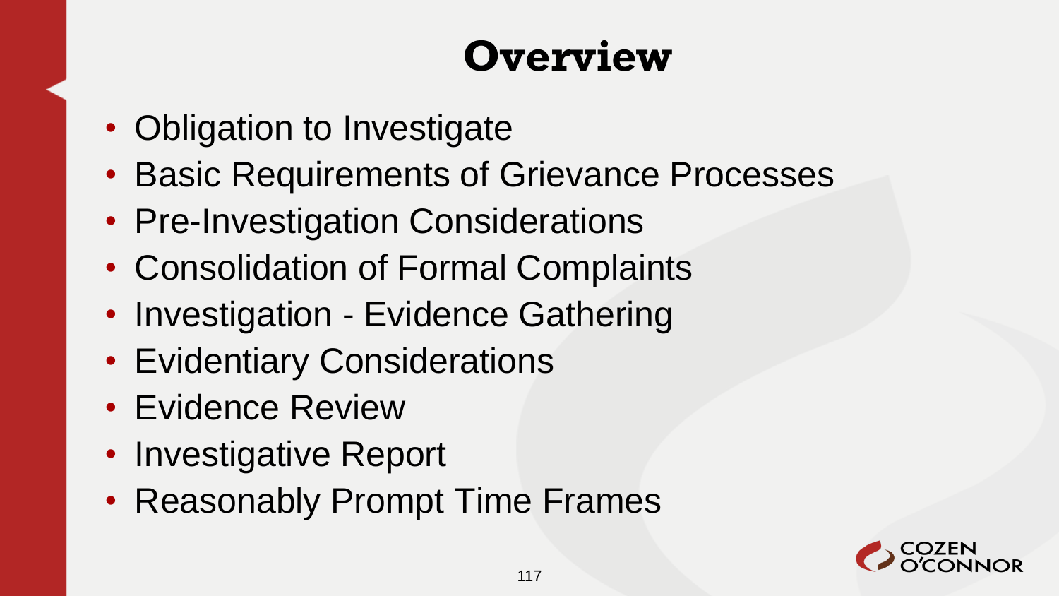# Overview

- Obligation to Investigate
- Basic Requirements of Grievance Processes
- Pre-Investigation Considerations
- Consolidation of Formal Complaints
- Investigation - Evidence Gathering
- Evidentiary Considerations
- Evidence Review
- Investigative Report
- Reasonably Prompt Time Frames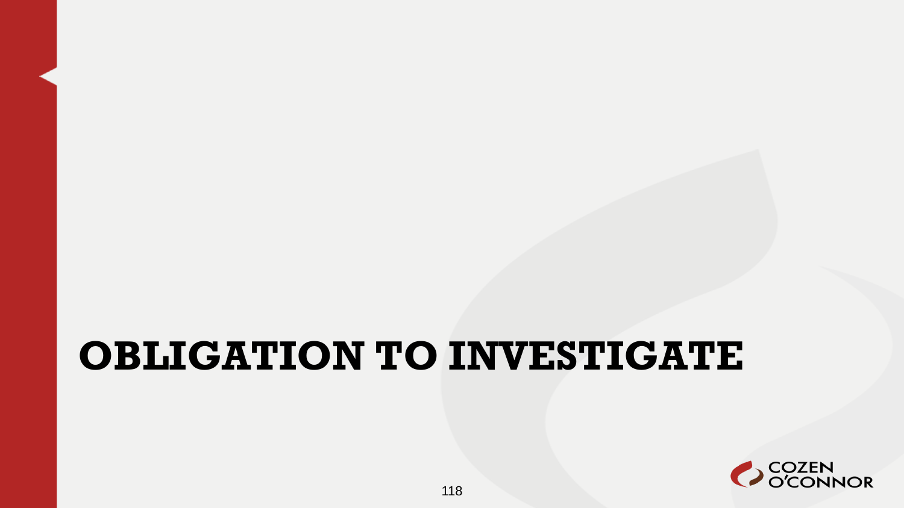# OBLIGATION TO INVESTIGATE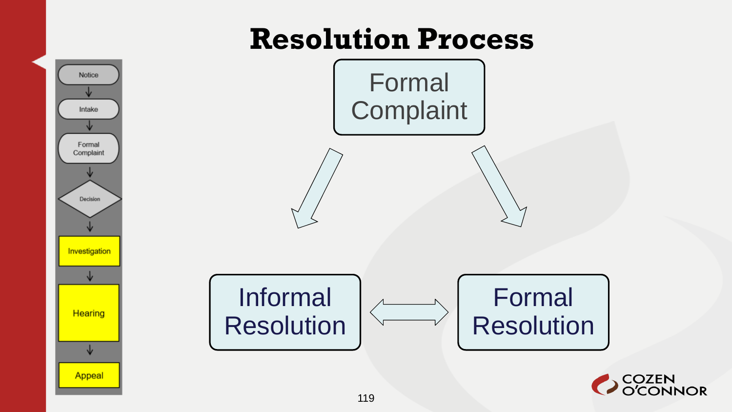# Resolution Process

- Notice
- Intake
- Formal Complaint
- Decision
- Investigation
- Hearing
- Appeal

Formal Complaint

Informal Resolution

Formal Resolution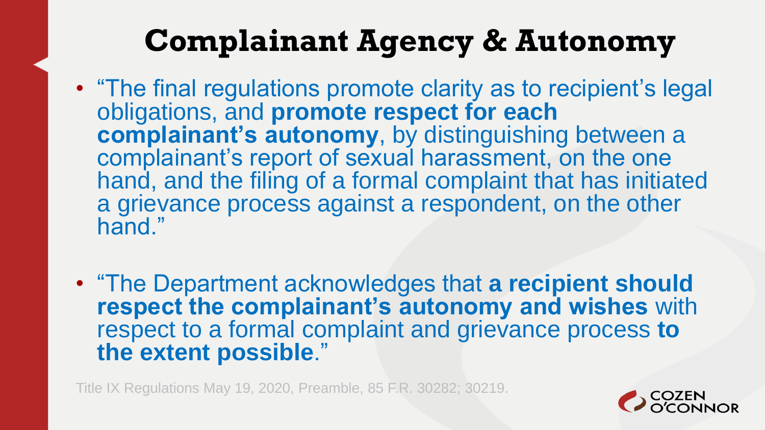# Complainant Agency & Autonomy

- "The final regulations promote clarity as to recipient's legal obligations, and **promote respect for each complainant's autonomy**, by distinguishing between a complainant's report of sexual harassment, on the one hand, and the filing of a formal complaint that has initiated a grievance process against a respondent, on the other hand."

- "The Department acknowledges that **a recipient should respect the complainant's autonomy and wishes** with respect to a formal complaint and grievance process **to the extent possible**."

Title IX Regulations May 19, 2020, Preamble, 85 F.R. 30282; 30219.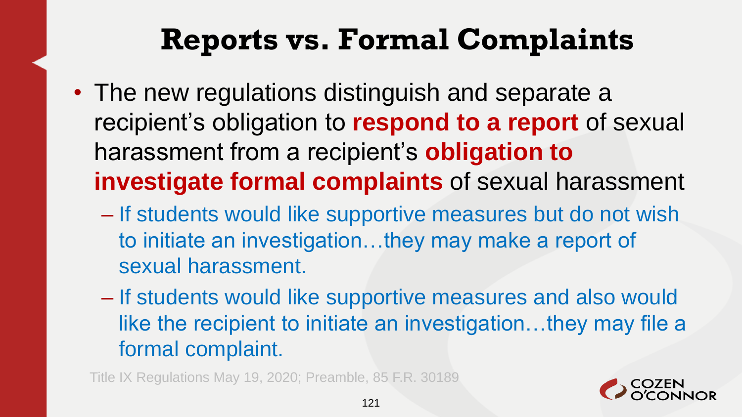# Reports vs. Formal Complaints

- The new regulations distinguish and separate a recipient's obligation to **respond to a report** of sexual harassment from a recipient's **obligation to investigate formal complaints** of sexual harassment
  - If students would like supportive measures but do not wish to initiate an investigation…they may make a report of sexual harassment.
  - If students would like supportive measures and also would like the recipient to initiate an investigation…they may file a formal complaint.

Title IX Regulations May 19, 2020; Preamble, 85 F.R. 30189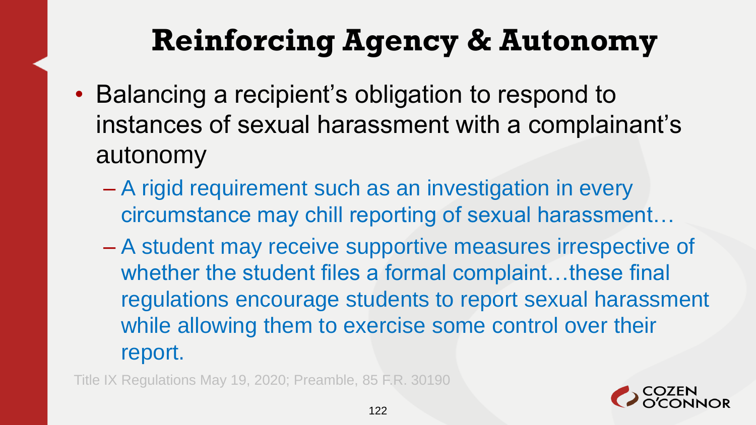# Reinforcing Agency & Autonomy

- Balancing a recipient's obligation to respond to instances of sexual harassment with a complainant's autonomy
  - A rigid requirement such as an investigation in every circumstance may chill reporting of sexual harassment…
  - A student may receive supportive measures irrespective of whether the student files a formal complaint…these final regulations encourage students to report sexual harassment while allowing them to exercise some control over their report.

Title IX Regulations May 19, 2020; Preamble, 85 F.R. 30190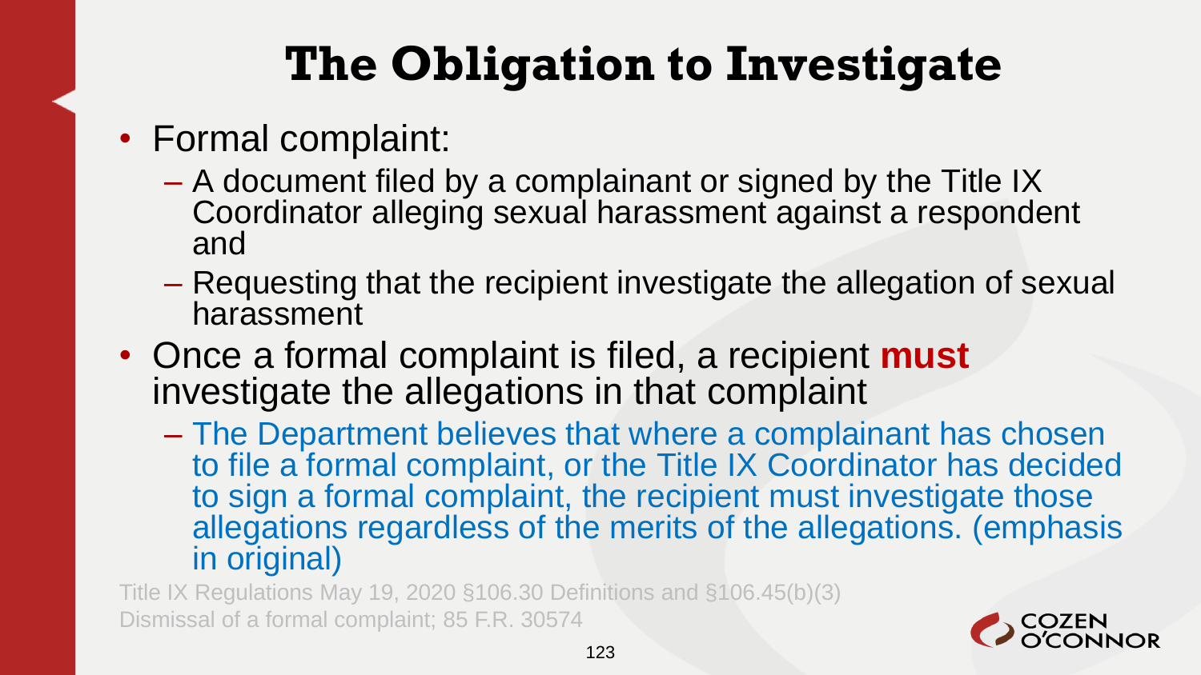# The Obligation to Investigate

- Formal complaint:
  - A document filed by a complainant or signed by the Title IX Coordinator alleging sexual harassment against a respondent and
  - Requesting that the recipient investigate the allegation of sexual harassment
- Once a formal complaint is filed, a recipient **must** investigate the allegations in that complaint
  - The Department believes that where a complainant has chosen to file a formal complaint, or the Title IX Coordinator has decided to sign a formal complaint, the recipient must investigate those allegations regardless of the merits of the allegations. (emphasis in original)

Title IX Regulations May 19, 2020 §106.30 Definitions and §106.45(b)(3) Dismissal of a formal complaint; 85 F.R. 30574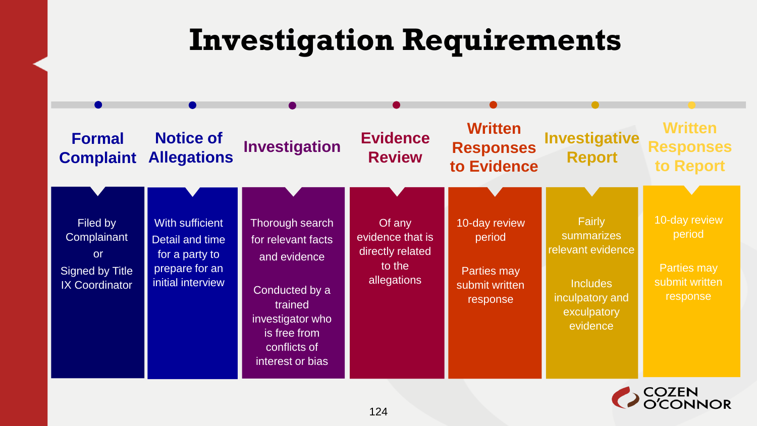# Investigation Requirements

### Formal Complaint

Filed by Complainant

or

Signed by Title IX Coordinator

### Notice of Allegations

With sufficient Detail and time for a party to prepare for an initial interview

### Investigation

Thorough search for relevant facts and evidence

Conducted by a trained investigator who is free from conflicts of interest or bias

### Evidence Review

Of any evidence that is directly related to the allegations

### Written Responses to Evidence

10-day review period

Parties may submit written response

### Investigative Report

Fairly summarizes relevant evidence

Includes inculpatory and exculpatory evidence

### Written Responses to Report

10-day review period

Parties may submit written response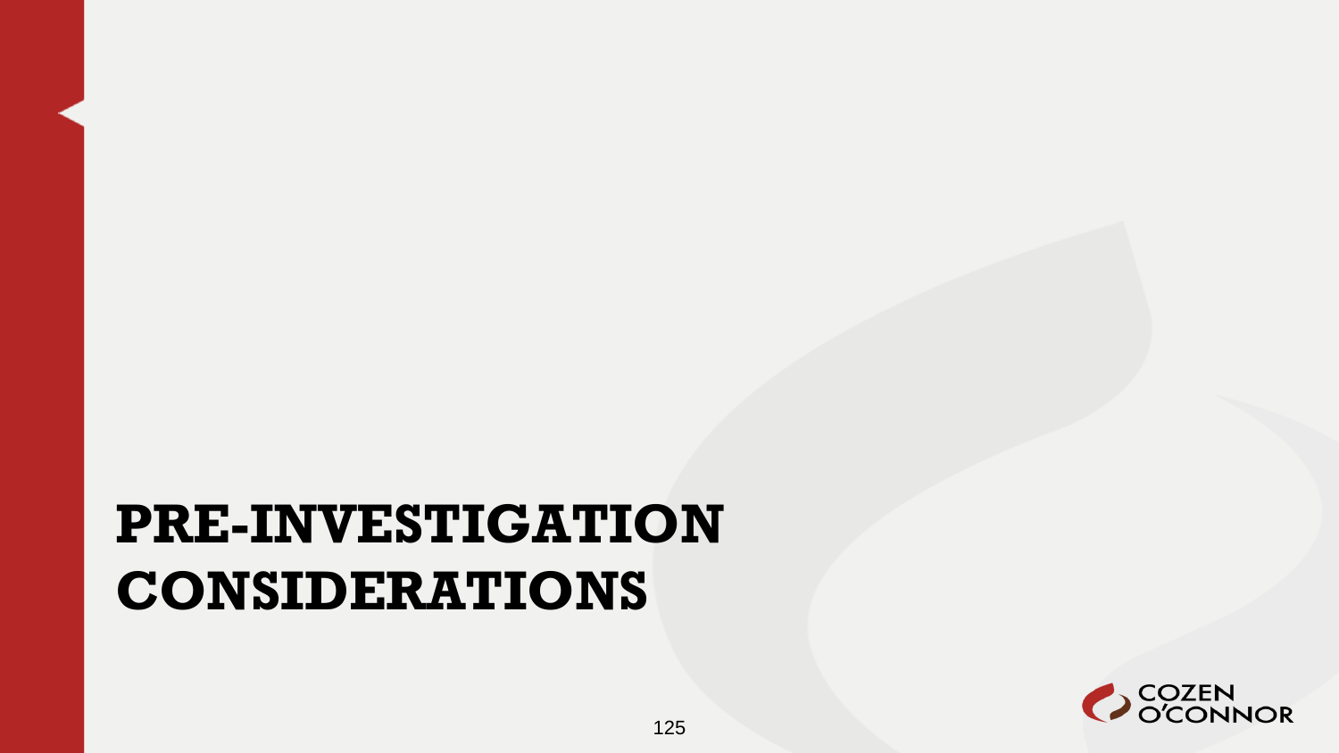# PRE-INVESTIGATION CONSIDERATIONS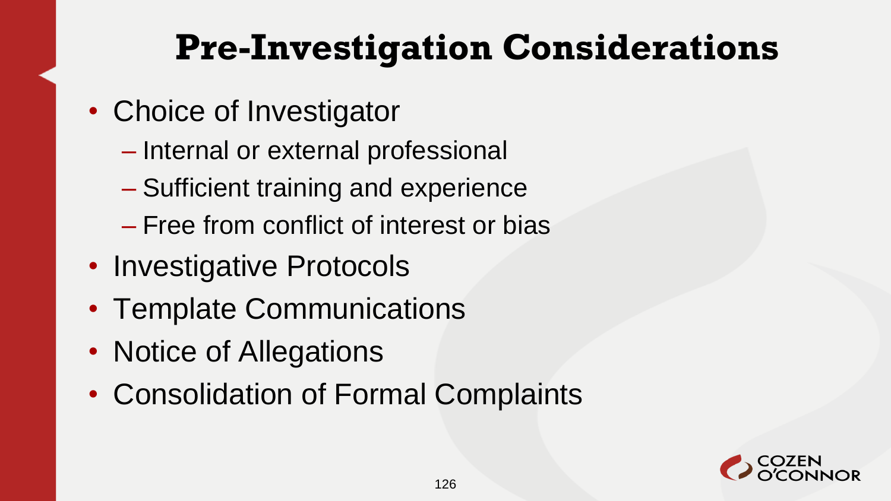# Pre-Investigation Considerations

- Choice of Investigator
  - Internal or external professional
  - Sufficient training and experience
  - Free from conflict of interest or bias
- Investigative Protocols
- Template Communications
- Notice of Allegations
- Consolidation of Formal Complaints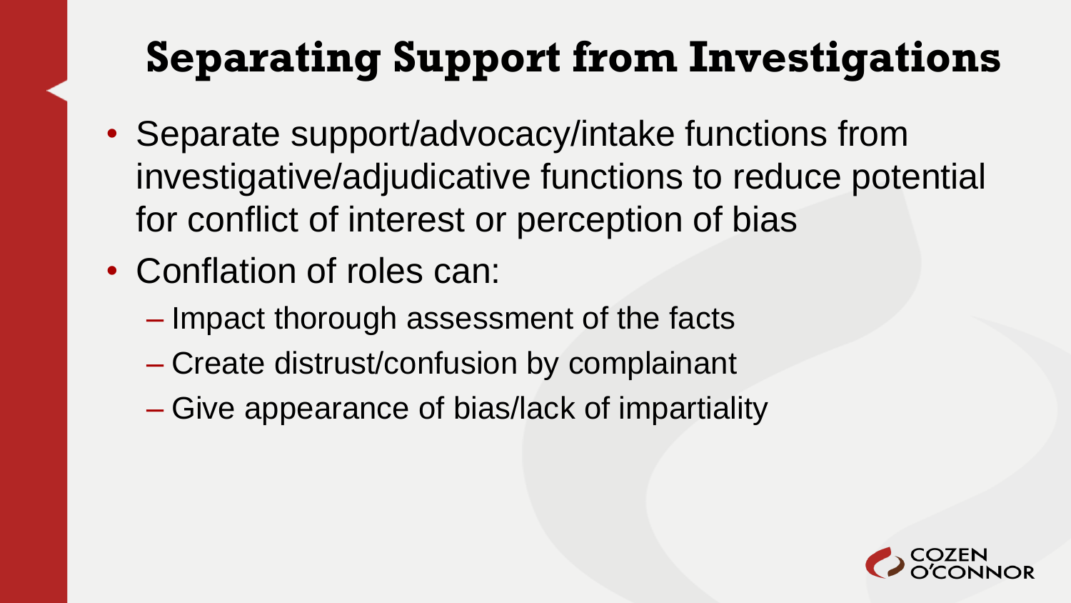# Separating Support from Investigations

- Separate support/advocacy/intake functions from investigative/adjudicative functions to reduce potential for conflict of interest or perception of bias
- Conflation of roles can:
  - Impact thorough assessment of the facts
  - Create distrust/confusion by complainant
  - Give appearance of bias/lack of impartiality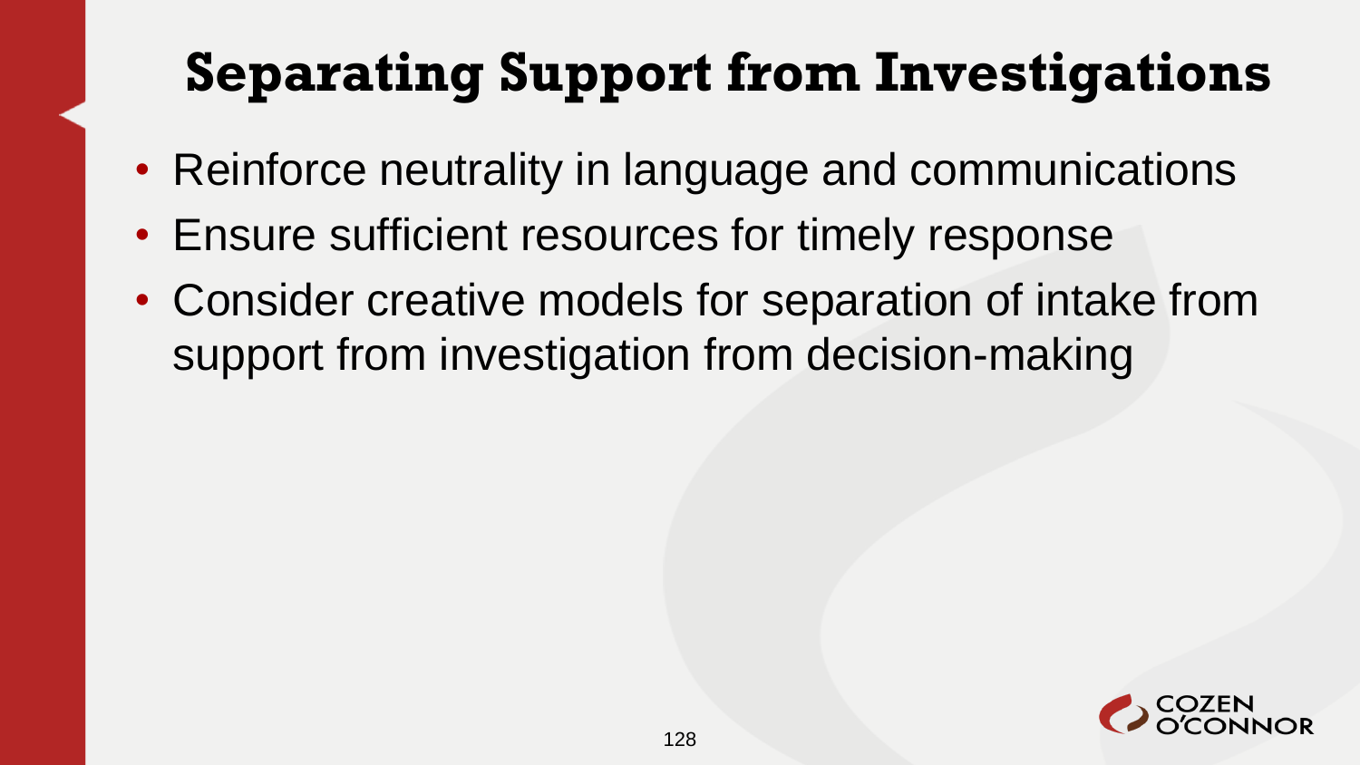# Separating Support from Investigations

- Reinforce neutrality in language and communications
- Ensure sufficient resources for timely response
- Consider creative models for separation of intake from support from investigation from decision-making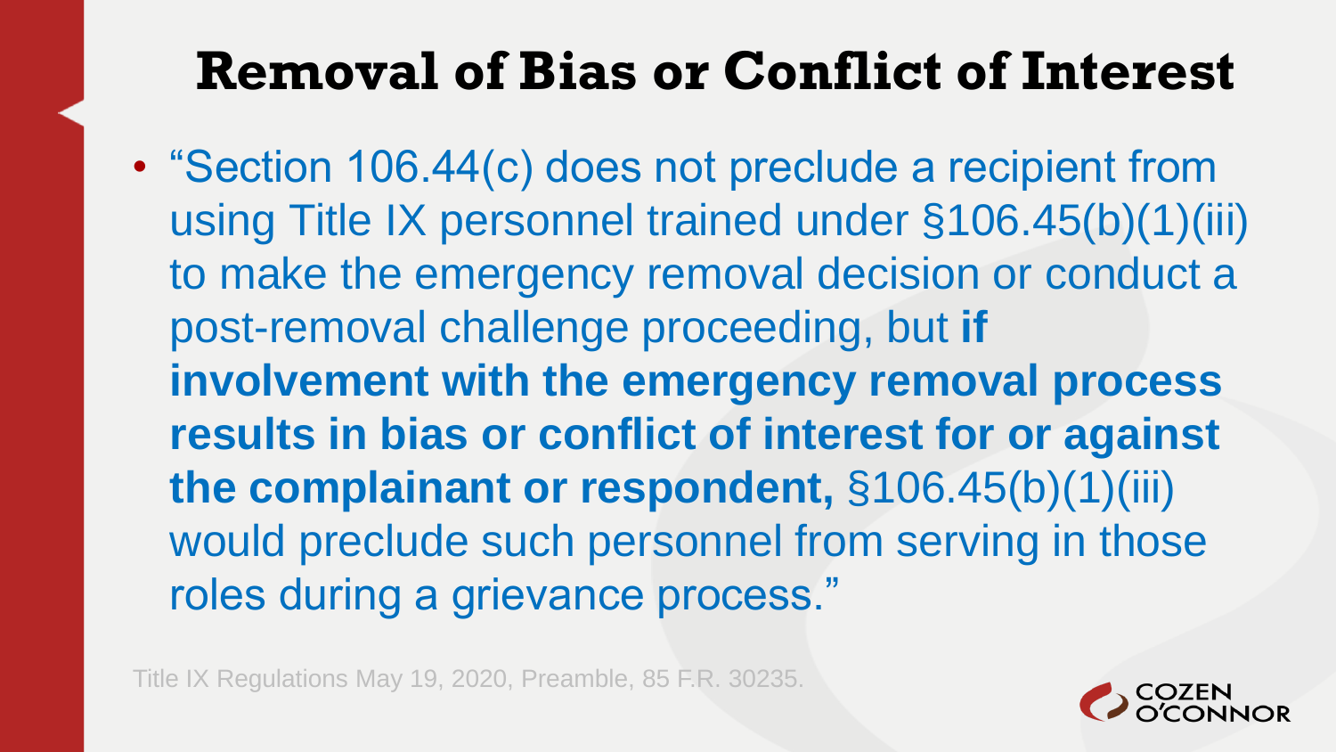# Removal of Bias or Conflict of Interest

- "Section 106.44(c) does not preclude a recipient from using Title IX personnel trained under §106.45(b)(1)(iii) to make the emergency removal decision or conduct a post-removal challenge proceeding, but **if involvement with the emergency removal process results in bias or conflict of interest for or against the complainant or respondent,** §106.45(b)(1)(iii) would preclude such personnel from serving in those roles during a grievance process."

Title IX Regulations May 19, 2020, Preamble, 85 F.R. 30235.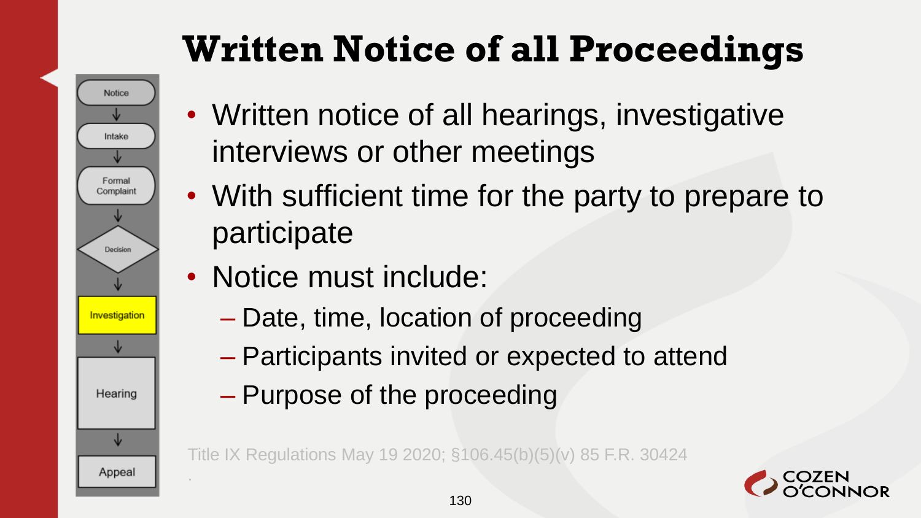# Written Notice of all Proceedings

- Notice
- Intake
- Formal Complaint
- Decision
- Investigation
- Hearing
- Appeal

- Written notice of all hearings, investigative interviews or other meetings
- With sufficient time for the party to prepare to participate
- Notice must include:
  - Date, time, location of proceeding
  - Participants invited or expected to attend
  - Purpose of the proceeding

Title IX Regulations May 19 2020; §106.45(b)(5)(v) 85 F.R. 30424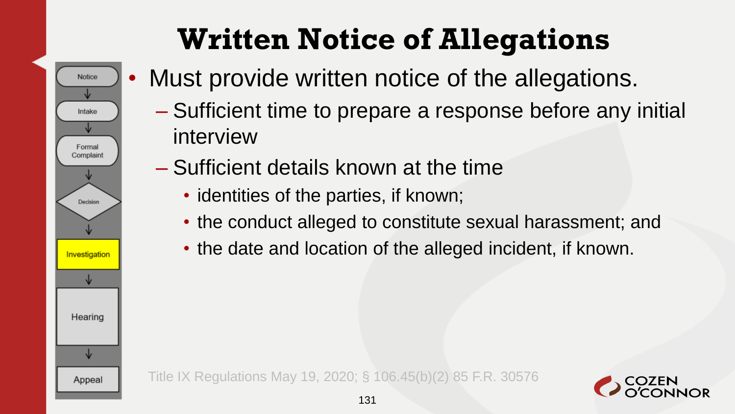# Written Notice of Allegations

Notice → Intake → Formal Complaint → Decision → Investigation → Hearing → Appeal

- Must provide written notice of the allegations.
  - Sufficient time to prepare a response before any initial interview
  - Sufficient details known at the time
    - identities of the parties, if known;
    - the conduct alleged to constitute sexual harassment; and
    - the date and location of the alleged incident, if known.

Title IX Regulations May 19, 2020; § 106.45(b)(2) 85 F.R. 30576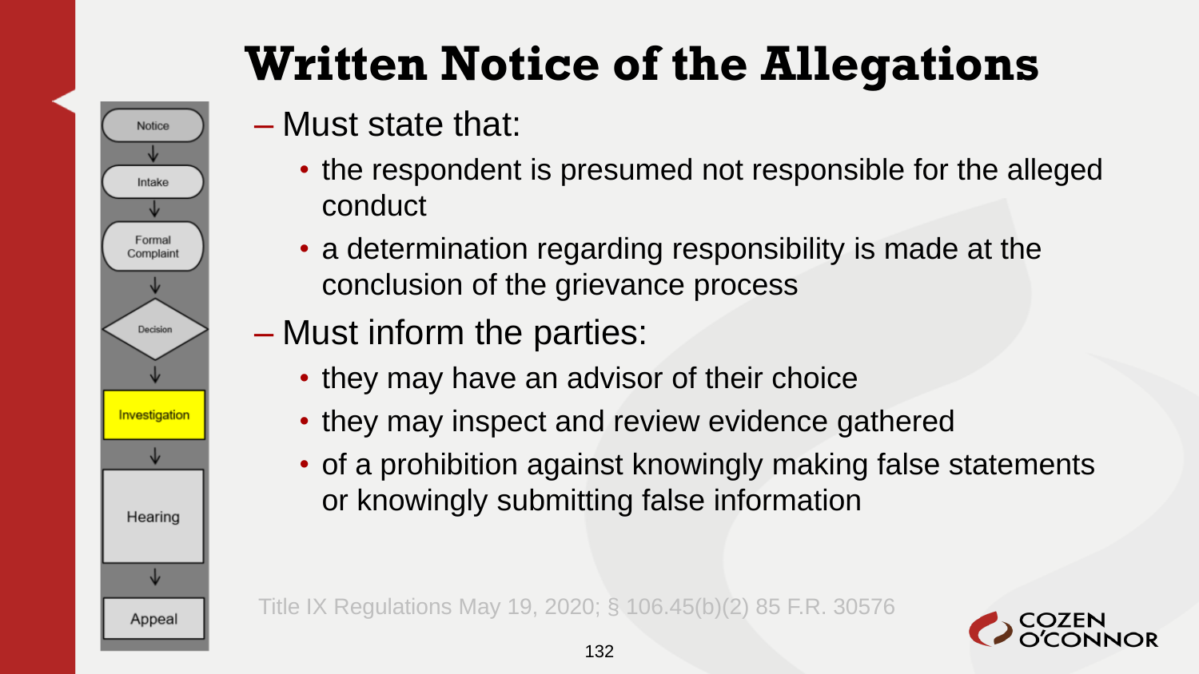# Written Notice of the Allegations

- Must state that:
  - the respondent is presumed not responsible for the alleged conduct
  - a determination regarding responsibility is made at the conclusion of the grievance process
- Must inform the parties:
  - they may have an advisor of their choice
  - they may inspect and review evidence gathered
  - of a prohibition against knowingly making false statements or knowingly submitting false information

Notice → Intake → Formal Complaint → Decision → **Investigation** → Hearing → Appeal

Title IX Regulations May 19, 2020; § 106.45(b)(2) 85 F.R. 30576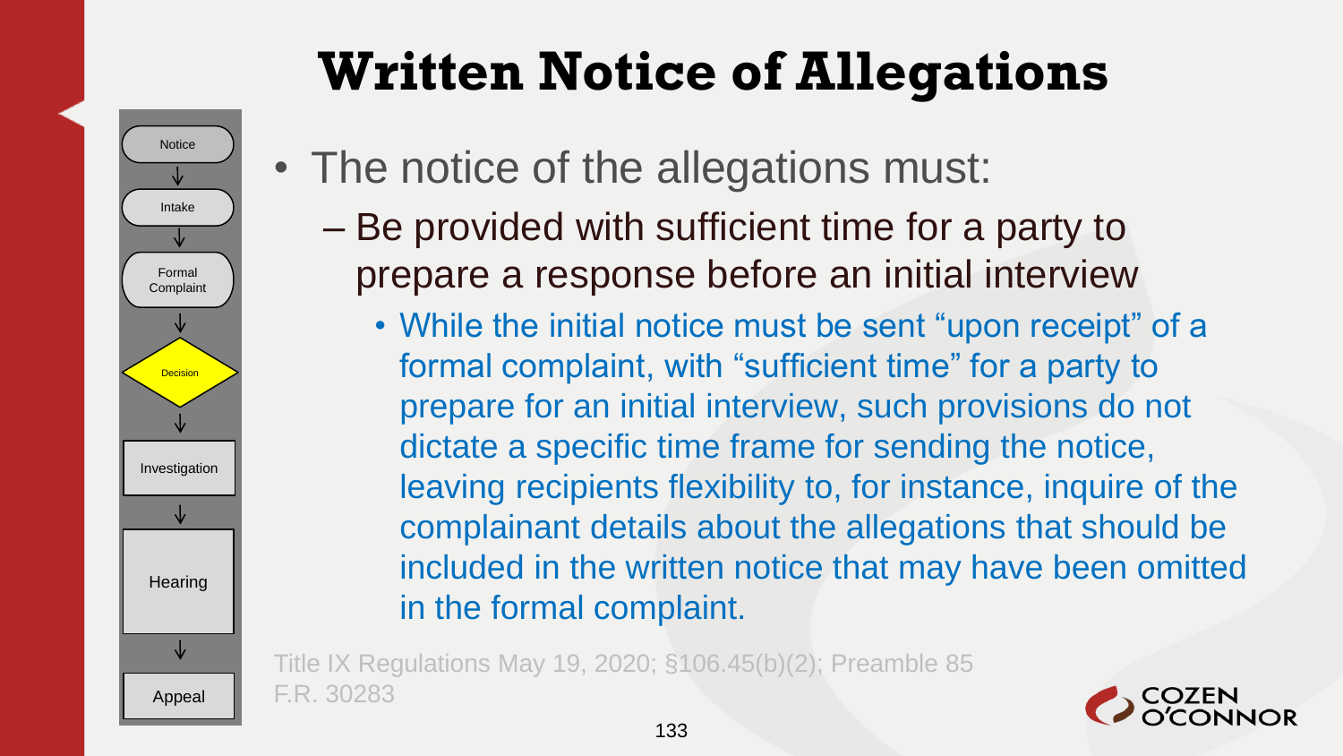# Written Notice of Allegations

- Notice
- Intake
- Formal Complaint
- Decision
- Investigation
- Hearing
- Appeal

- The notice of the allegations must:
  - Be provided with sufficient time for a party to prepare a response before an initial interview
    - While the initial notice must be sent "upon receipt" of a formal complaint, with "sufficient time" for a party to prepare for an initial interview, such provisions do not dictate a specific time frame for sending the notice, leaving recipients flexibility to, for instance, inquire of the complainant details about the allegations that should be included in the written notice that may have been omitted in the formal complaint.

Title IX Regulations May 19, 2020; §106.45(b)(2); Preamble 85 F.R. 30283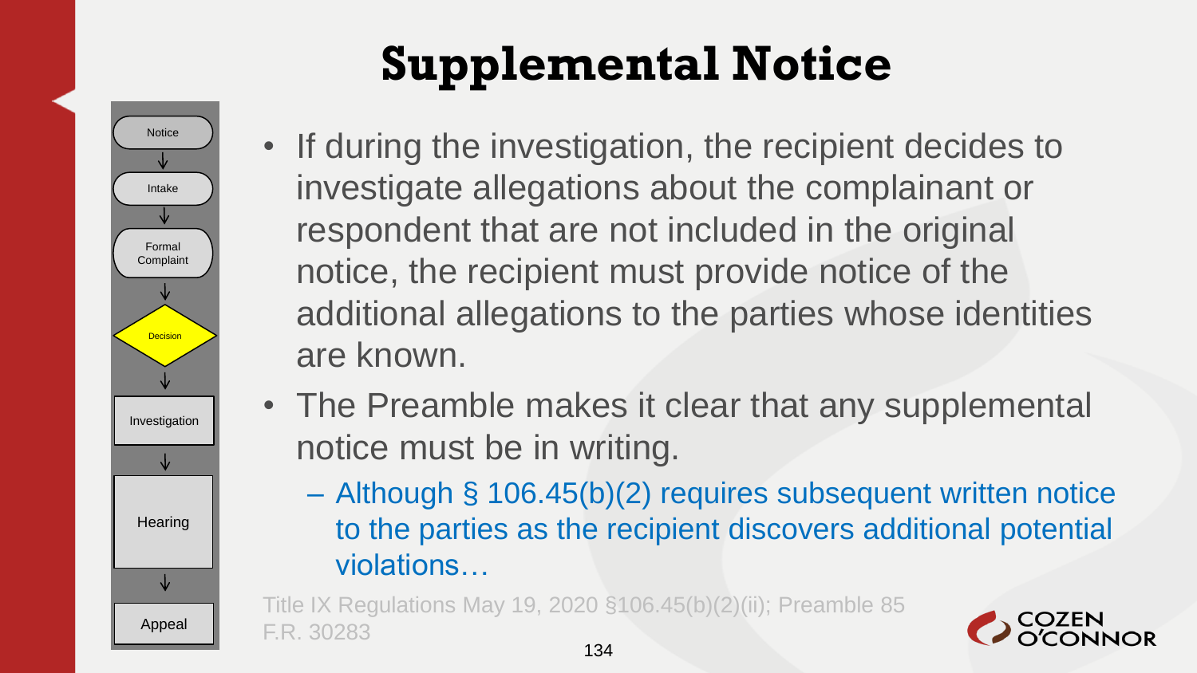# Supplemental Notice

Notice → Intake → Formal Complaint → Decision → Investigation → Hearing → Appeal

- If during the investigation, the recipient decides to investigate allegations about the complainant or respondent that are not included in the original notice, the recipient must provide notice of the additional allegations to the parties whose identities are known.
- The Preamble makes it clear that any supplemental notice must be in writing.
  - Although § 106.45(b)(2) requires subsequent written notice to the parties as the recipient discovers additional potential violations…

Title IX Regulations May 19, 2020 §106.45(b)(2)(ii); Preamble 85 F.R. 30283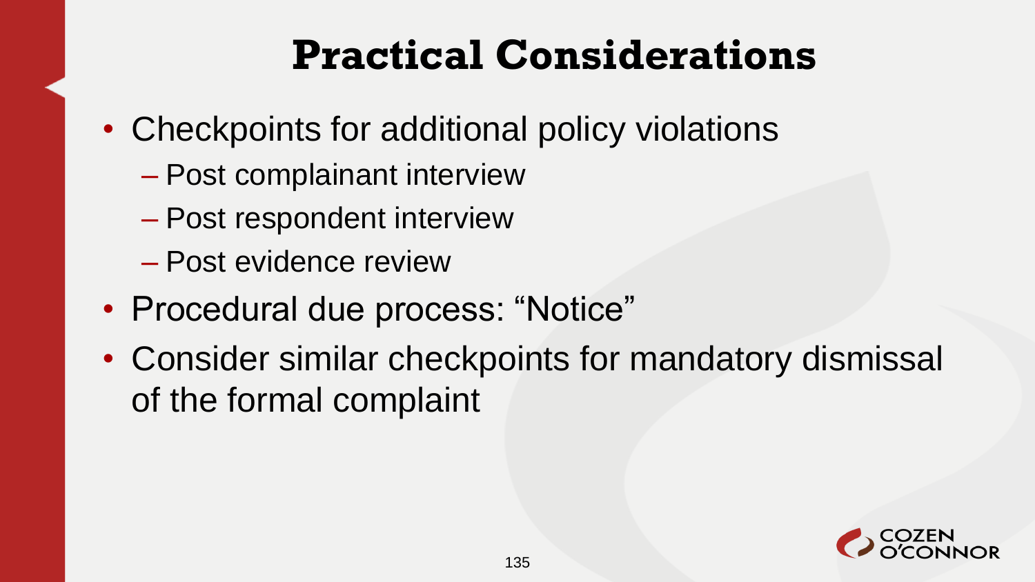# Practical Considerations

- Checkpoints for additional policy violations
  - Post complainant interview
  - Post respondent interview
  - Post evidence review
- Procedural due process: “Notice”
- Consider similar checkpoints for mandatory dismissal of the formal complaint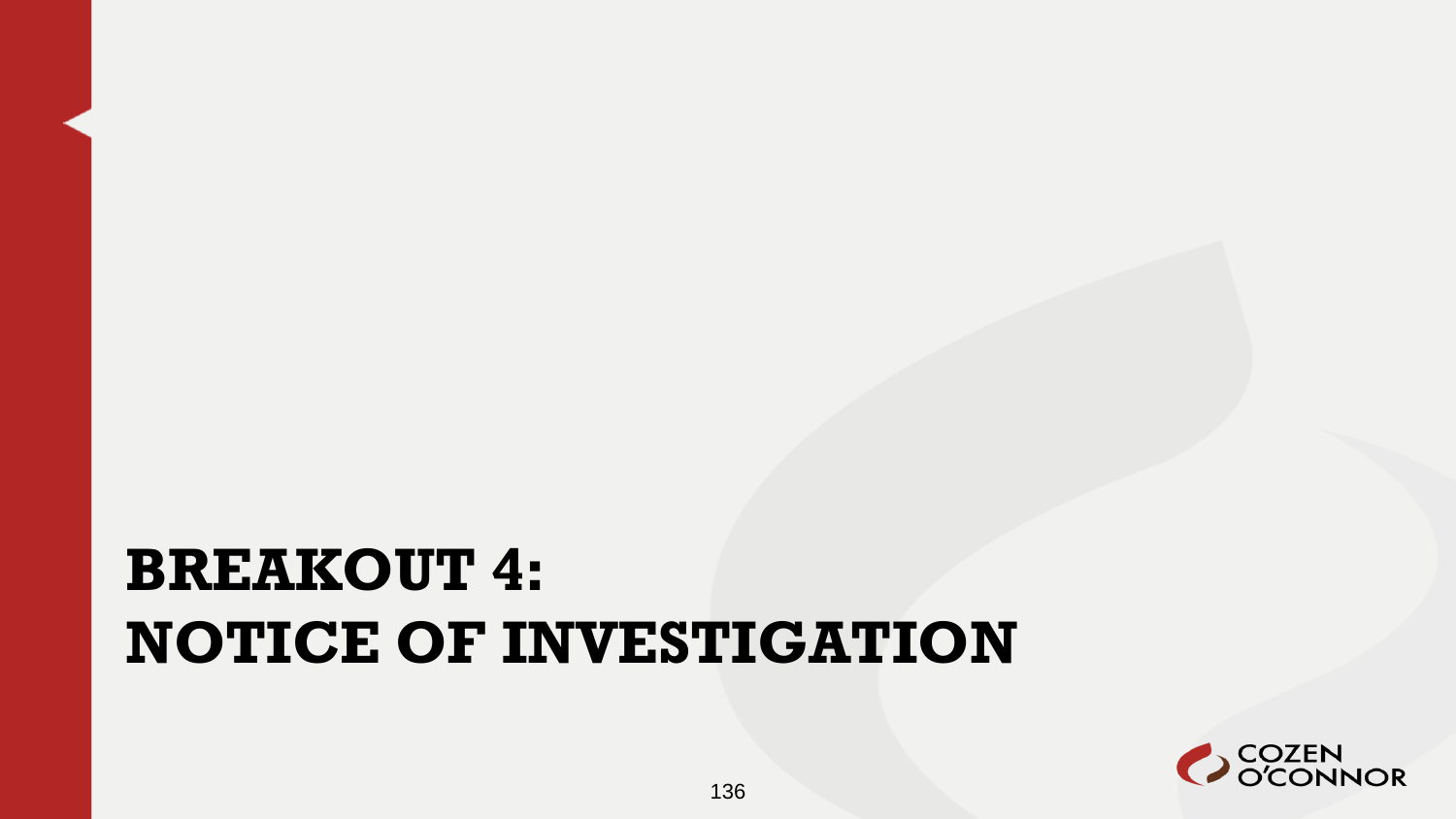# BREAKOUT 4:
# NOTICE OF INVESTIGATION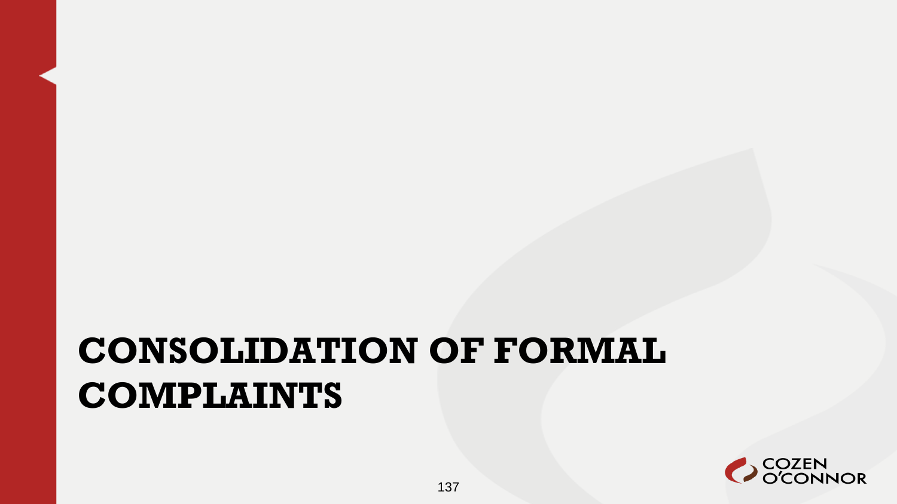# CONSOLIDATION OF FORMAL COMPLAINTS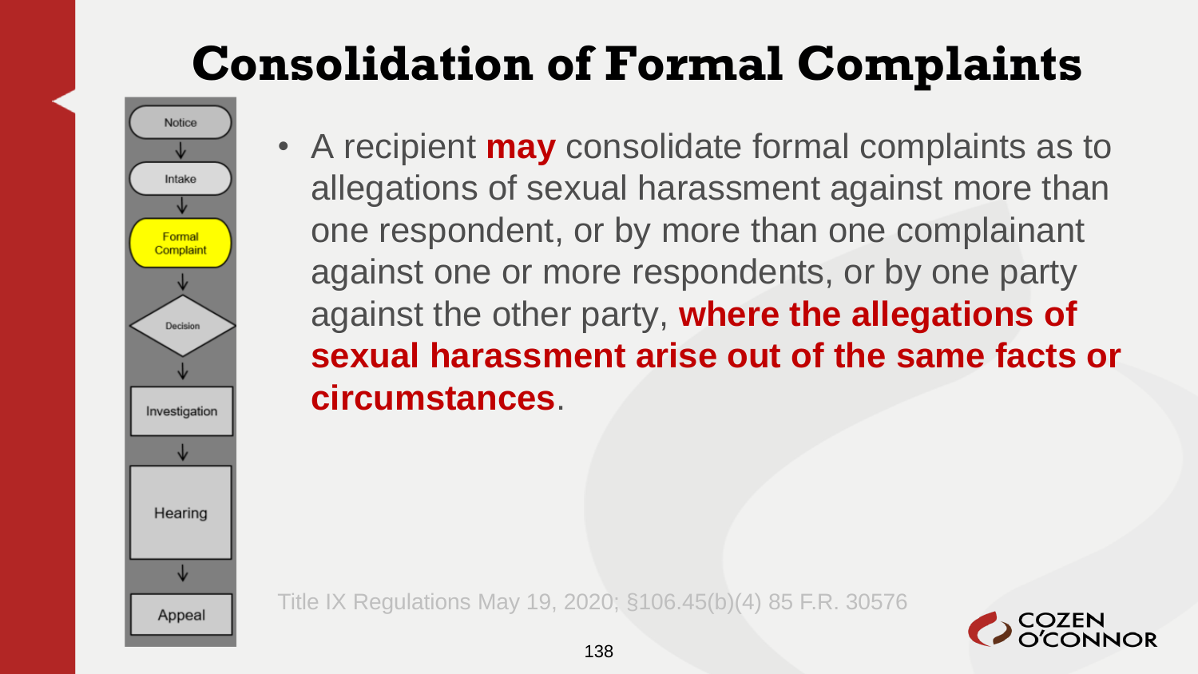# Consolidation of Formal Complaints

Notice → Intake → Formal Complaint → Decision → Investigation → Hearing → Appeal

- A recipient **may** consolidate formal complaints as to allegations of sexual harassment against more than one respondent, or by more than one complainant against one or more respondents, or by one party against the other party, **where the allegations of sexual harassment arise out of the same facts or circumstances**.

Title IX Regulations May 19, 2020; §106.45(b)(4) 85 F.R. 30576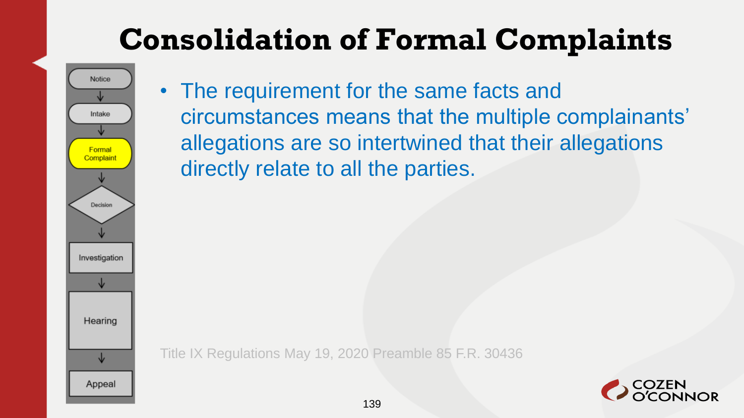# Consolidation of Formal Complaints

Notice → Intake → Formal Complaint → Decision → Investigation → Hearing → Appeal

- The requirement for the same facts and circumstances means that the multiple complainants' allegations are so intertwined that their allegations directly relate to all the parties.

Title IX Regulations May 19, 2020 Preamble 85 F.R. 30436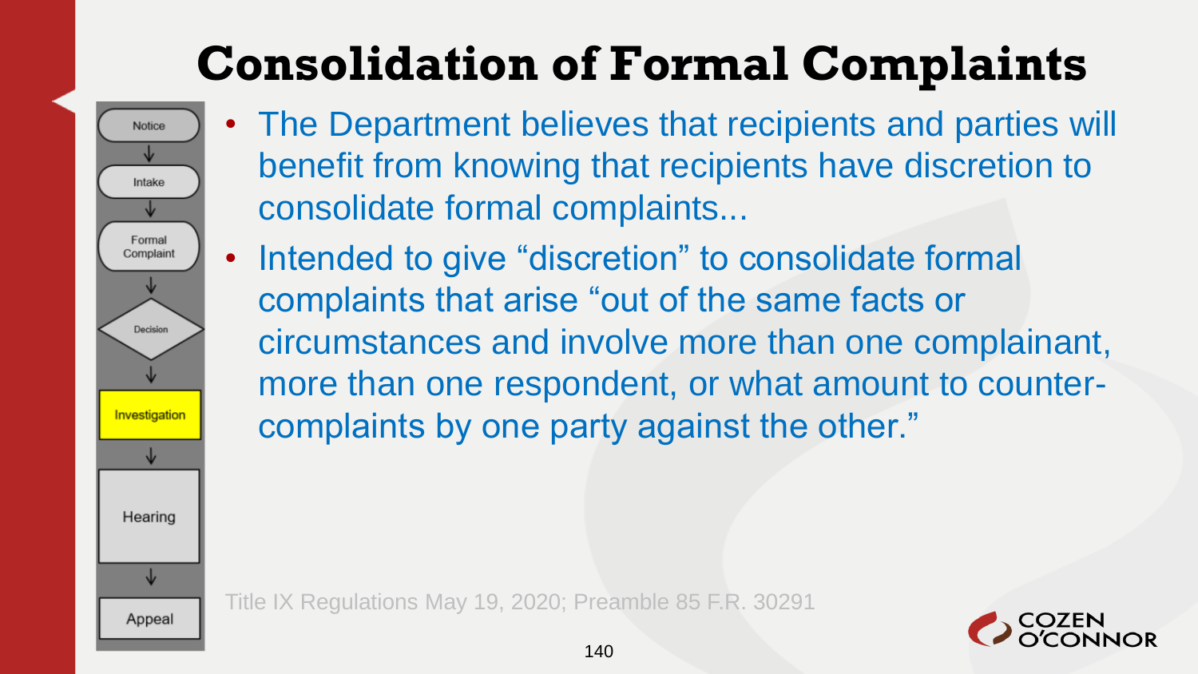# Consolidation of Formal Complaints

Notice → Intake → Formal Complaint → Decision → Investigation → Hearing → Appeal

- The Department believes that recipients and parties will benefit from knowing that recipients have discretion to consolidate formal complaints...
- Intended to give "discretion" to consolidate formal complaints that arise "out of the same facts or circumstances and involve more than one complainant, more than one respondent, or what amount to counter-complaints by one party against the other."

Title IX Regulations May 19, 2020; Preamble 85 F.R. 30291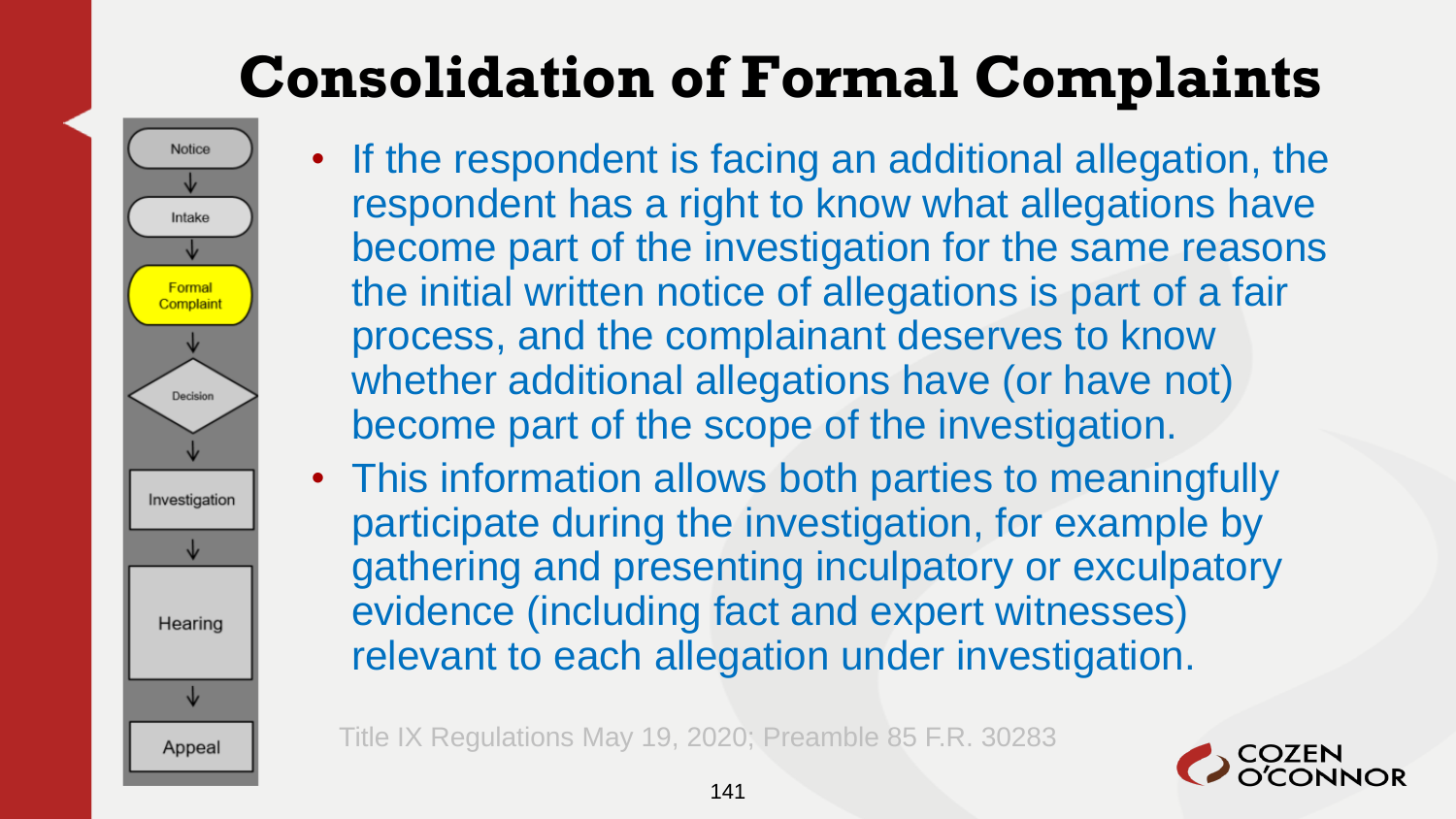# Consolidation of Formal Complaints

Notice → Intake → Formal Complaint → Decision → Investigation → Hearing → Appeal

- If the respondent is facing an additional allegation, the respondent has a right to know what allegations have become part of the investigation for the same reasons the initial written notice of allegations is part of a fair process, and the complainant deserves to know whether additional allegations have (or have not) become part of the scope of the investigation.
- This information allows both parties to meaningfully participate during the investigation, for example by gathering and presenting inculpatory or exculpatory evidence (including fact and expert witnesses) relevant to each allegation under investigation.

Title IX Regulations May 19, 2020; Preamble 85 F.R. 30283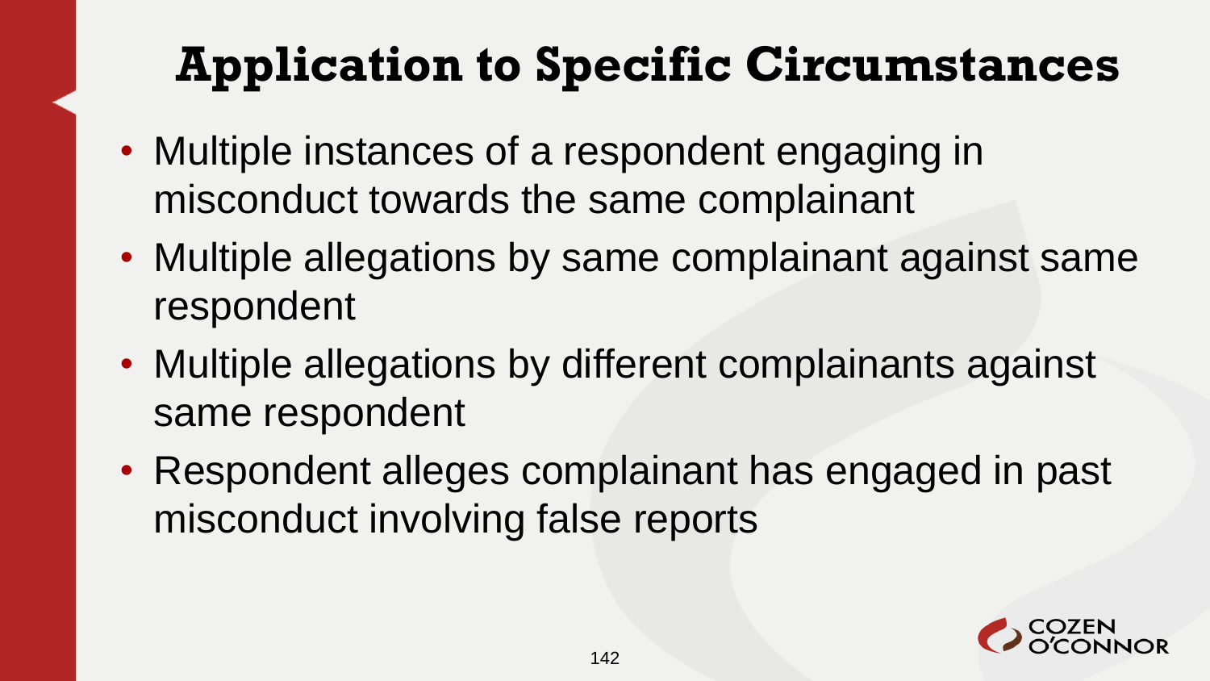# Application to Specific Circumstances

- Multiple instances of a respondent engaging in misconduct towards the same complainant
- Multiple allegations by same complainant against same respondent
- Multiple allegations by different complainants against same respondent
- Respondent alleges complainant has engaged in past misconduct involving false reports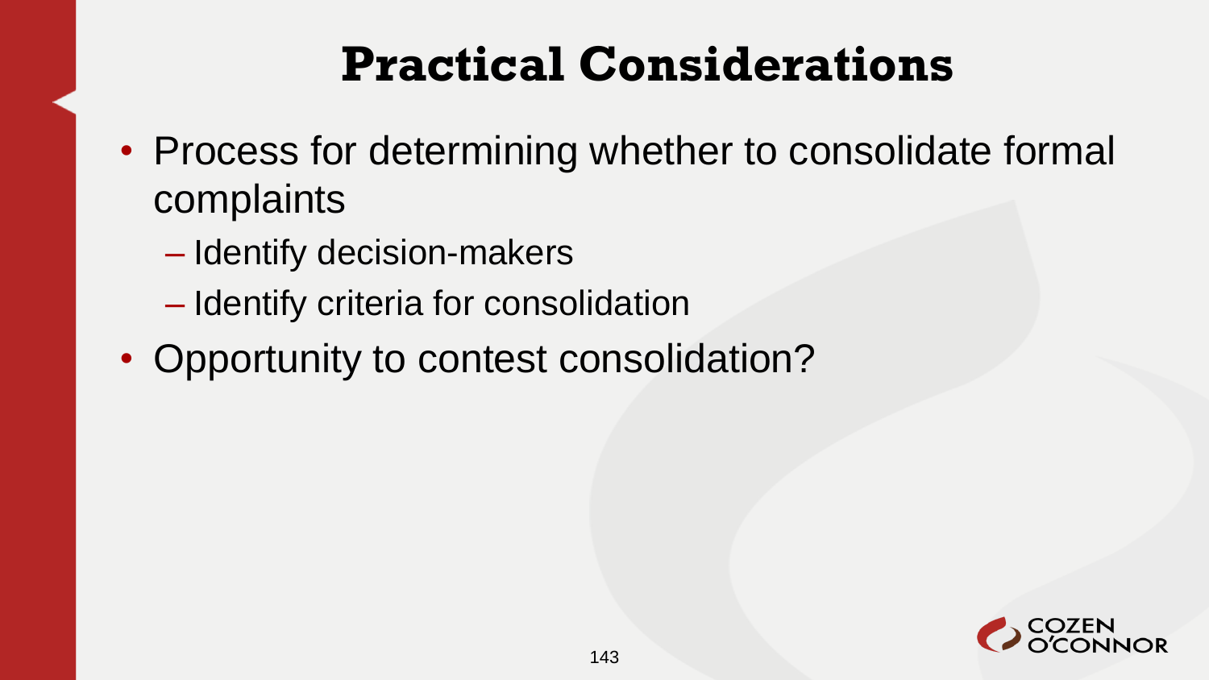# Practical Considerations

- Process for determining whether to consolidate formal complaints
  - Identify decision-makers
  - Identify criteria for consolidation
- Opportunity to contest consolidation?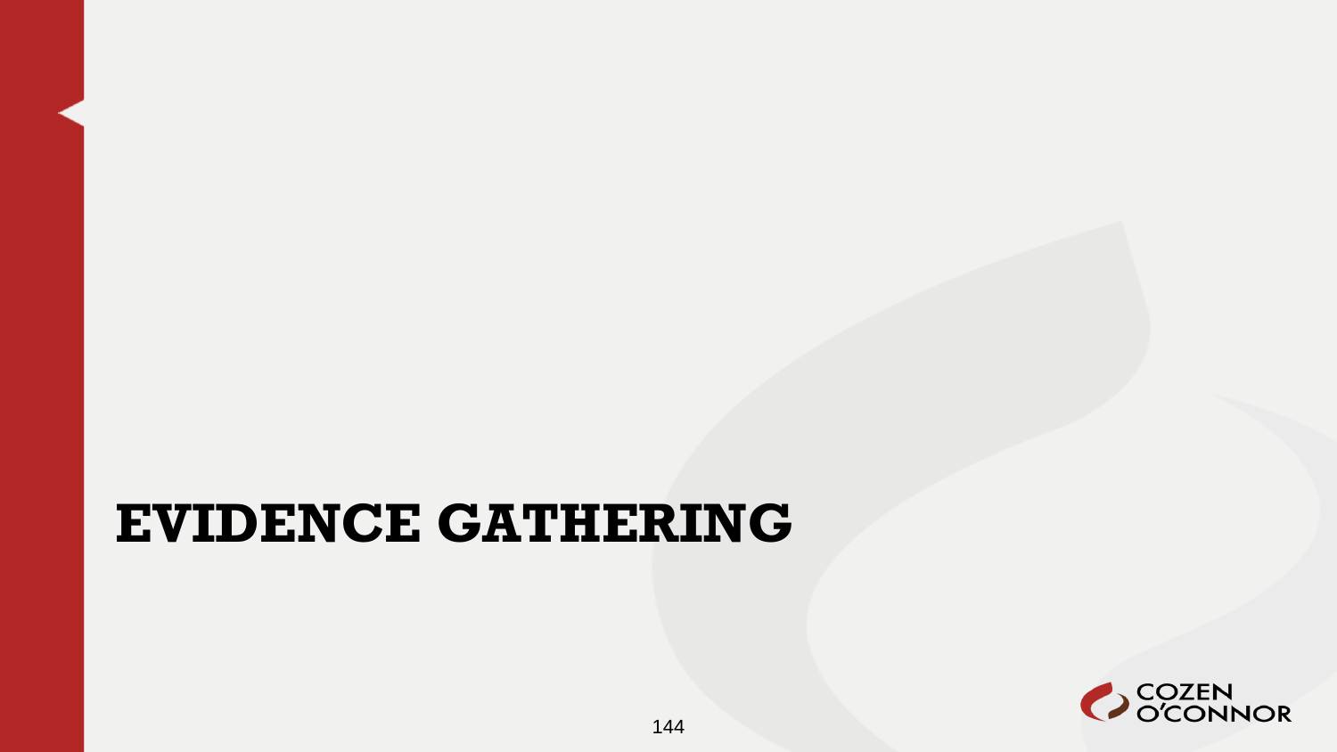# EVIDENCE GATHERING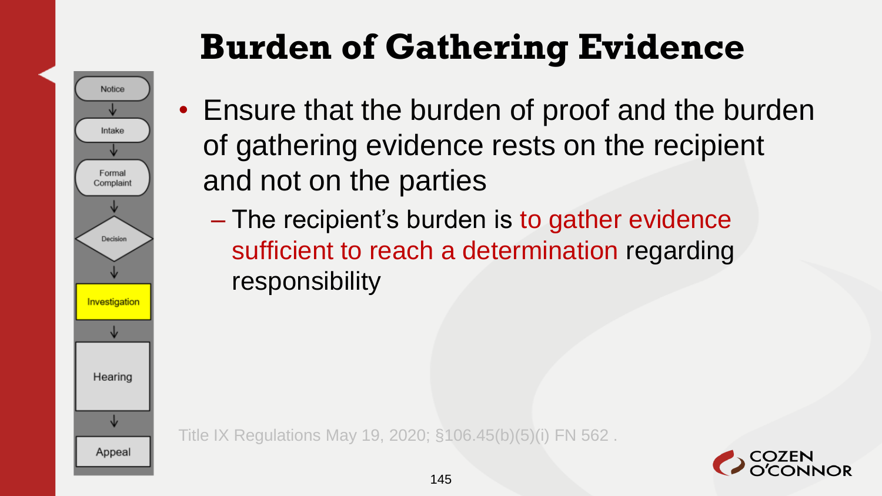# Burden of Gathering Evidence

- Notice
- Intake
- Formal Complaint
- Decision
- Investigation
- Hearing
- Appeal

- Ensure that the burden of proof and the burden of gathering evidence rests on the recipient and not on the parties
  - The recipient's burden is to gather evidence sufficient to reach a determination regarding responsibility

Title IX Regulations May 19, 2020; §106.45(b)(5)(i) FN 562 .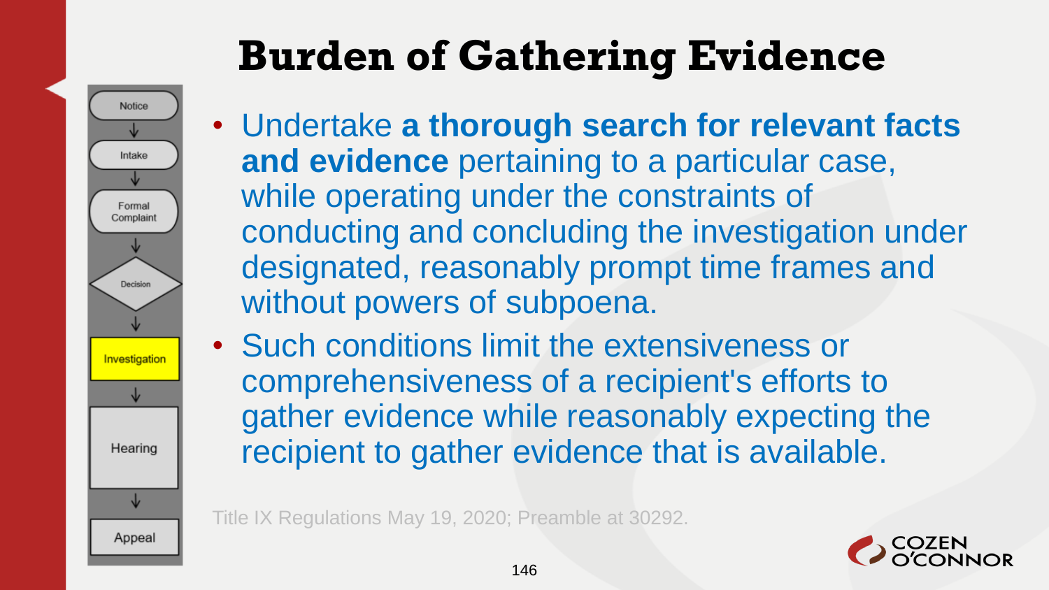# Burden of Gathering Evidence

Notice → Intake → Formal Complaint → Decision → Investigation → Hearing → Appeal

- Undertake **a thorough search for relevant facts and evidence** pertaining to a particular case, while operating under the constraints of conducting and concluding the investigation under designated, reasonably prompt time frames and without powers of subpoena.
- Such conditions limit the extensiveness or comprehensiveness of a recipient's efforts to gather evidence while reasonably expecting the recipient to gather evidence that is available.

Title IX Regulations May 19, 2020; Preamble at 30292.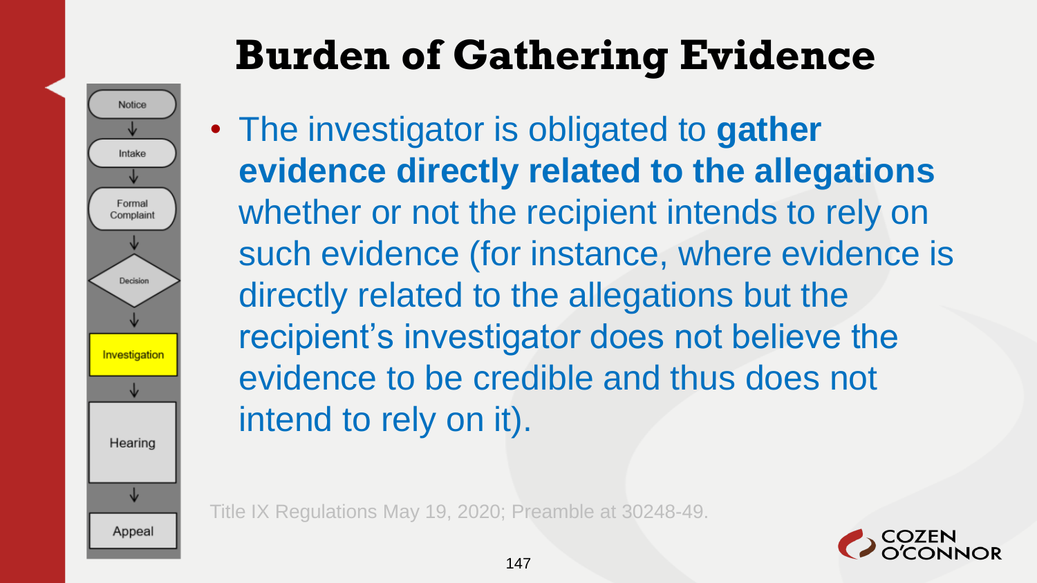# Burden of Gathering Evidence

Notice → Intake → Formal Complaint → Decision → Investigation → Hearing → Appeal

- The investigator is obligated to **gather evidence directly related to the allegations** whether or not the recipient intends to rely on such evidence (for instance, where evidence is directly related to the allegations but the recipient's investigator does not believe the evidence to be credible and thus does not intend to rely on it).

Title IX Regulations May 19, 2020; Preamble at 30248-49.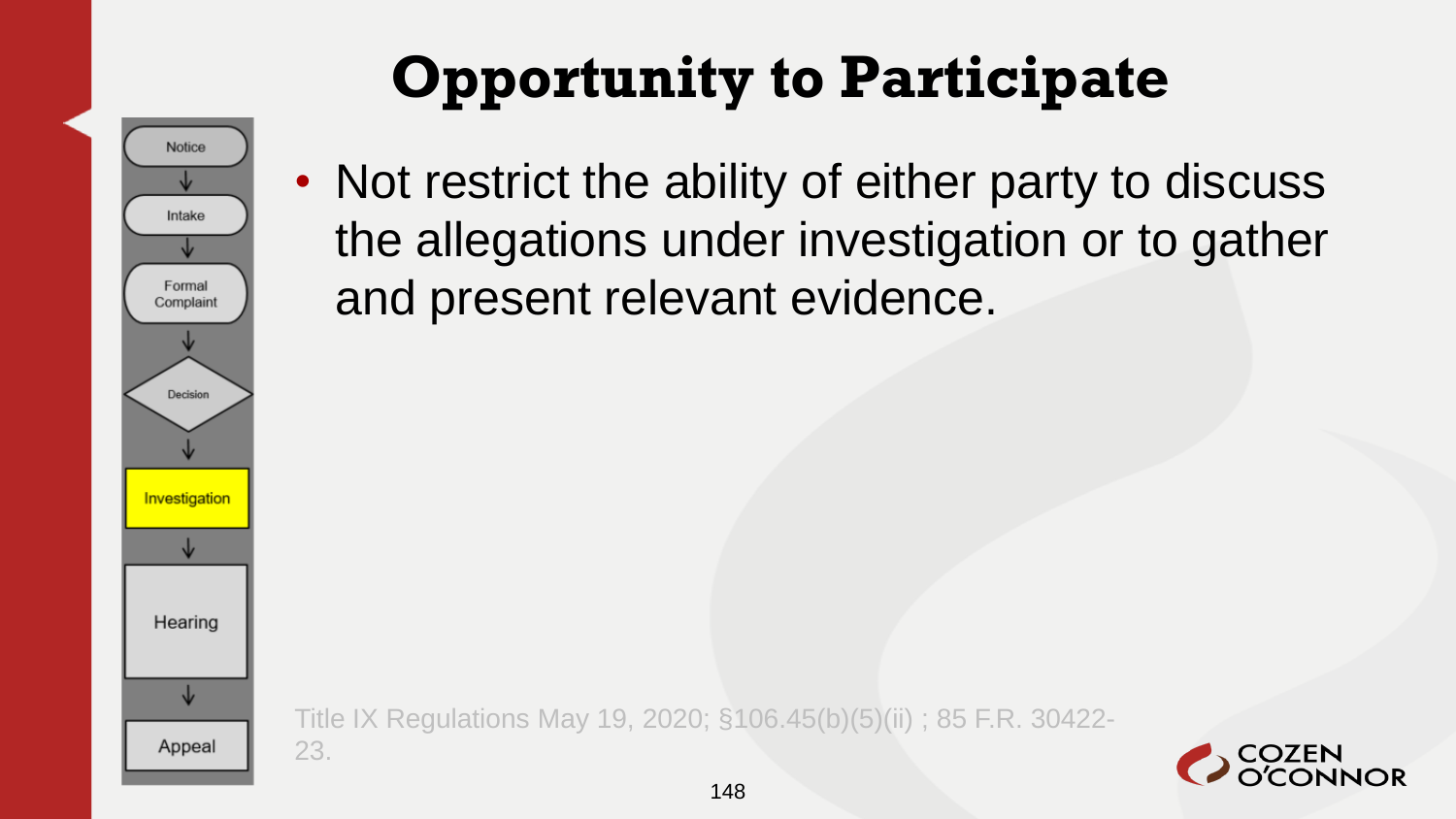# Opportunity to Participate

- Notice
- Intake
- Formal Complaint
- Decision
- Investigation
- Hearing
- Appeal

- Not restrict the ability of either party to discuss the allegations under investigation or to gather and present relevant evidence.

Title IX Regulations May 19, 2020; §106.45(b)(5)(ii) ; 85 F.R. 30422-23.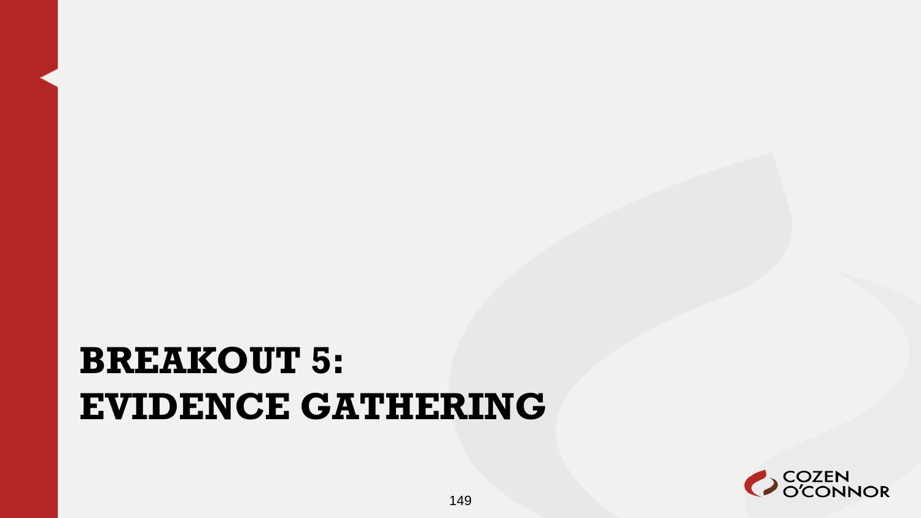# BREAKOUT 5: EVIDENCE GATHERING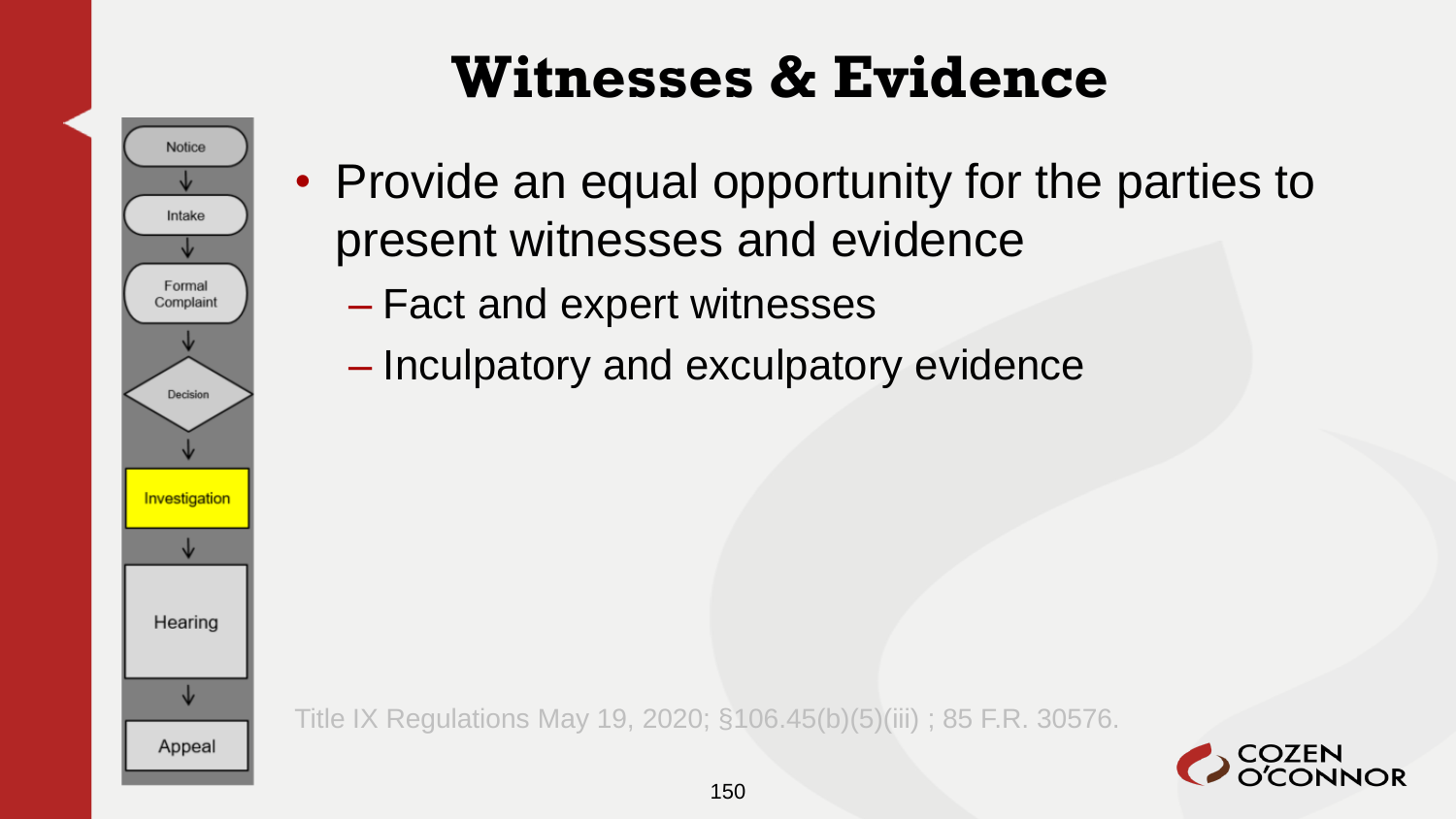# Witnesses & Evidence

- Provide an equal opportunity for the parties to present witnesses and evidence
  - Fact and expert witnesses
  - Inculpatory and exculpatory evidence

Title IX Regulations May 19, 2020; §106.45(b)(5)(iii) ; 85 F.R. 30576.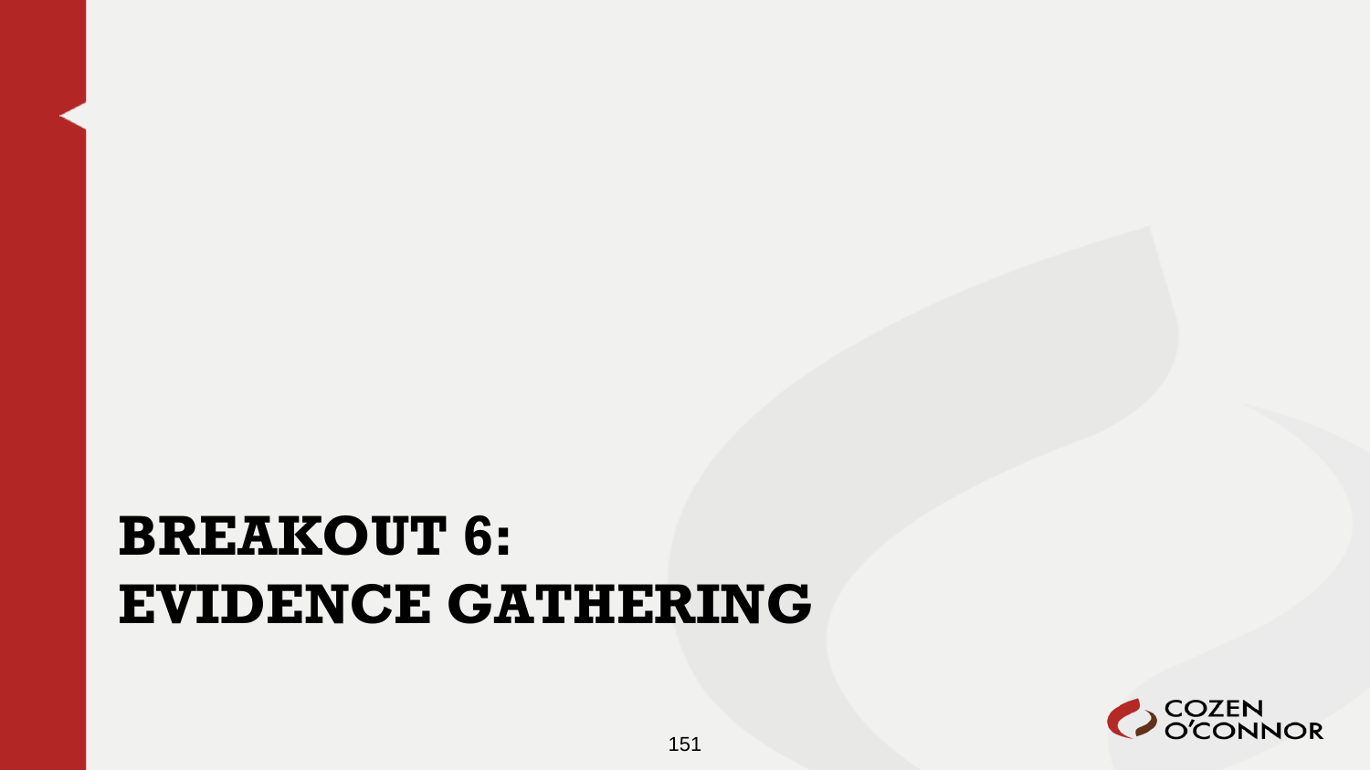# BREAKOUT 6: EVIDENCE GATHERING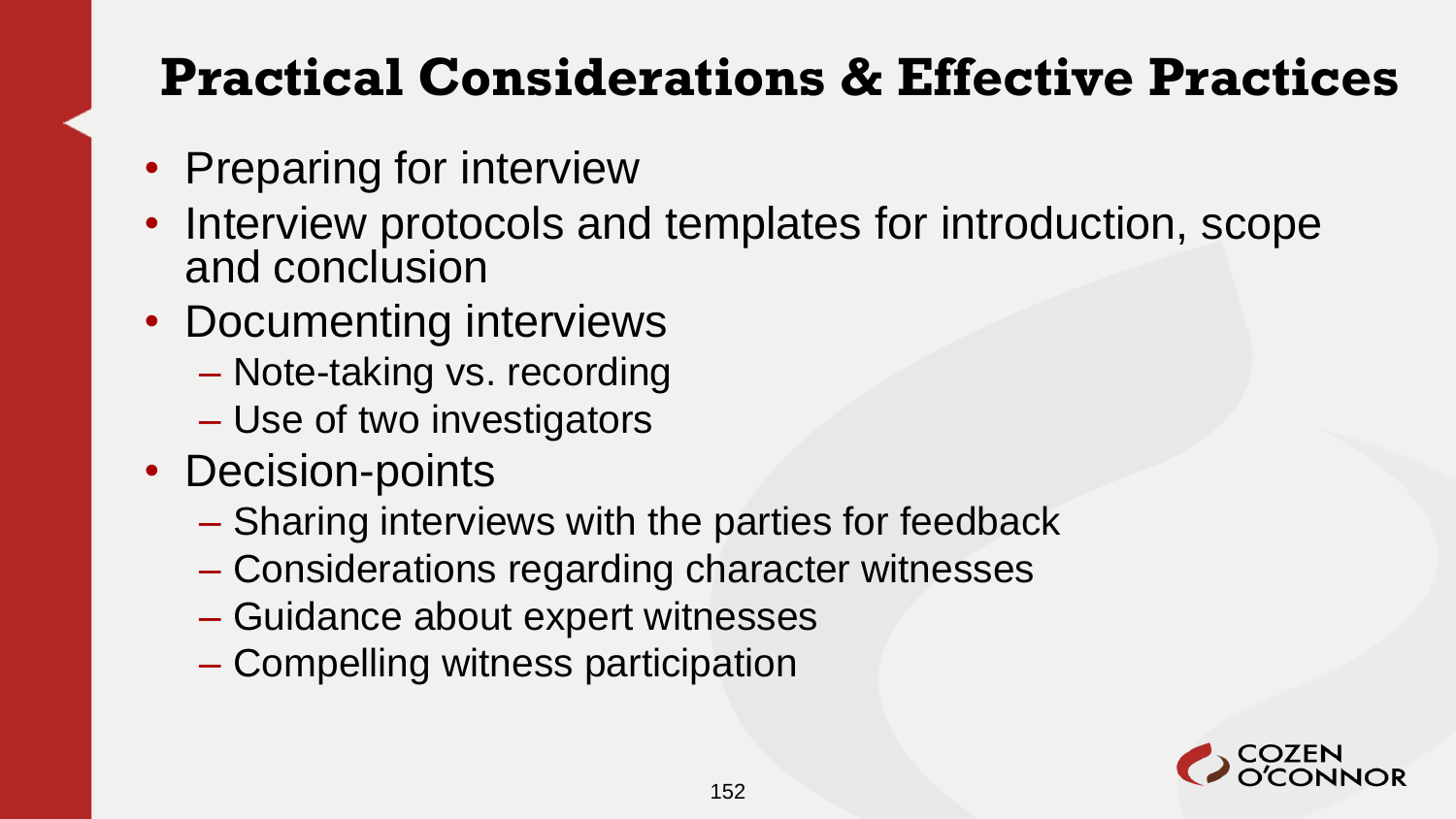# Practical Considerations & Effective Practices

- Preparing for interview
- Interview protocols and templates for introduction, scope and conclusion
- Documenting interviews
  - Note-taking vs. recording
  - Use of two investigators
- Decision-points
  - Sharing interviews with the parties for feedback
  - Considerations regarding character witnesses
  - Guidance about expert witnesses
  - Compelling witness participation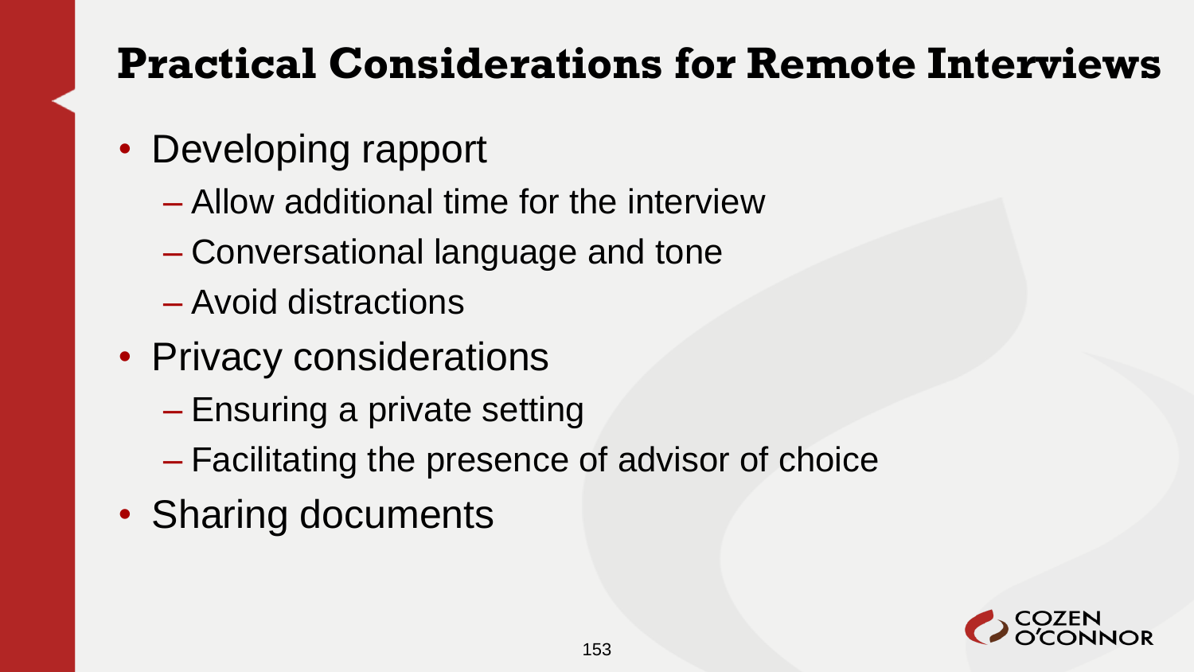# Practical Considerations for Remote Interviews

- Developing rapport
  - Allow additional time for the interview
  - Conversational language and tone
  - Avoid distractions
- Privacy considerations
  - Ensuring a private setting
  - Facilitating the presence of advisor of choice
- Sharing documents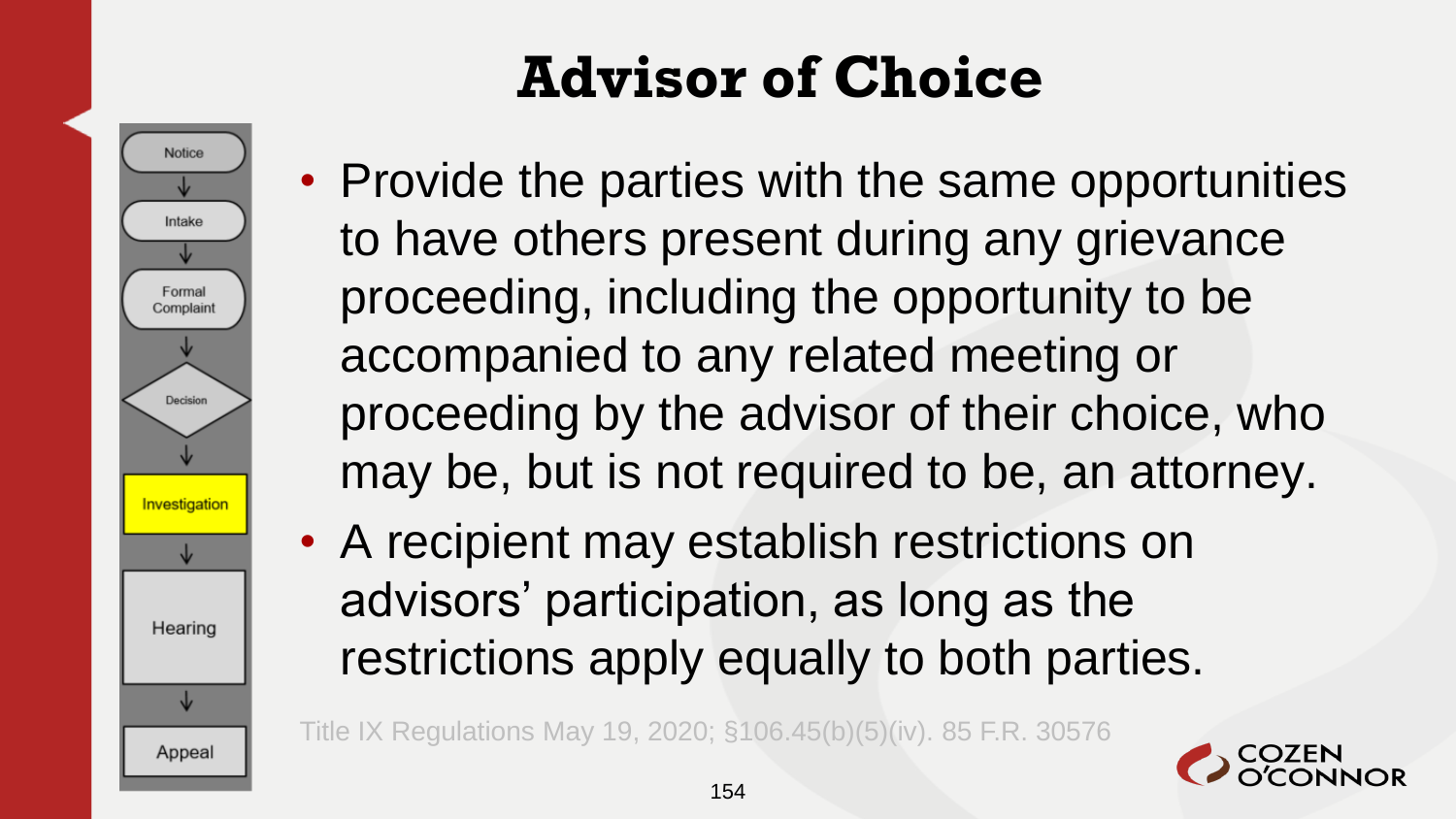# Advisor of Choice

- Provide the parties with the same opportunities to have others present during any grievance proceeding, including the opportunity to be accompanied to any related meeting or proceeding by the advisor of their choice, who may be, but is not required to be, an attorney.
- A recipient may establish restrictions on advisors' participation, as long as the restrictions apply equally to both parties.

Title IX Regulations May 19, 2020; §106.45(b)(5)(iv). 85 F.R. 30576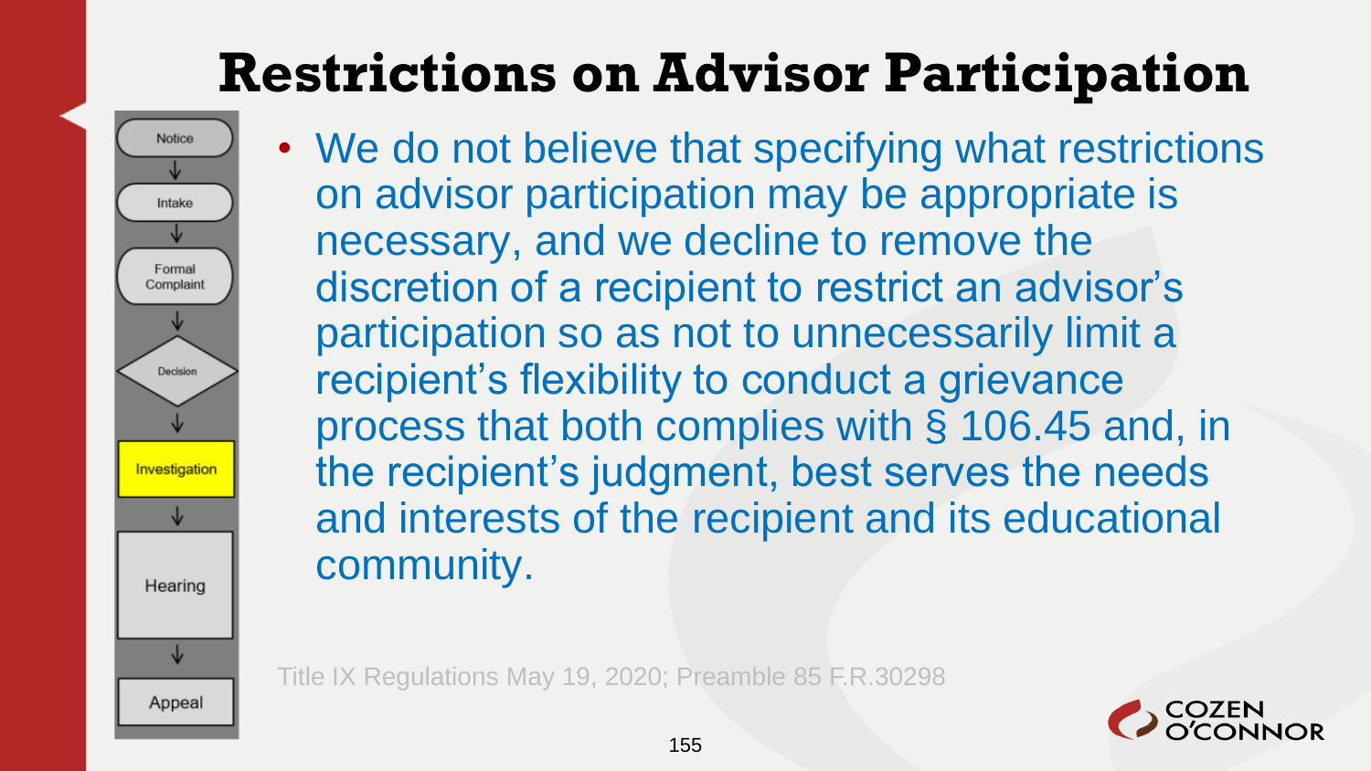# Restrictions on Advisor Participation

Notice → Intake → Formal Complaint → Decision → **Investigation** → Hearing → Appeal

- We do not believe that specifying what restrictions on advisor participation may be appropriate is necessary, and we decline to remove the discretion of a recipient to restrict an advisor's participation so as not to unnecessarily limit a recipient's flexibility to conduct a grievance process that both complies with § 106.45 and, in the recipient's judgment, best serves the needs and interests of the recipient and its educational community.

Title IX Regulations May 19, 2020; Preamble 85 F.R.30298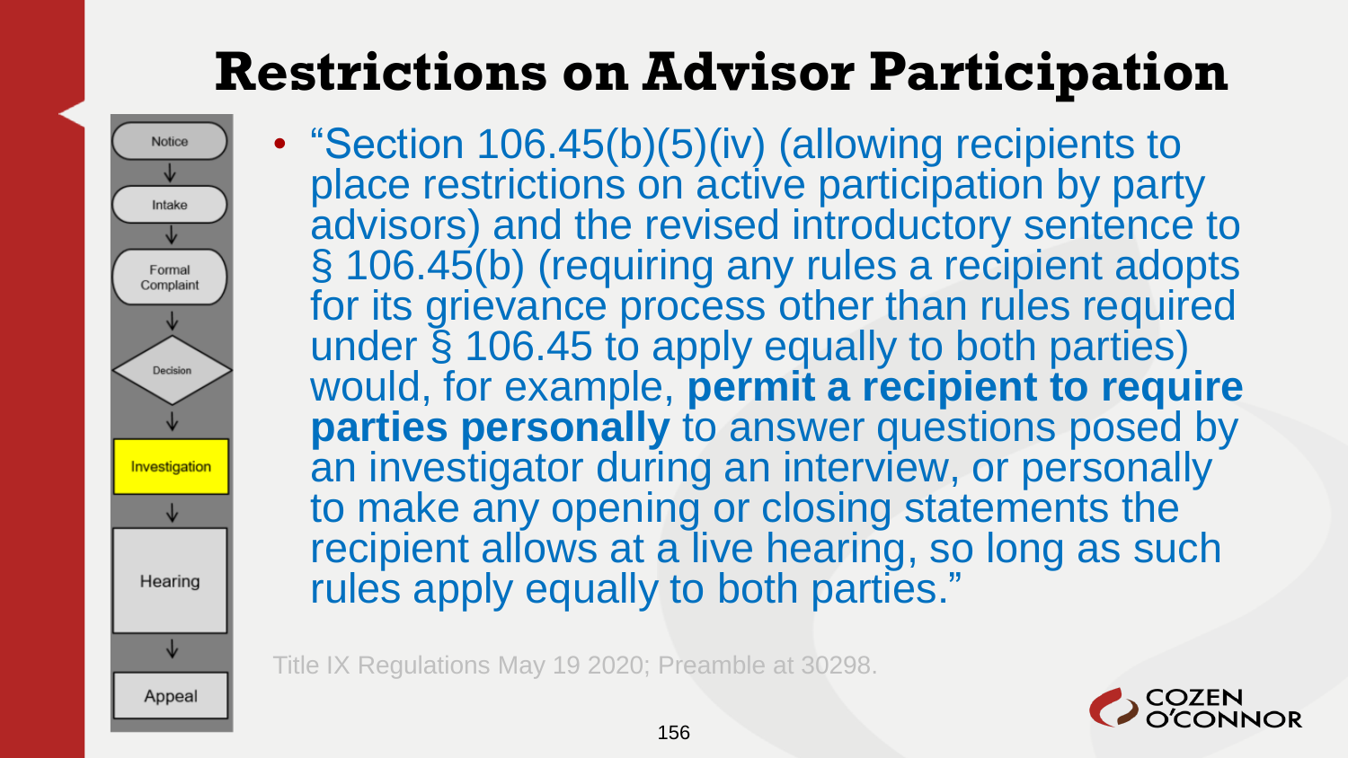# Restrictions on Advisor Participation

- Notice
- Intake
- Formal Complaint
- Decision
- Investigation
- Hearing
- Appeal

- "Section 106.45(b)(5)(iv) (allowing recipients to place restrictions on active participation by party advisors) and the revised introductory sentence to § 106.45(b) (requiring any rules a recipient adopts for its grievance process other than rules required under § 106.45 to apply equally to both parties) would, for example, **permit a recipient to require parties personally** to answer questions posed by an investigator during an interview, or personally to make any opening or closing statements the recipient allows at a live hearing, so long as such rules apply equally to both parties."

Title IX Regulations May 19 2020; Preamble at 30298.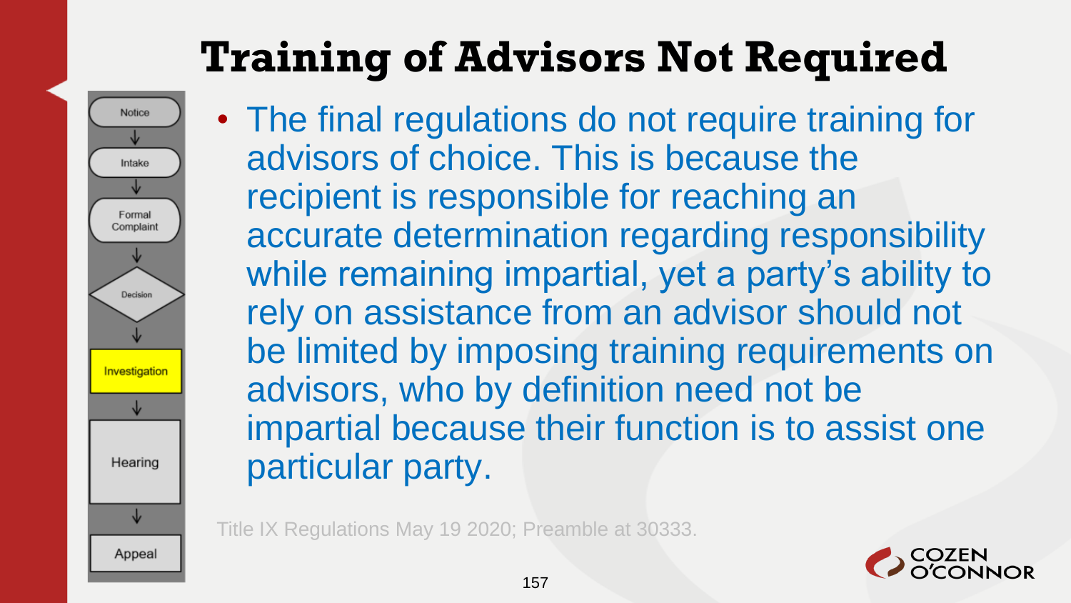# Training of Advisors Not Required

Notice → Intake → Formal Complaint → Decision → Investigation → Hearing → Appeal

- The final regulations do not require training for advisors of choice. This is because the recipient is responsible for reaching an accurate determination regarding responsibility while remaining impartial, yet a party's ability to rely on assistance from an advisor should not be limited by imposing training requirements on advisors, who by definition need not be impartial because their function is to assist one particular party.

Title IX Regulations May 19 2020; Preamble at 30333.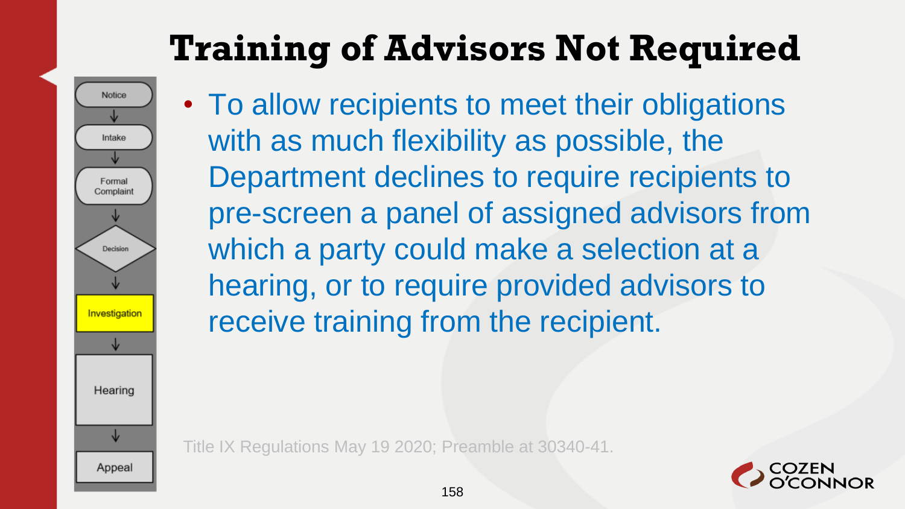# Training of Advisors Not Required

- Notice
- Intake
- Formal Complaint
- Decision
- Investigation
- Hearing
- Appeal

- To allow recipients to meet their obligations with as much flexibility as possible, the Department declines to require recipients to pre-screen a panel of assigned advisors from which a party could make a selection at a hearing, or to require provided advisors to receive training from the recipient.

Title IX Regulations May 19 2020; Preamble at 30340-41.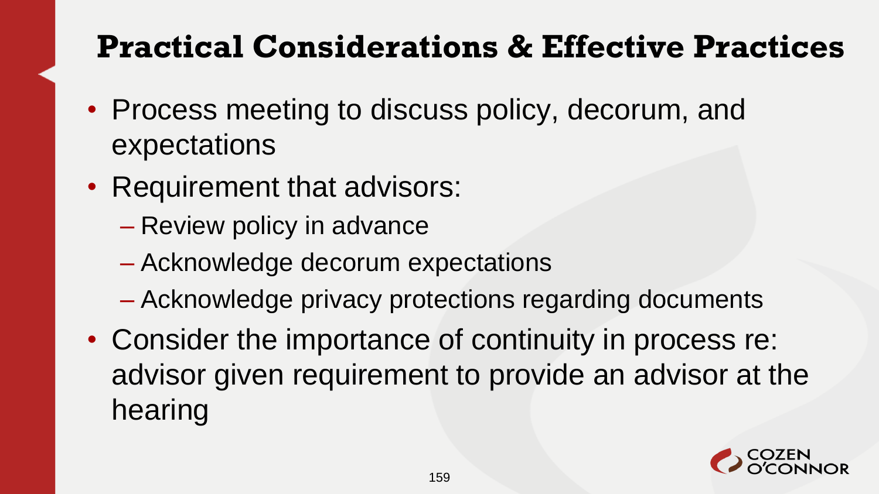# Practical Considerations & Effective Practices

- Process meeting to discuss policy, decorum, and expectations
- Requirement that advisors:
  - Review policy in advance
  - Acknowledge decorum expectations
  - Acknowledge privacy protections regarding documents
- Consider the importance of continuity in process re: advisor given requirement to provide an advisor at the hearing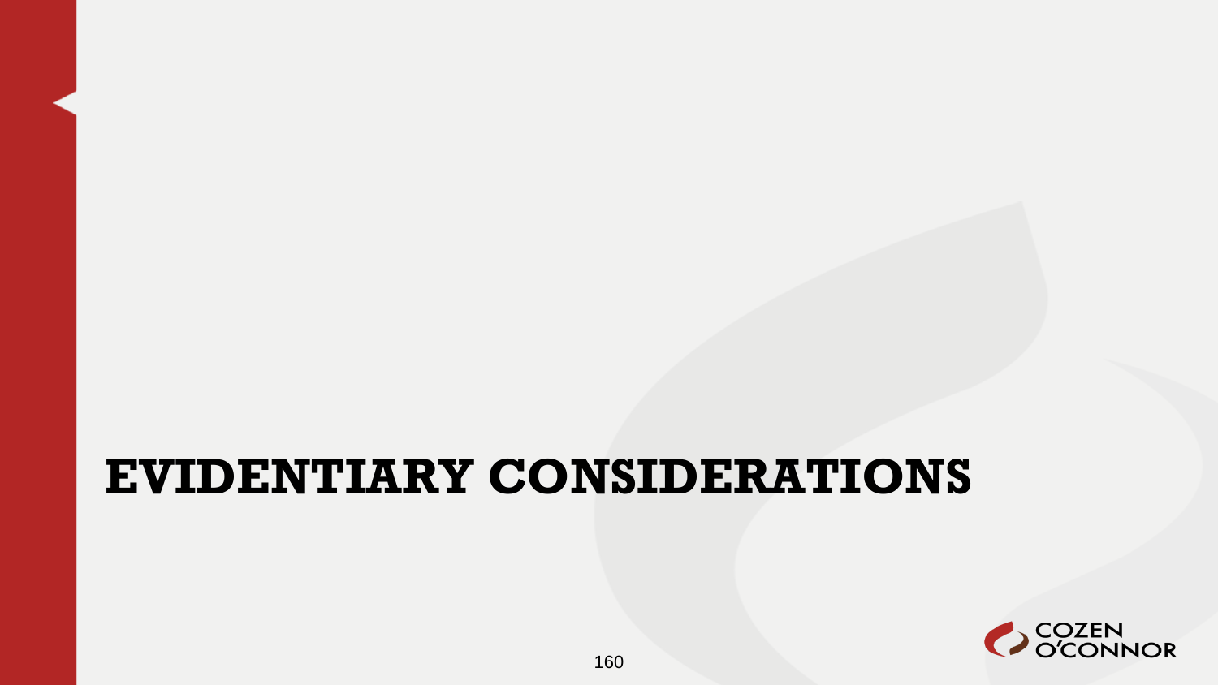# EVIDENTIARY CONSIDERATIONS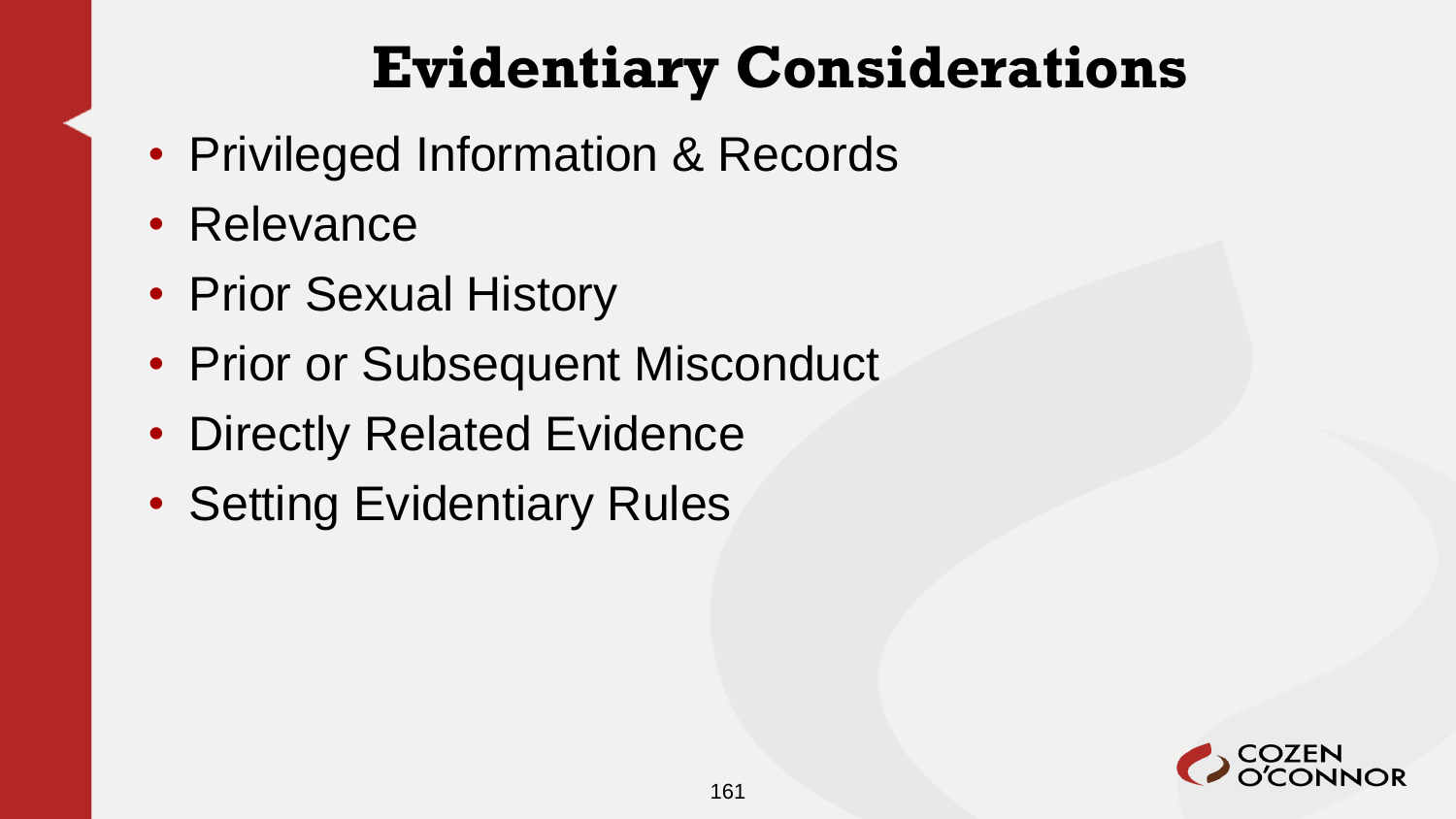# Evidentiary Considerations

- Privileged Information & Records
- Relevance
- Prior Sexual History
- Prior or Subsequent Misconduct
- Directly Related Evidence
- Setting Evidentiary Rules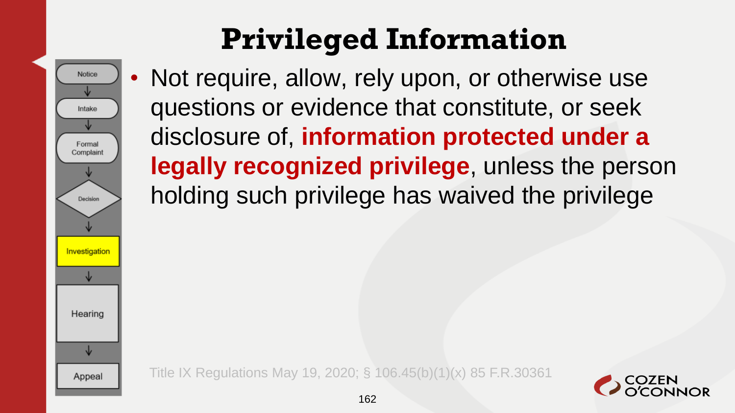# Privileged Information

- Not require, allow, rely upon, or otherwise use questions or evidence that constitute, or seek disclosure of, **information protected under a legally recognized privilege**, unless the person holding such privilege has waived the privilege

Notice → Intake → Formal Complaint → Decision → **Investigation** → Hearing → Appeal

Title IX Regulations May 19, 2020; § 106.45(b)(1)(x) 85 F.R.30361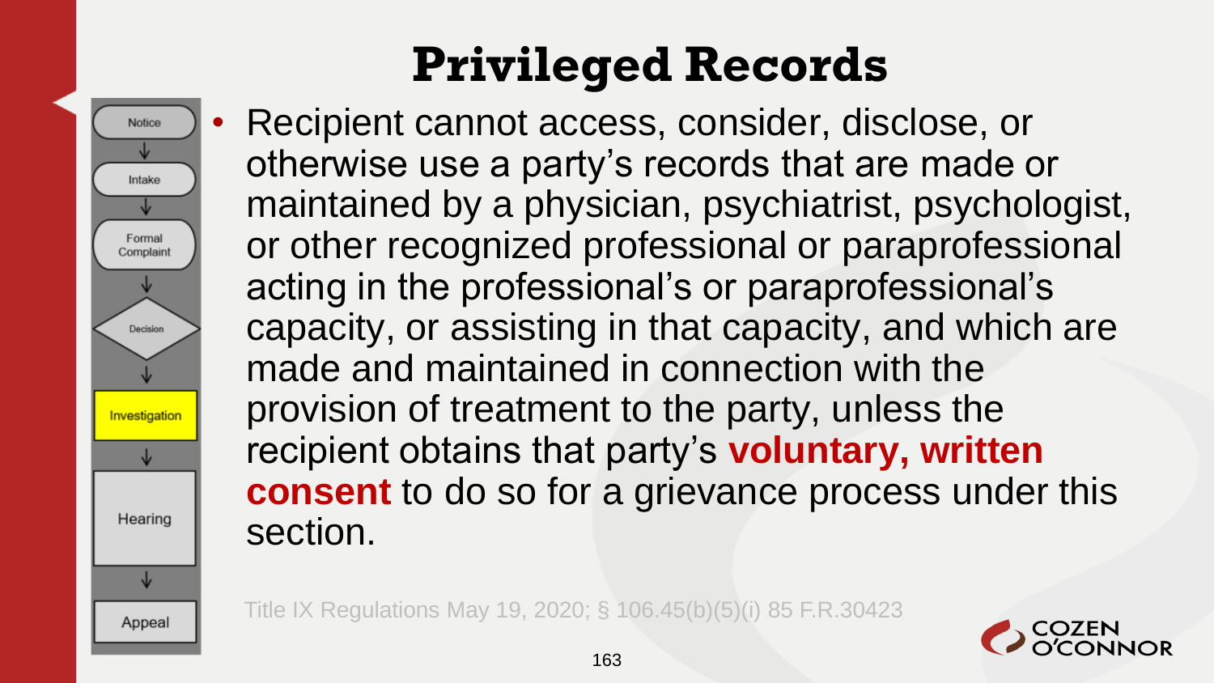# Privileged Records

- Notice
- Intake
- Formal Complaint
- Decision
- Investigation
- Hearing
- Appeal

- Recipient cannot access, consider, disclose, or otherwise use a party's records that are made or maintained by a physician, psychiatrist, psychologist, or other recognized professional or paraprofessional acting in the professional's or paraprofessional's capacity, or assisting in that capacity, and which are made and maintained in connection with the provision of treatment to the party, unless the recipient obtains that party's **voluntary, written consent** to do so for a grievance process under this section.

Title IX Regulations May 19, 2020; § 106.45(b)(5)(i) 85 F.R.30423

COZEN O'CONNOR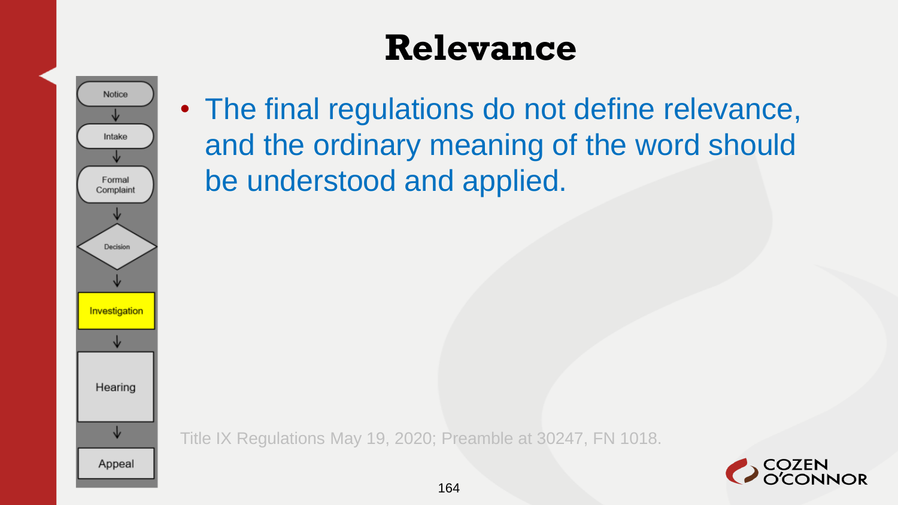# Relevance

- The final regulations do not define relevance, and the ordinary meaning of the word should be understood and applied.

Title IX Regulations May 19, 2020; Preamble at 30247, FN 1018.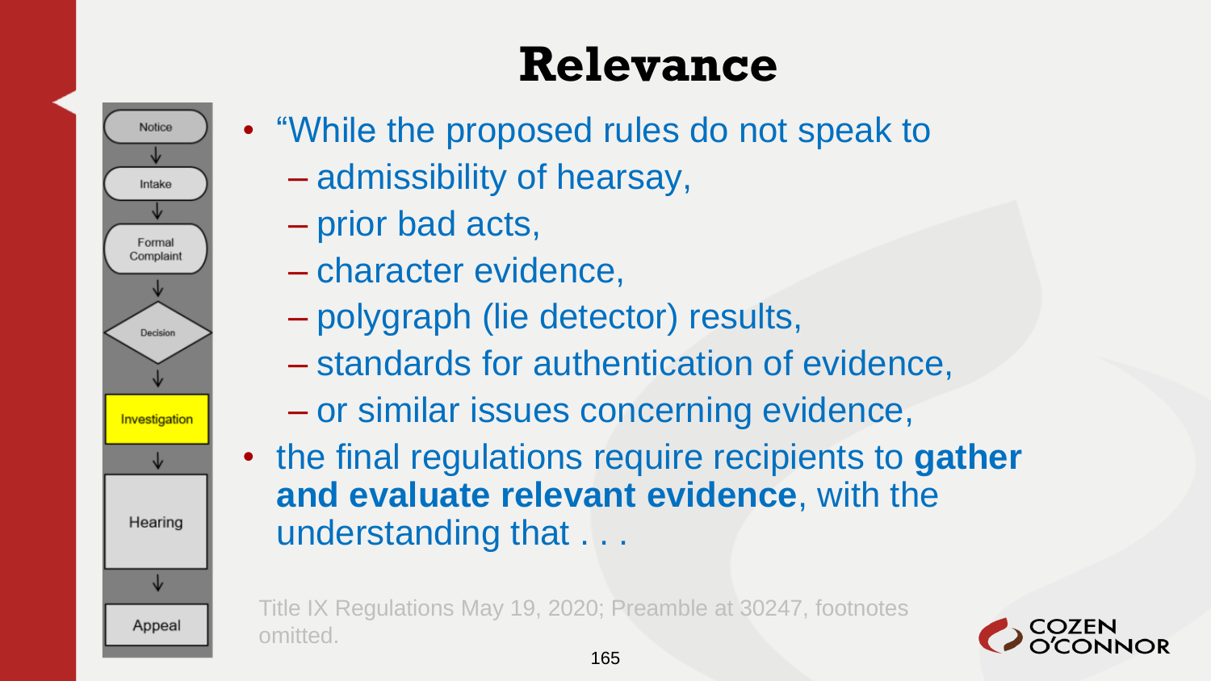# Relevance

Notice → Intake → Formal Complaint → Decision → Investigation → Hearing → Appeal

- "While the proposed rules do not speak to
  - admissibility of hearsay,
  - prior bad acts,
  - character evidence,
  - polygraph (lie detector) results,
  - standards for authentication of evidence,
  - or similar issues concerning evidence,
- the final regulations require recipients to **gather and evaluate relevant evidence**, with the understanding that . . .

Title IX Regulations May 19, 2020; Preamble at 30247, footnotes omitted.

COZEN O'CONNOR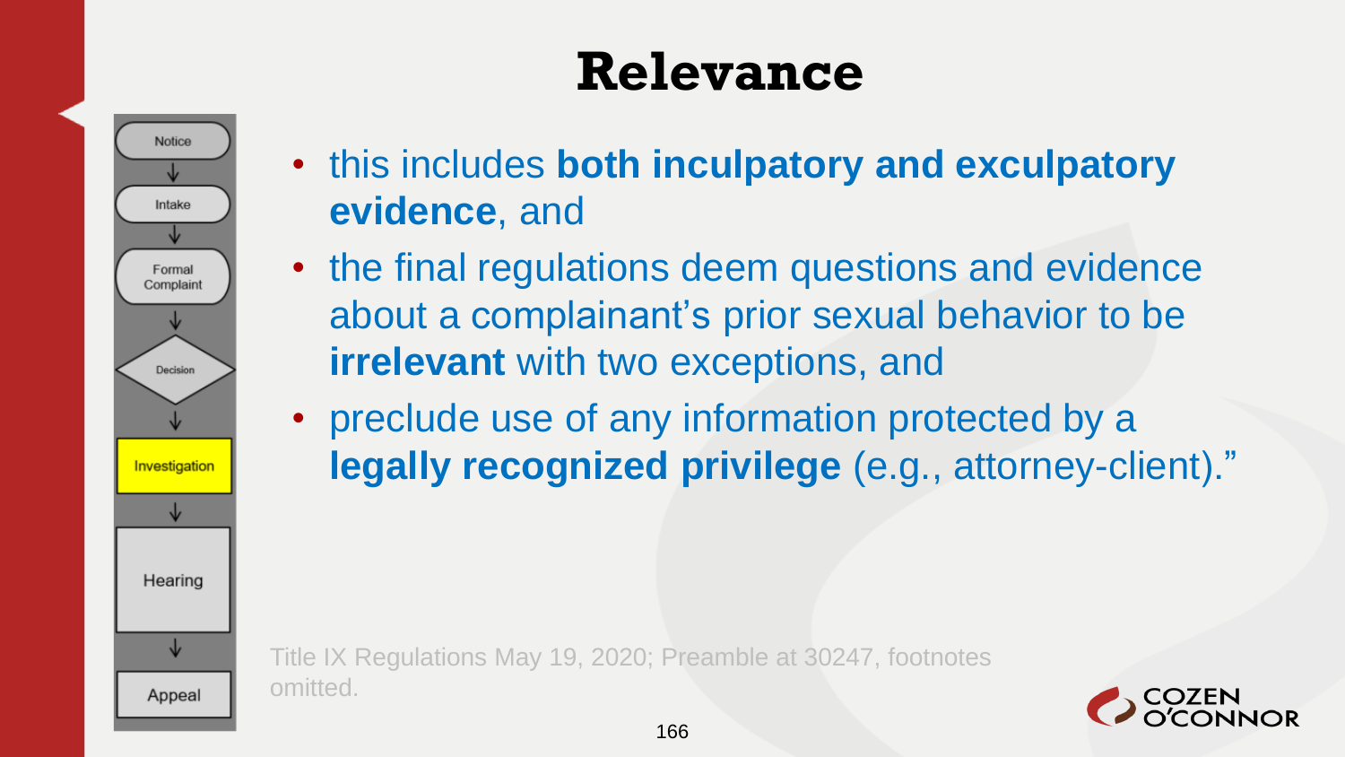# Relevance

- this includes **both inculpatory and exculpatory evidence**, and
- the final regulations deem questions and evidence about a complainant's prior sexual behavior to be **irrelevant** with two exceptions, and
- preclude use of any information protected by a **legally recognized privilege** (e.g., attorney-client)."

Title IX Regulations May 19, 2020; Preamble at 30247, footnotes omitted.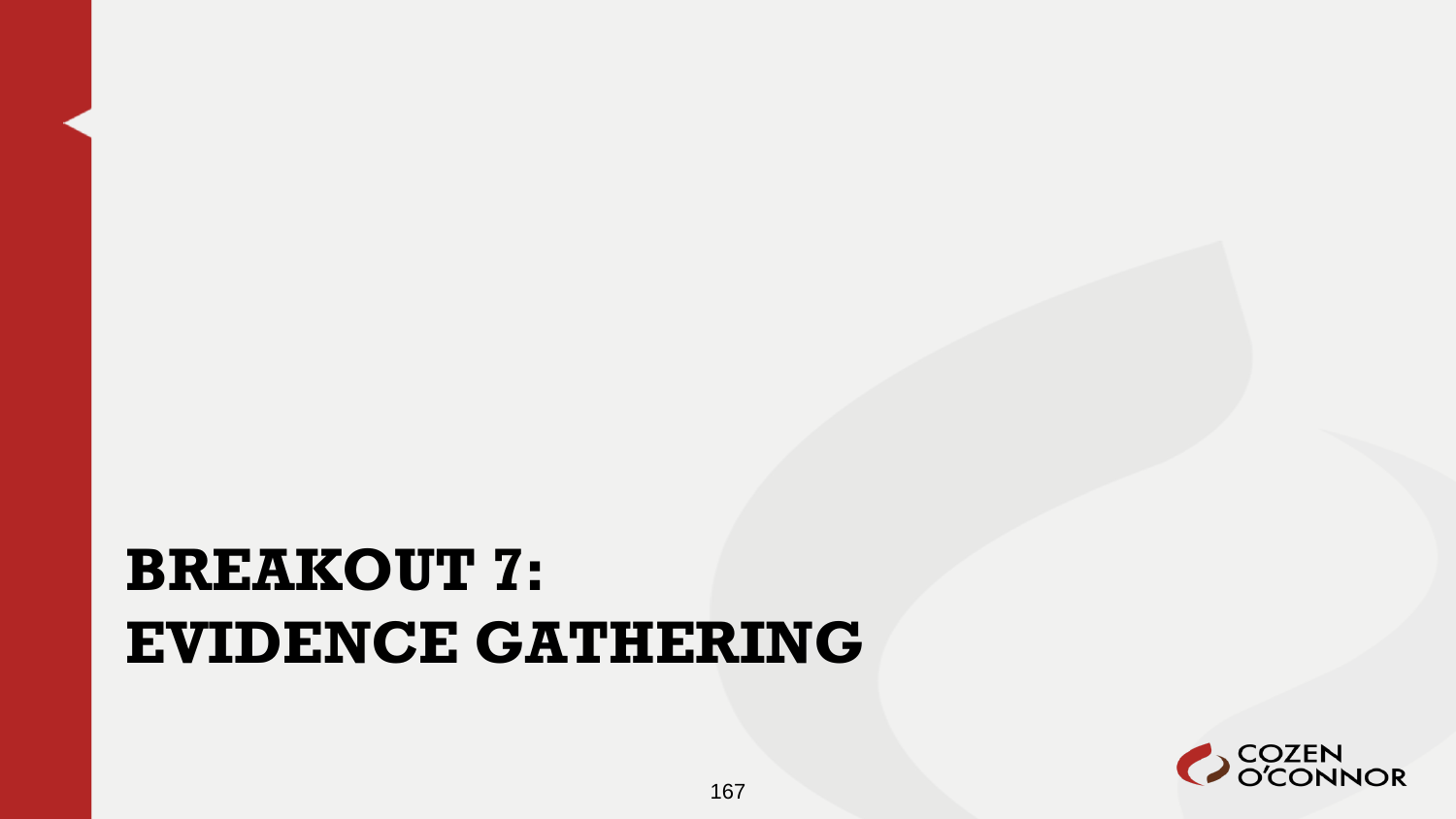# BREAKOUT 7:
# EVIDENCE GATHERING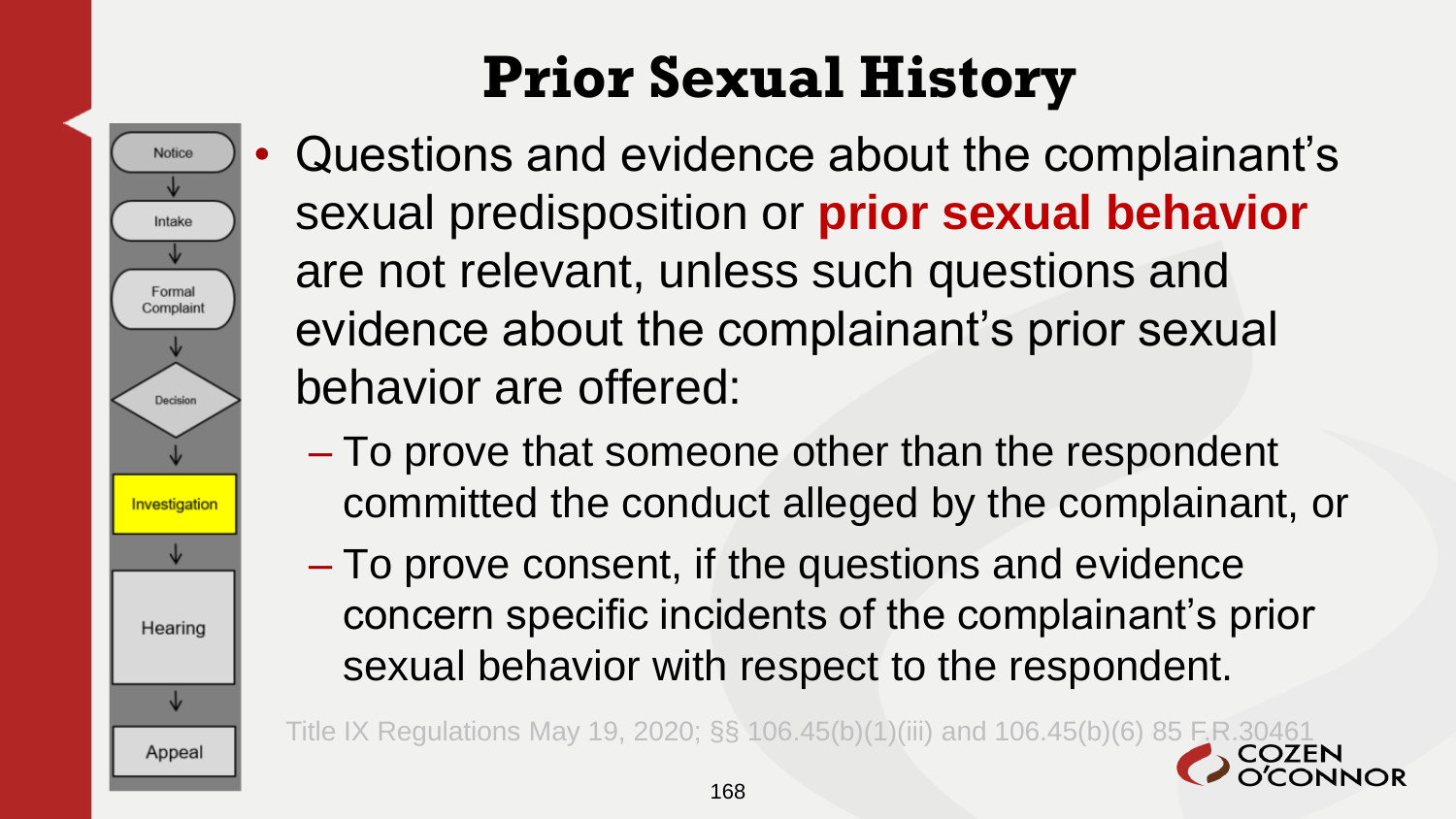# Prior Sexual History

Notice → Intake → Formal Complaint → Decision → **Investigation** → Hearing → Appeal

- Questions and evidence about the complainant's sexual predisposition or **prior sexual behavior** are not relevant, unless such questions and evidence about the complainant's prior sexual behavior are offered:
  - To prove that someone other than the respondent committed the conduct alleged by the complainant, or
  - To prove consent, if the questions and evidence concern specific incidents of the complainant's prior sexual behavior with respect to the respondent.

Title IX Regulations May 19, 2020; §§ 106.45(b)(1)(iii) and 106.45(b)(6) 85 F.R.30461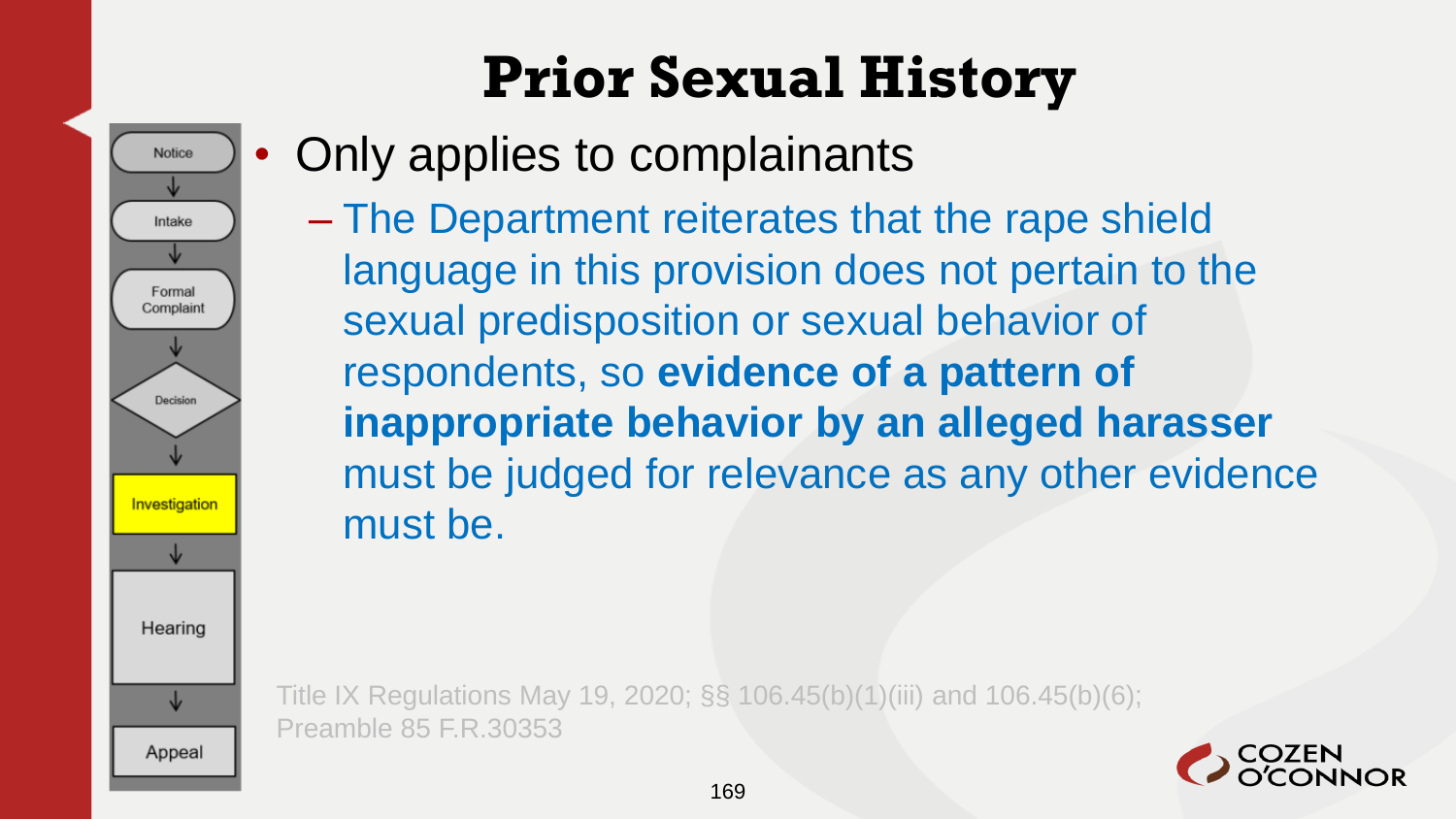# Prior Sexual History

Notice → Intake → Formal Complaint → Decision → **Investigation** → Hearing → Appeal

- Only applies to complainants
  - The Department reiterates that the rape shield language in this provision does not pertain to the sexual predisposition or sexual behavior of respondents, so **evidence of a pattern of inappropriate behavior by an alleged harasser** must be judged for relevance as any other evidence must be.

Title IX Regulations May 19, 2020; §§ 106.45(b)(1)(iii) and 106.45(b)(6); Preamble 85 F.R.30353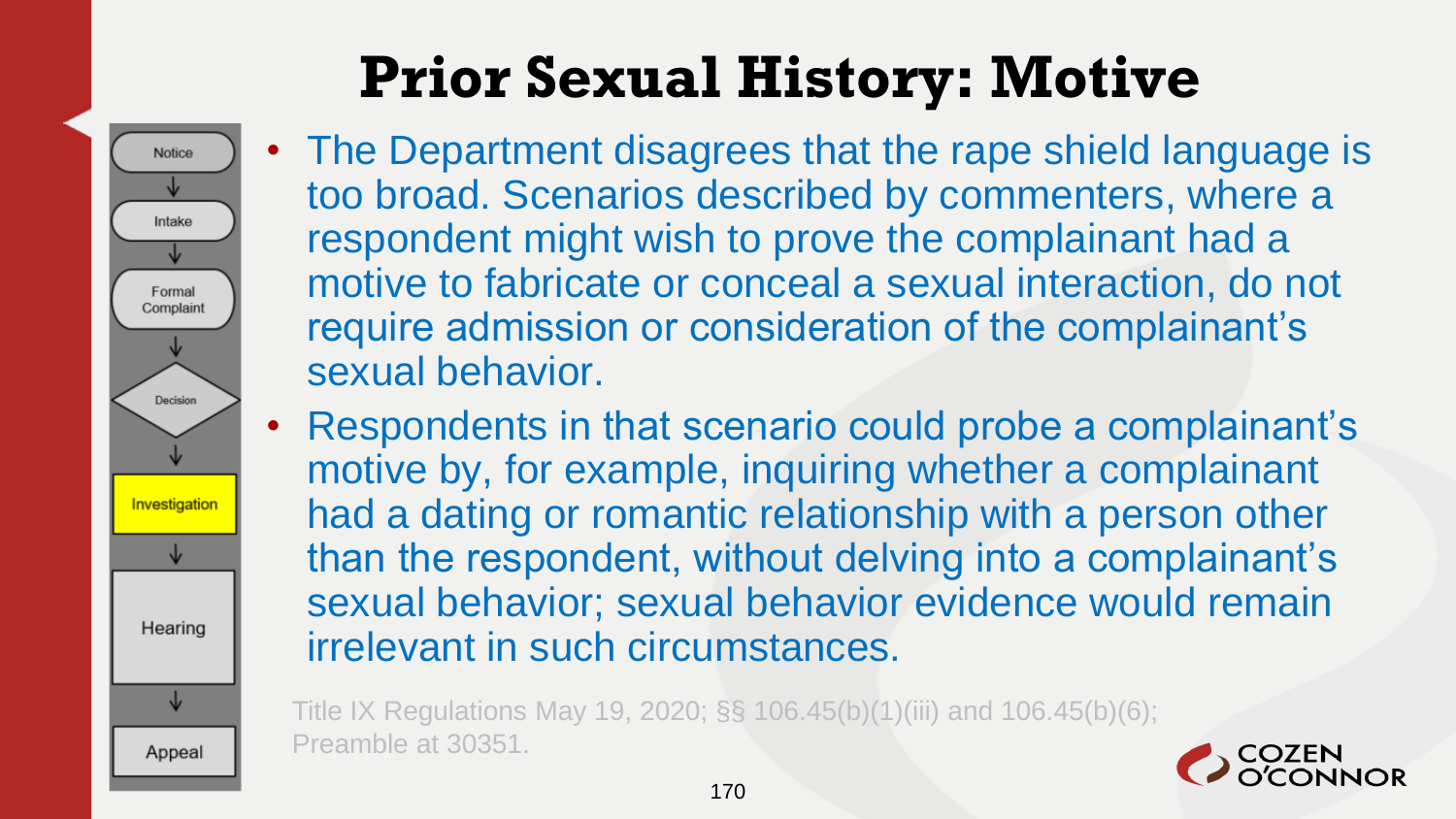# Prior Sexual History: Motive

- The Department disagrees that the rape shield language is too broad. Scenarios described by commenters, where a respondent might wish to prove the complainant had a motive to fabricate or conceal a sexual interaction, do not require admission or consideration of the complainant's sexual behavior.
- Respondents in that scenario could probe a complainant's motive by, for example, inquiring whether a complainant had a dating or romantic relationship with a person other than the respondent, without delving into a complainant's sexual behavior; sexual behavior evidence would remain irrelevant in such circumstances.

Title IX Regulations May 19, 2020; §§ 106.45(b)(1)(iii) and 106.45(b)(6); Preamble at 30351.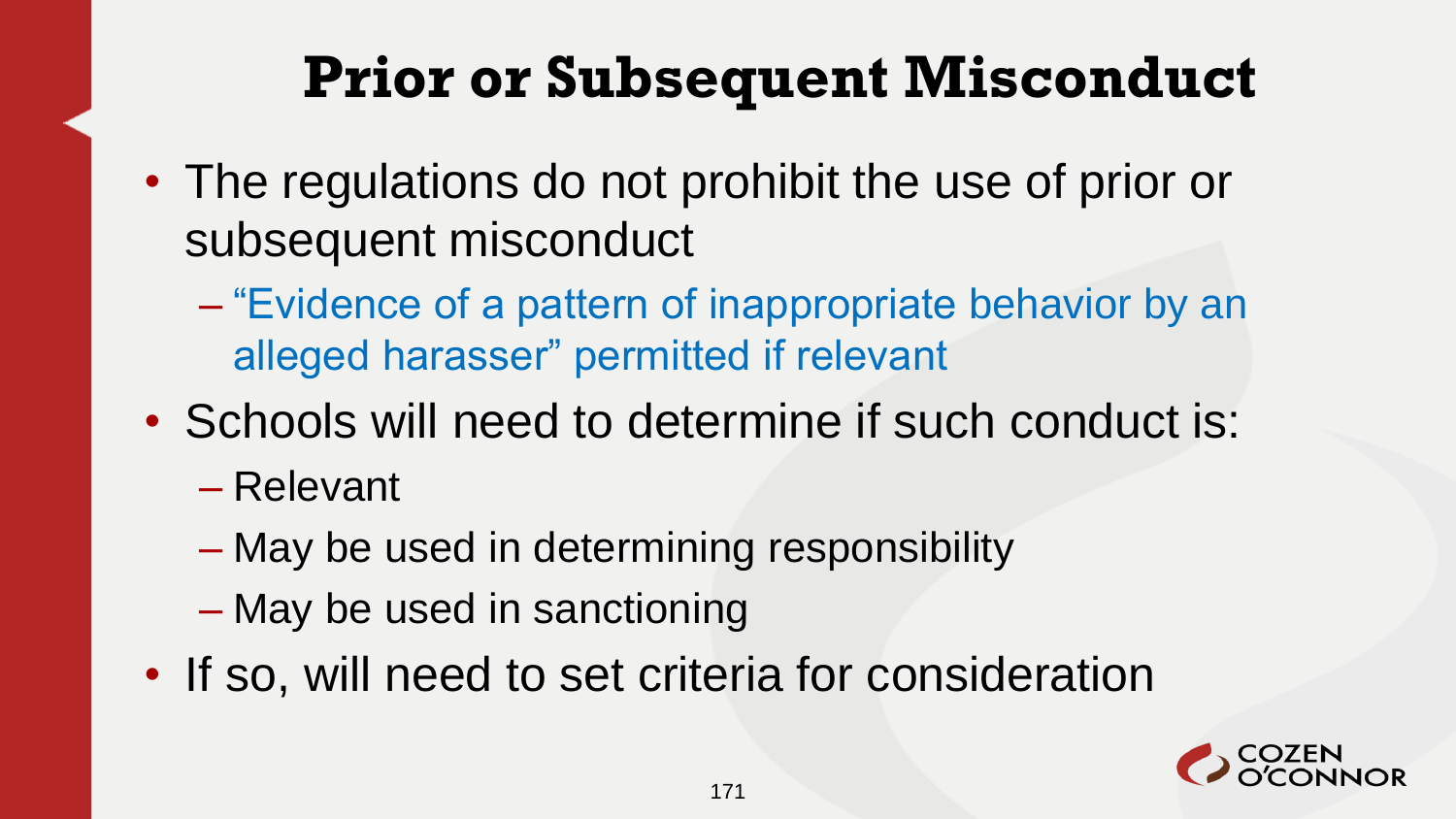# Prior or Subsequent Misconduct

- The regulations do not prohibit the use of prior or subsequent misconduct
  - "Evidence of a pattern of inappropriate behavior by an alleged harasser" permitted if relevant
- Schools will need to determine if such conduct is:
  - Relevant
  - May be used in determining responsibility
  - May be used in sanctioning
- If so, will need to set criteria for consideration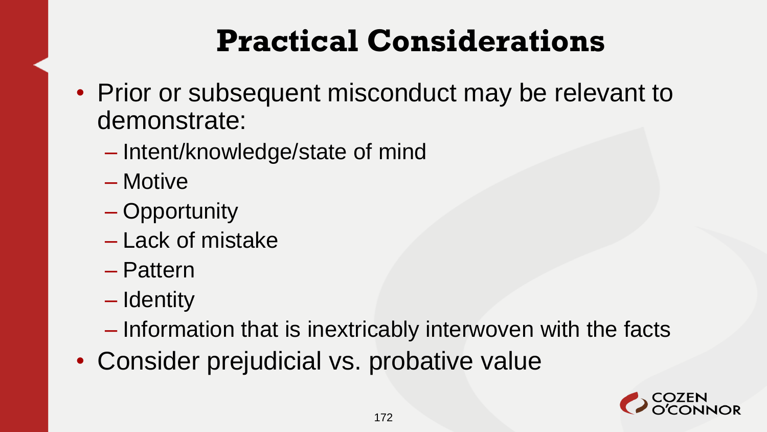# Practical Considerations

- Prior or subsequent misconduct may be relevant to demonstrate:
  - Intent/knowledge/state of mind
  - Motive
  - Opportunity
  - Lack of mistake
  - Pattern
  - Identity
  - Information that is inextricably interwoven with the facts
- Consider prejudicial vs. probative value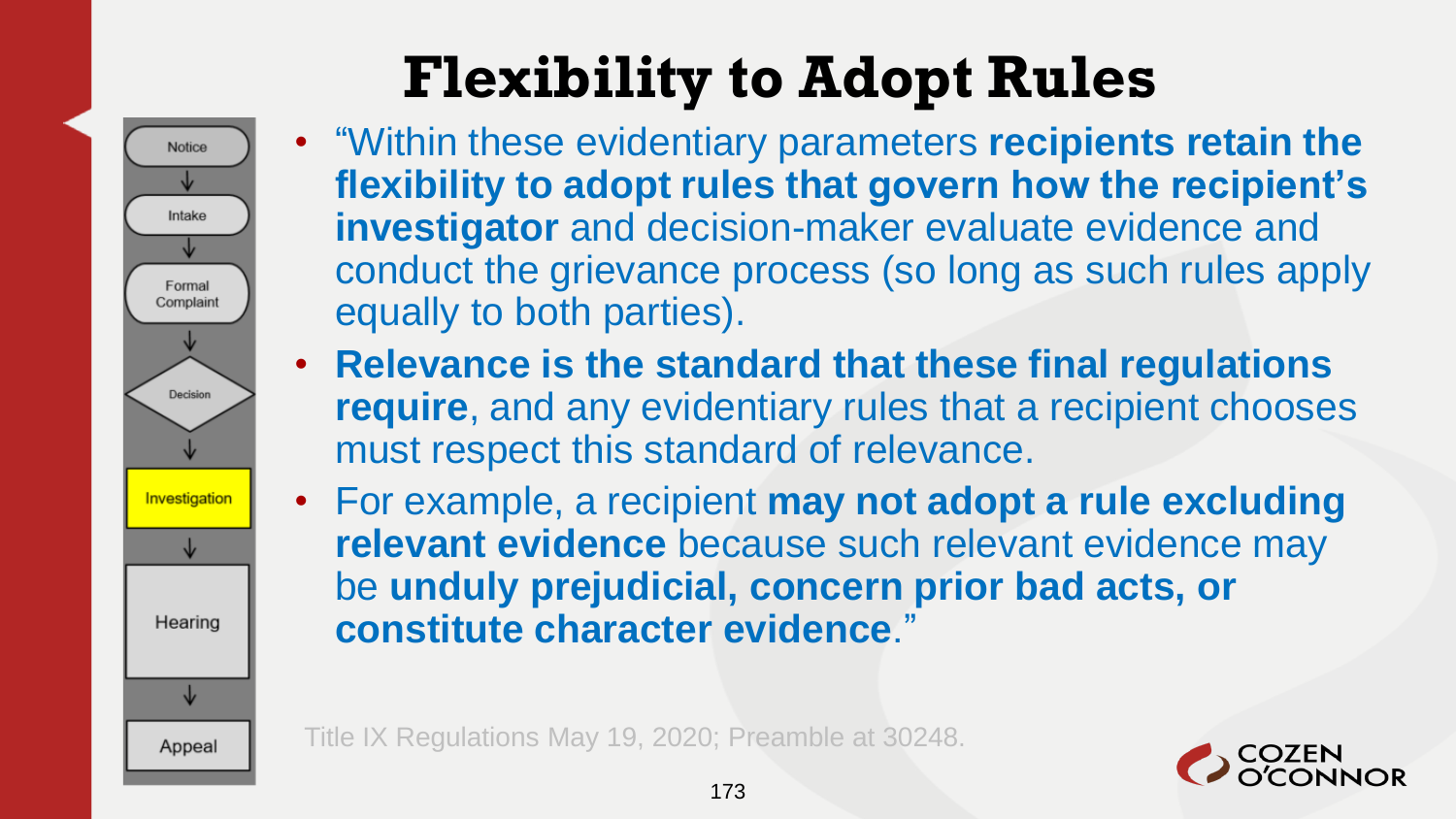# Flexibility to Adopt Rules

- Notice
- Intake
- Formal Complaint
- Decision
- **Investigation**
- Hearing
- Appeal

- "Within these evidentiary parameters **recipients retain the flexibility to adopt rules that govern how the recipient's investigator** and decision-maker evaluate evidence and conduct the grievance process (so long as such rules apply equally to both parties).
- **Relevance is the standard that these final regulations require**, and any evidentiary rules that a recipient chooses must respect this standard of relevance.
- For example, a recipient **may not adopt a rule excluding relevant evidence** because such relevant evidence may be **unduly prejudicial, concern prior bad acts, or constitute character evidence**."

Title IX Regulations May 19, 2020; Preamble at 30248.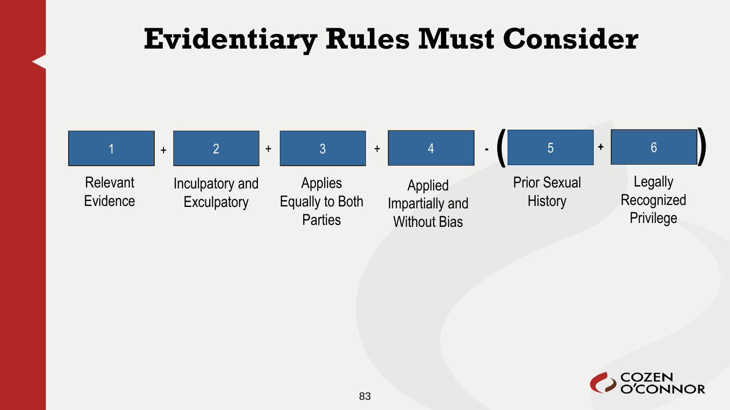# Evidentiary Rules Must Consider

1 + 2 + 3 + 4 - ( 5 + 6 )

| 1 | + | 2 | + | 3 | + | 4 | - ( | 5 | + | 6 | ) |
|---|---|---|---|---|---|---|---|---|---|---|---|
| Relevant Evidence | | Inculpatory and Exculpatory | | Applies Equally to Both Parties | | Applied Impartially and Without Bias | | Prior Sexual History | | Legally Recognized Privilege | |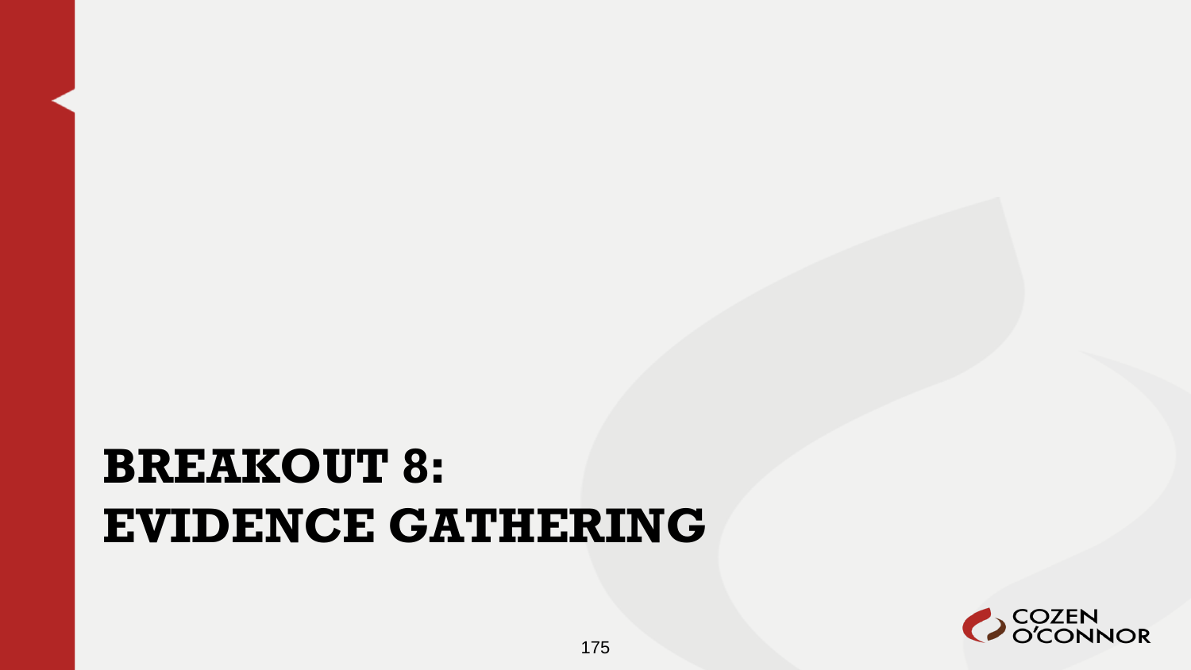# BREAKOUT 8: EVIDENCE GATHERING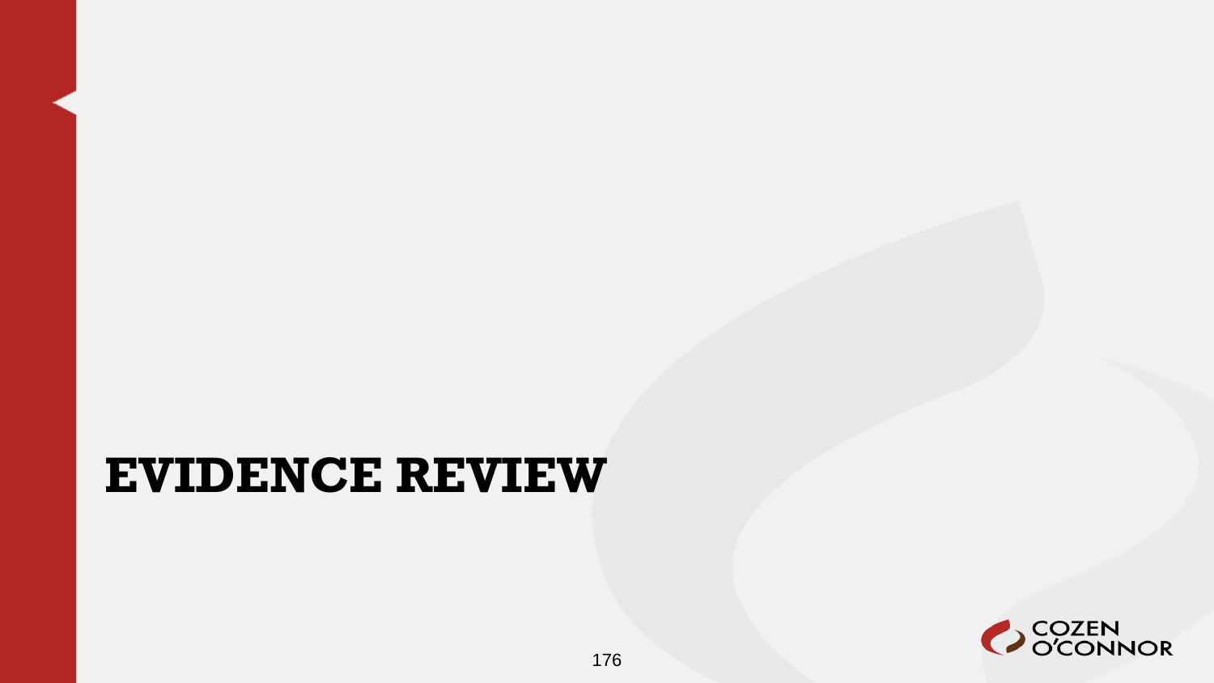# EVIDENCE REVIEW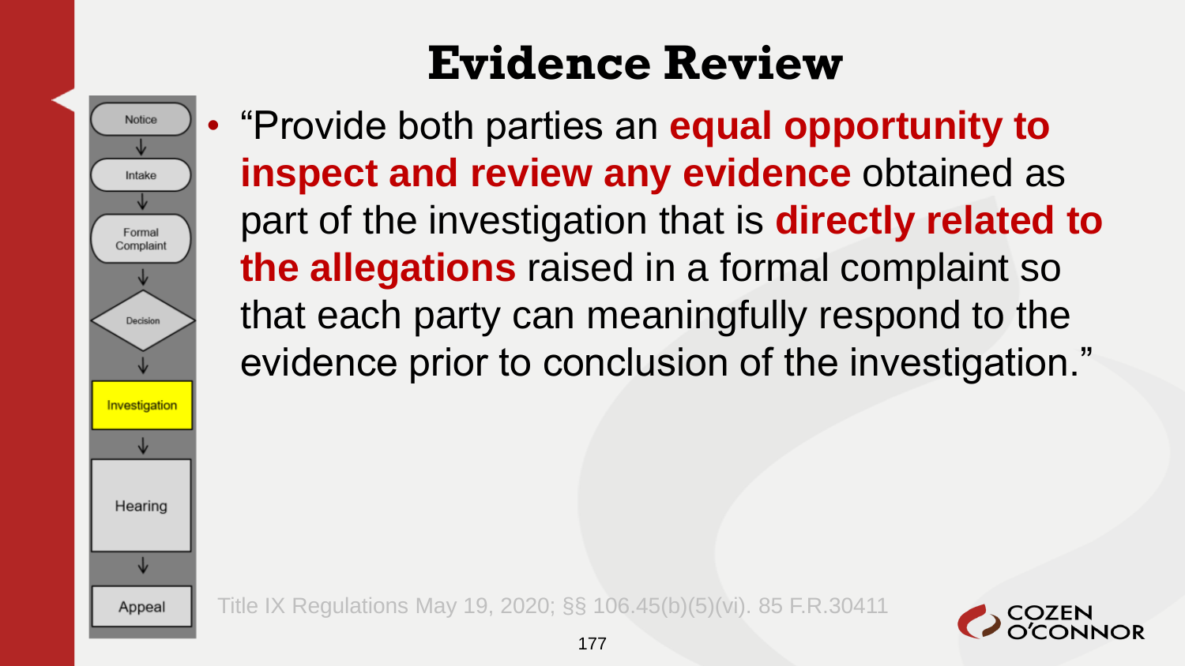# Evidence Review

- "Provide both parties an **equal opportunity to inspect and review any evidence** obtained as part of the investigation that is **directly related to the allegations** raised in a formal complaint so that each party can meaningfully respond to the evidence prior to conclusion of the investigation."

Notice → Intake → Formal Complaint → Decision → Investigation → Hearing → Appeal

Title IX Regulations May 19, 2020; §§ 106.45(b)(5)(vi). 85 F.R.30411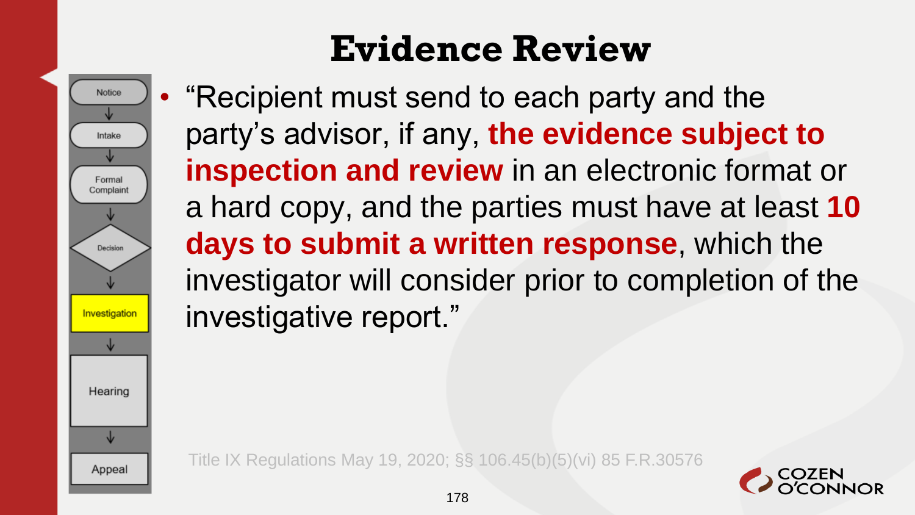# Evidence Review

Notice → Intake → Formal Complaint → Decision → **Investigation** → Hearing → Appeal

- "Recipient must send to each party and the party's advisor, if any, **the evidence subject to inspection and review** in an electronic format or a hard copy, and the parties must have at least **10 days to submit a written response**, which the investigator will consider prior to completion of the investigative report."

Title IX Regulations May 19, 2020; §§ 106.45(b)(5)(vi) 85 F.R.30576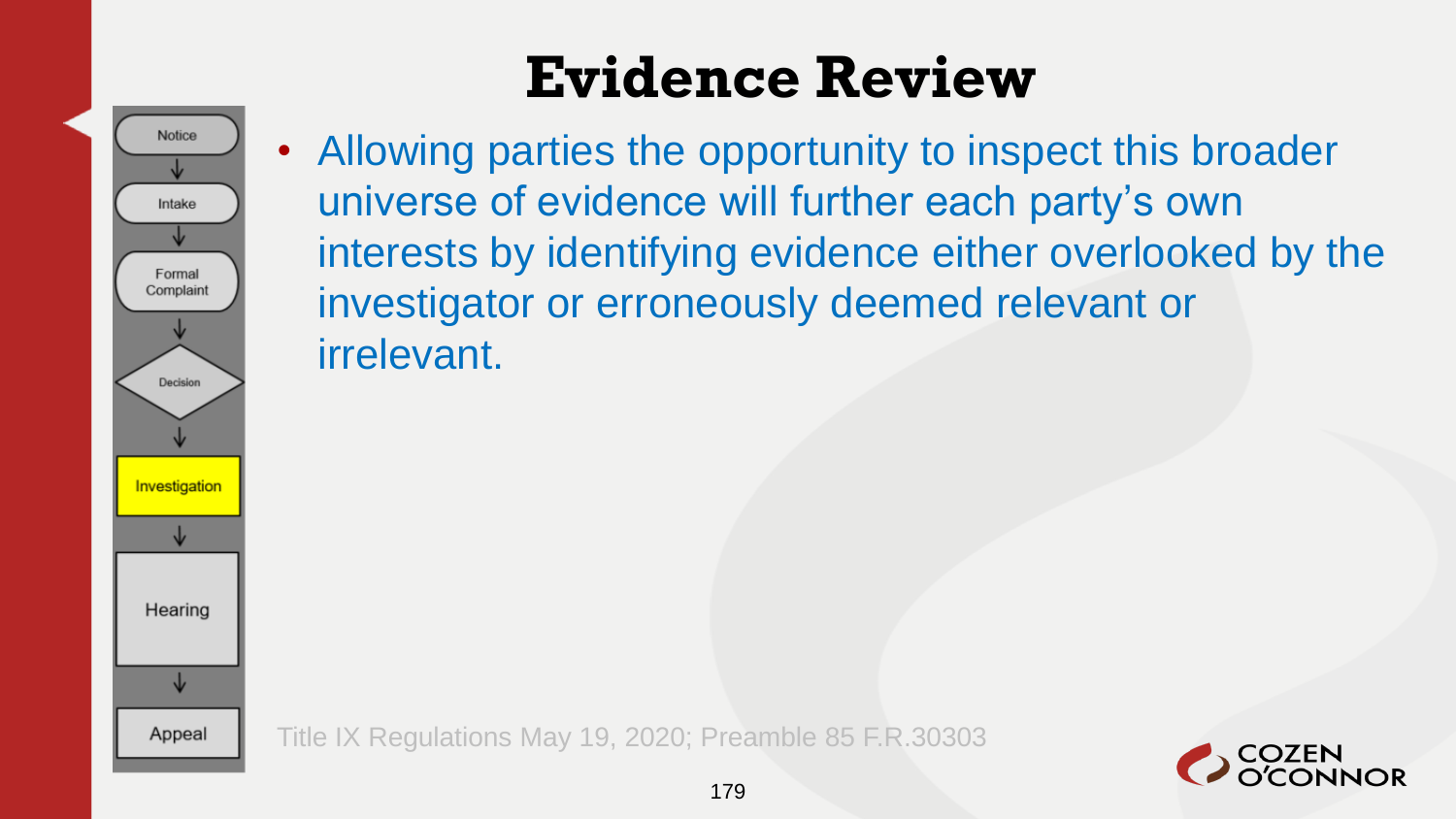# Evidence Review

- Allowing parties the opportunity to inspect this broader universe of evidence will further each party's own interests by identifying evidence either overlooked by the investigator or erroneously deemed relevant or irrelevant.

Title IX Regulations May 19, 2020; Preamble 85 F.R.30303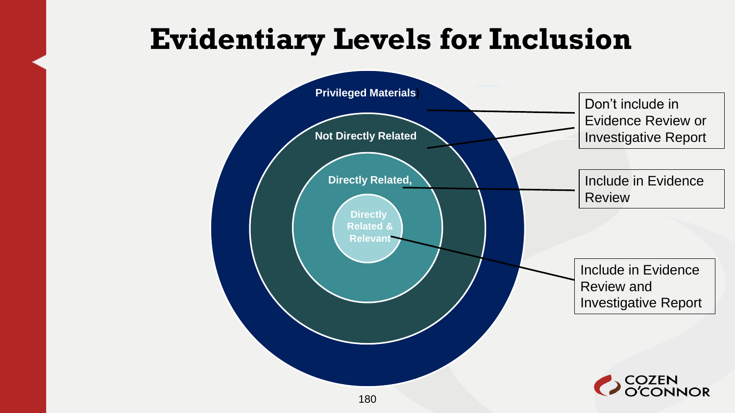# Evidentiary Levels for Inclusion

**Privileged Materials)**

**Not Directly Related**

**Directly Related,**

**Directly Related & Relevant**

Don't include in Evidence Review or Investigative Report

Include in Evidence Review

Include in Evidence Review and Investigative Report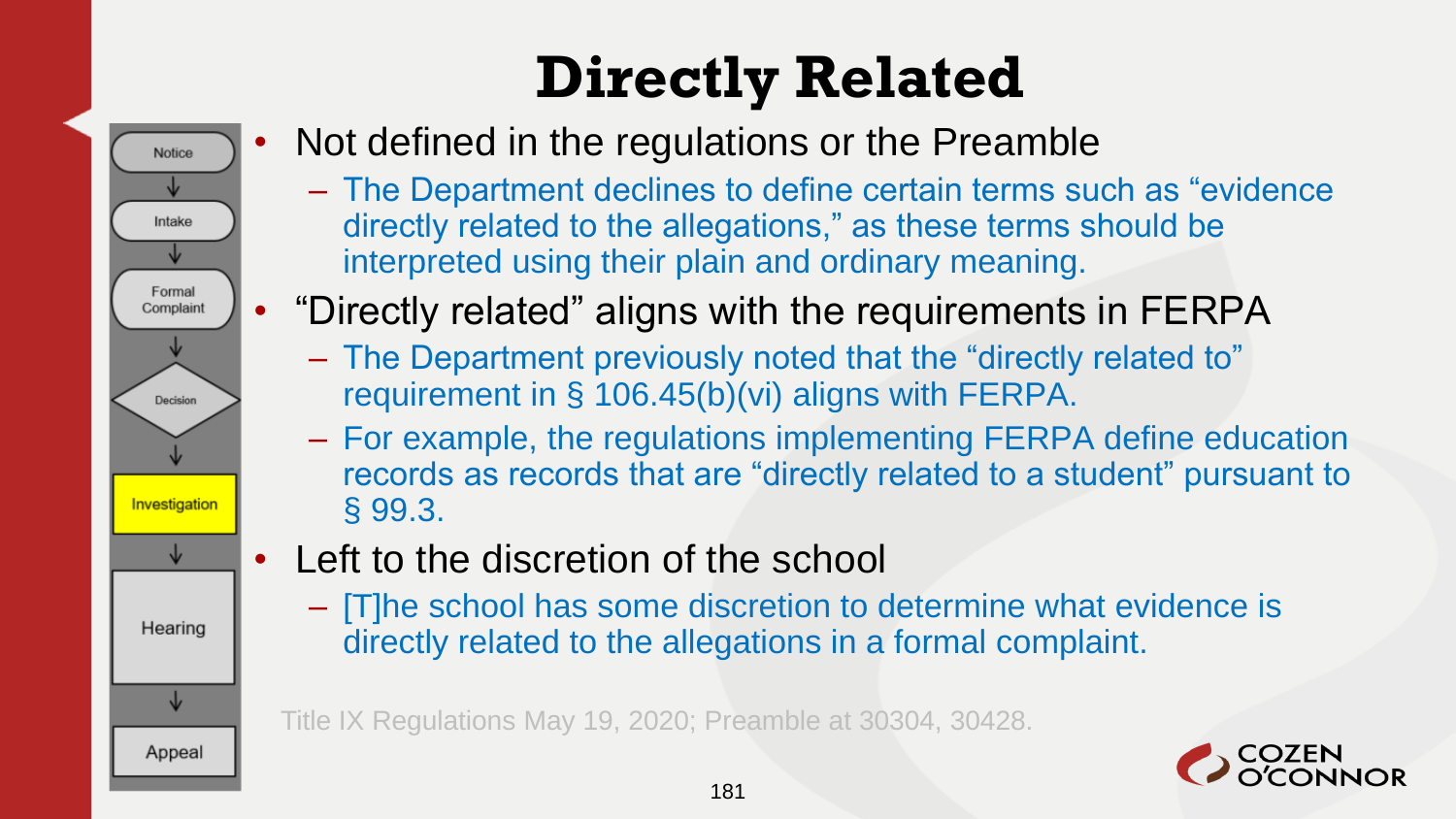# Directly Related

Notice → Intake → Formal Complaint → Decision → **Investigation** → Hearing → Appeal

- Not defined in the regulations or the Preamble
  - The Department declines to define certain terms such as "evidence directly related to the allegations," as these terms should be interpreted using their plain and ordinary meaning.
- "Directly related" aligns with the requirements in FERPA
  - The Department previously noted that the "directly related to" requirement in § 106.45(b)(vi) aligns with FERPA.
  - For example, the regulations implementing FERPA define education records as records that are "directly related to a student" pursuant to § 99.3.
- Left to the discretion of the school
  - [T]he school has some discretion to determine what evidence is directly related to the allegations in a formal complaint.

Title IX Regulations May 19, 2020; Preamble at 30304, 30428.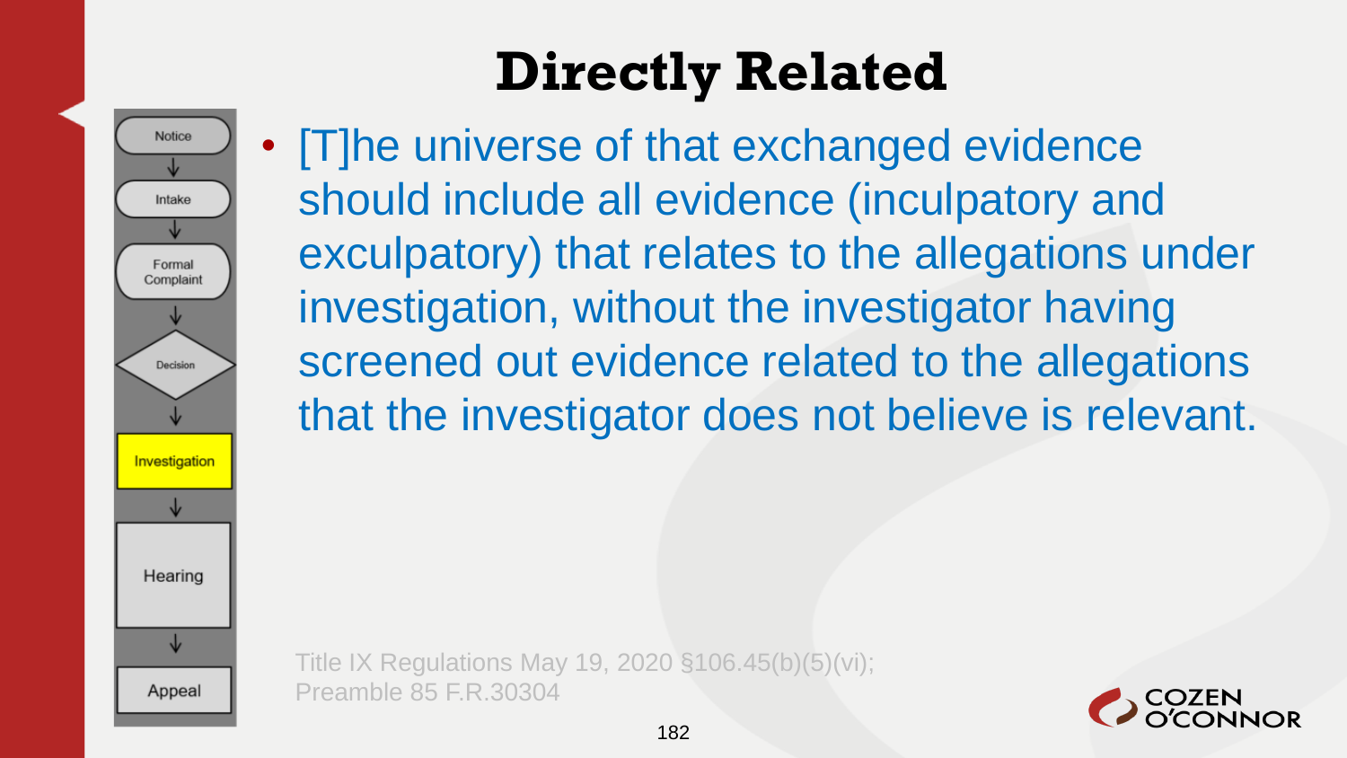# Directly Related

- [T]he universe of that exchanged evidence should include all evidence (inculpatory and exculpatory) that relates to the allegations under investigation, without the investigator having screened out evidence related to the allegations that the investigator does not believe is relevant.

Title IX Regulations May 19, 2020 §106.45(b)(5)(vi); Preamble 85 F.R.30304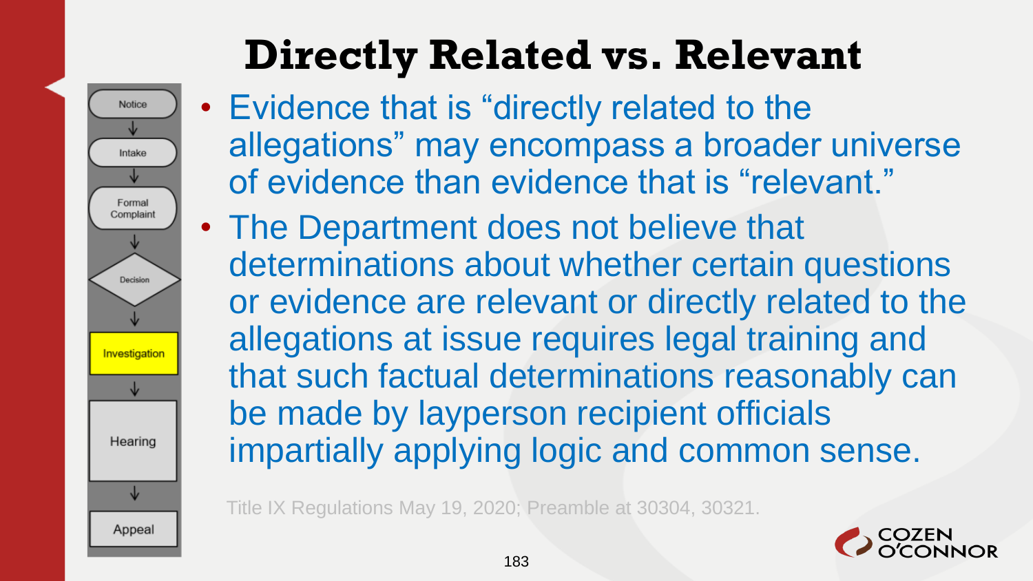# Directly Related vs. Relevant

- Notice
- Intake
- Formal Complaint
- Decision
- **Investigation**
- Hearing
- Appeal

- Evidence that is "directly related to the allegations" may encompass a broader universe of evidence than evidence that is "relevant."
- The Department does not believe that determinations about whether certain questions or evidence are relevant or directly related to the allegations at issue requires legal training and that such factual determinations reasonably can be made by layperson recipient officials impartially applying logic and common sense.

Title IX Regulations May 19, 2020; Preamble at 30304, 30321.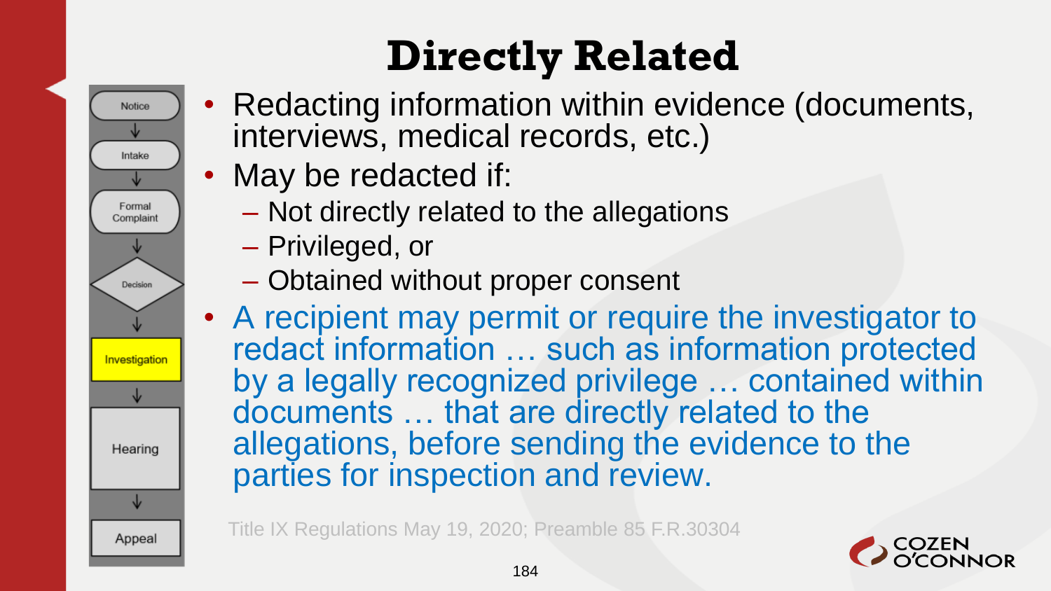# Directly Related

Notice → Intake → Formal Complaint → Decision → **Investigation** → Hearing → Appeal

- Redacting information within evidence (documents, interviews, medical records, etc.)
- May be redacted if:
  - Not directly related to the allegations
  - Privileged, or
  - Obtained without proper consent
- A recipient may permit or require the investigator to redact information … such as information protected by a legally recognized privilege … contained within documents … that are directly related to the allegations, before sending the evidence to the parties for inspection and review.

Title IX Regulations May 19, 2020; Preamble 85 F.R.30304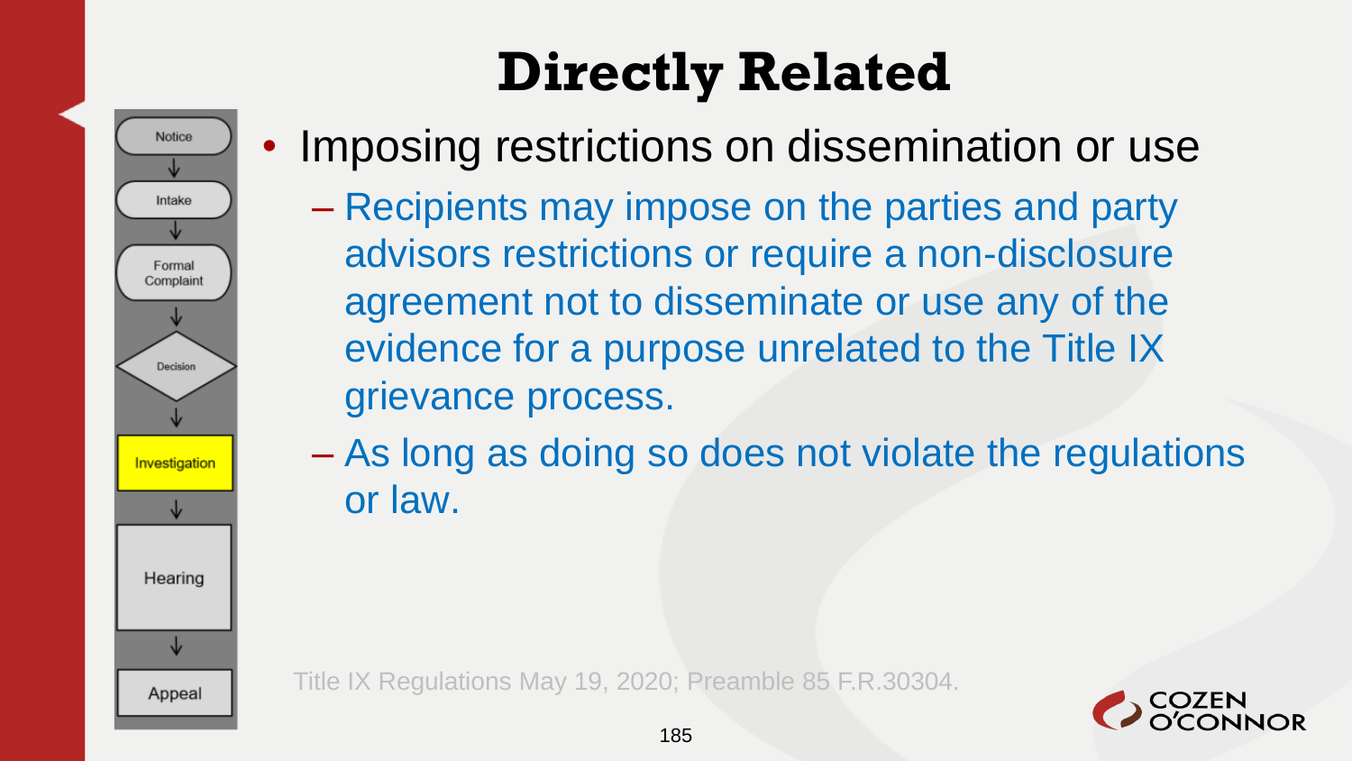# Directly Related

Notice → Intake → Formal Complaint → Decision → **Investigation** → Hearing → Appeal

- Imposing restrictions on dissemination or use
  - Recipients may impose on the parties and party advisors restrictions or require a non-disclosure agreement not to disseminate or use any of the evidence for a purpose unrelated to the Title IX grievance process.
  - As long as doing so does not violate the regulations or law.

Title IX Regulations May 19, 2020; Preamble 85 F.R.30304.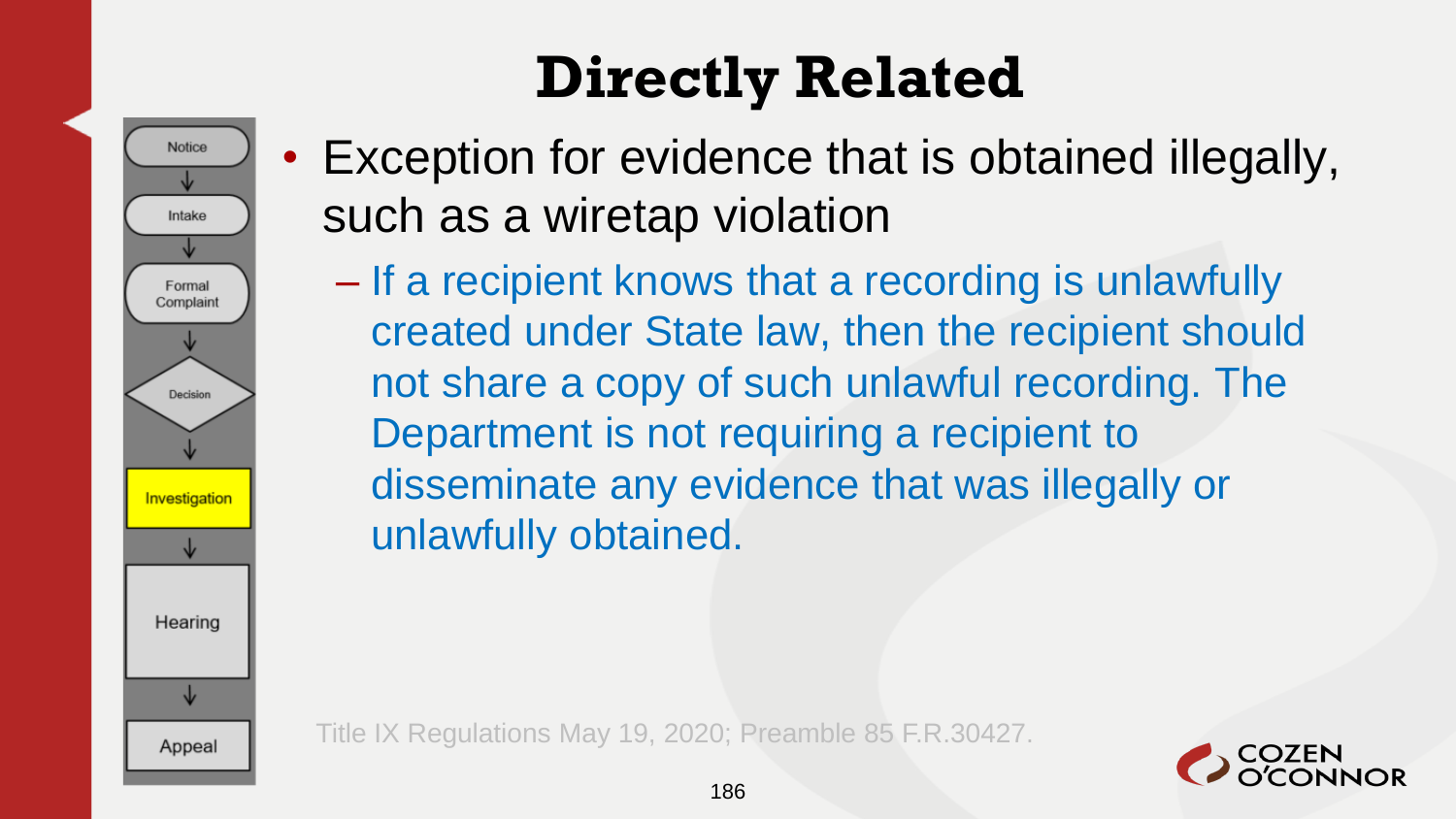# Directly Related

- Exception for evidence that is obtained illegally, such as a wiretap violation
  - If a recipient knows that a recording is unlawfully created under State law, then the recipient should not share a copy of such unlawful recording. The Department is not requiring a recipient to disseminate any evidence that was illegally or unlawfully obtained.

Title IX Regulations May 19, 2020; Preamble 85 F.R.30427.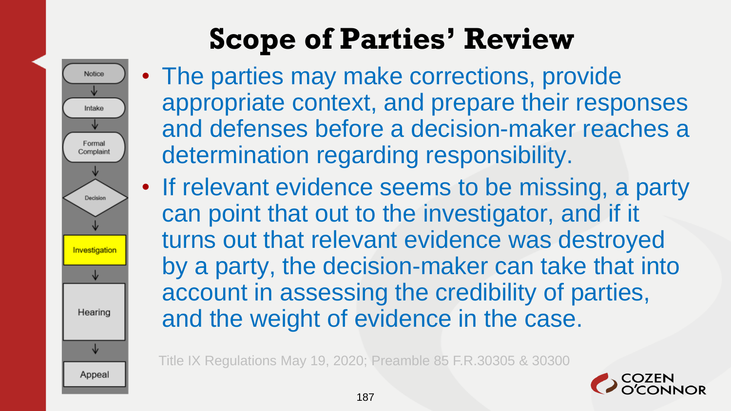# Scope of Parties' Review

Notice → Intake → Formal Complaint → Decision → **Investigation** → Hearing → Appeal

- The parties may make corrections, provide appropriate context, and prepare their responses and defenses before a decision-maker reaches a determination regarding responsibility.
- If relevant evidence seems to be missing, a party can point that out to the investigator, and if it turns out that relevant evidence was destroyed by a party, the decision-maker can take that into account in assessing the credibility of parties, and the weight of evidence in the case.

Title IX Regulations May 19, 2020; Preamble 85 F.R.30305 & 30300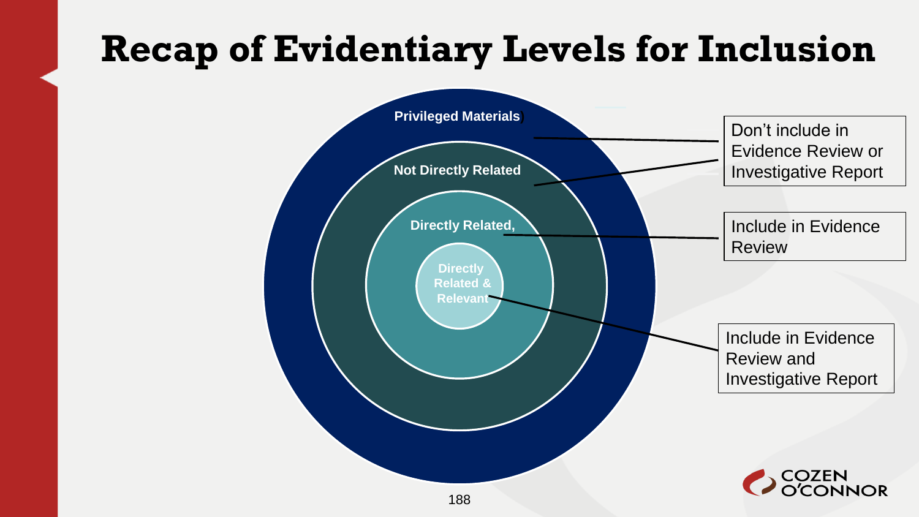# Recap of Evidentiary Levels for Inclusion

Privileged Materials)

Not Directly Related

Directly Related,

Directly Related & Relevant

Don't include in Evidence Review or Investigative Report

Include in Evidence Review

Include in Evidence Review and Investigative Report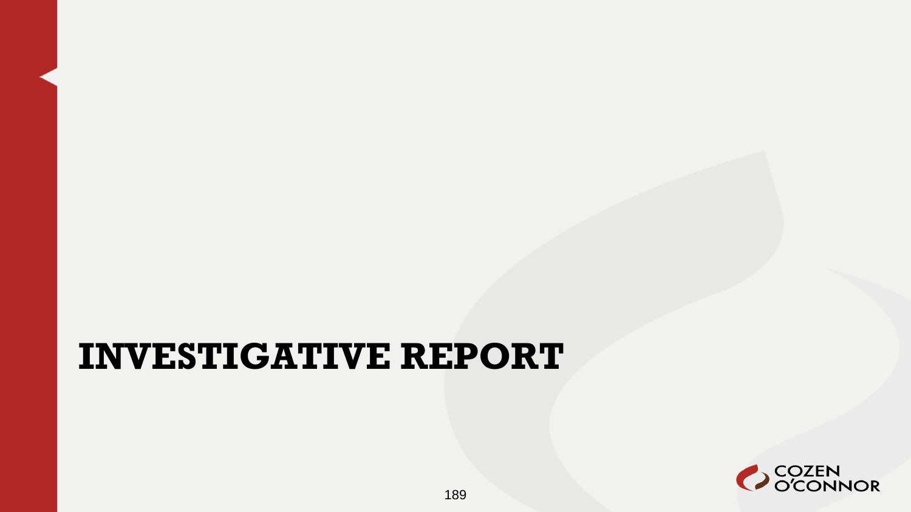# INVESTIGATIVE REPORT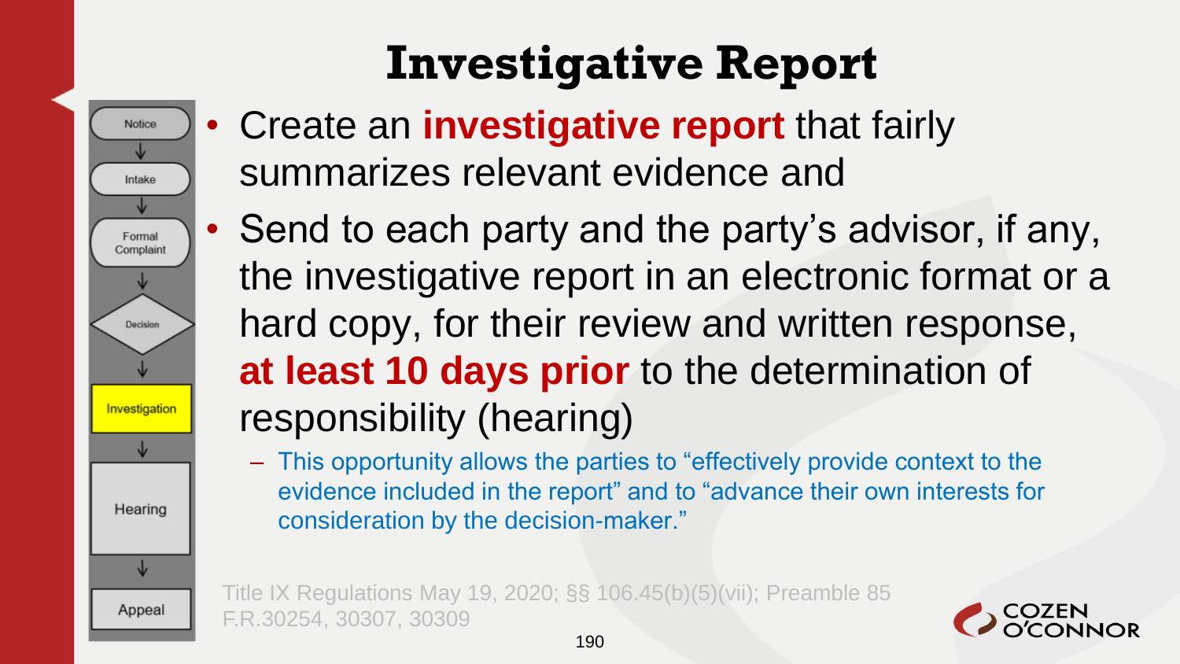# Investigative Report

Notice → Intake → Formal Complaint → Decision → **Investigation** → Hearing → Appeal

- Create an **investigative report** that fairly summarizes relevant evidence and
- Send to each party and the party's advisor, if any, the investigative report in an electronic format or a hard copy, for their review and written response, **at least 10 days prior** to the determination of responsibility (hearing)
  - This opportunity allows the parties to "effectively provide context to the evidence included in the report" and to "advance their own interests for consideration by the decision-maker."

Title IX Regulations May 19, 2020; §§ 106.45(b)(5)(vii); Preamble 85 F.R.30254, 30307, 30309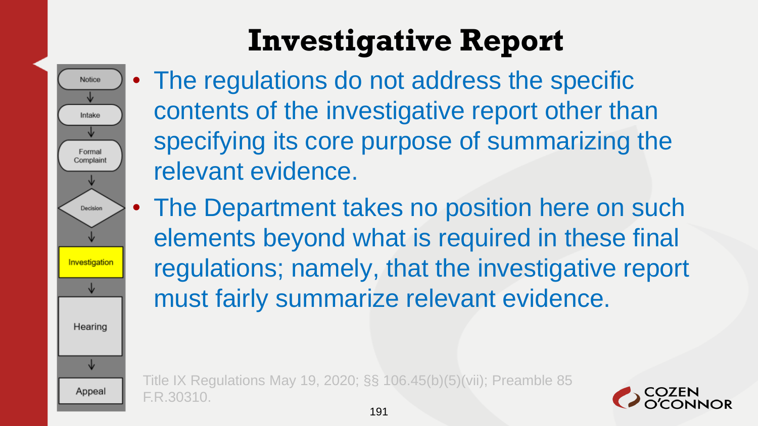# Investigative Report

Notice → Intake → Formal Complaint → Decision → **Investigation** → Hearing → Appeal

- The regulations do not address the specific contents of the investigative report other than specifying its core purpose of summarizing the relevant evidence.
- The Department takes no position here on such elements beyond what is required in these final regulations; namely, that the investigative report must fairly summarize relevant evidence.

Title IX Regulations May 19, 2020; §§ 106.45(b)(5)(vii); Preamble 85 F.R.30310.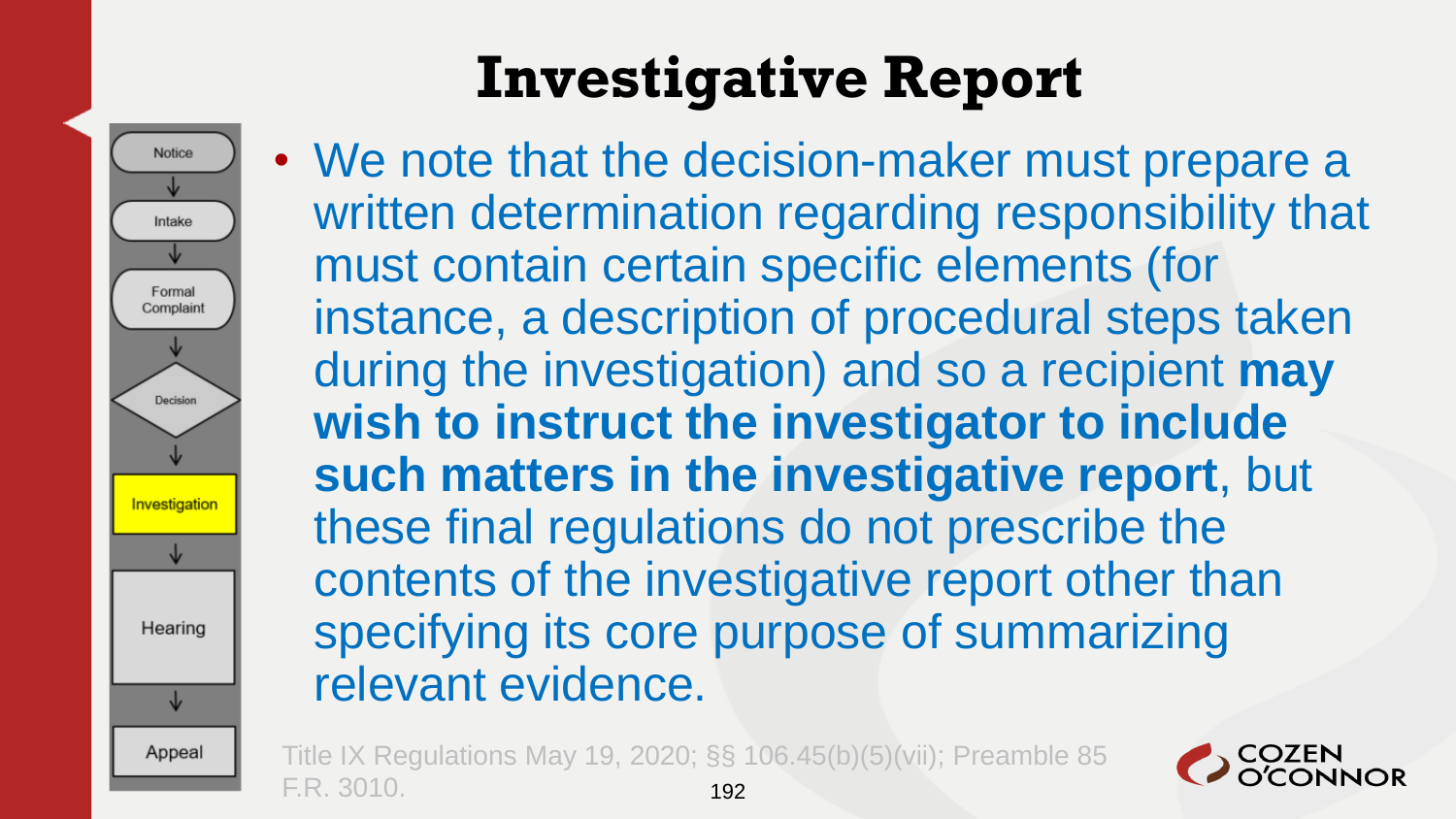# Investigative Report

- We note that the decision-maker must prepare a written determination regarding responsibility that must contain certain specific elements (for instance, a description of procedural steps taken during the investigation) and so a recipient **may wish to instruct the investigator to include such matters in the investigative report**, but these final regulations do not prescribe the contents of the investigative report other than specifying its core purpose of summarizing relevant evidence.

Title IX Regulations May 19, 2020; §§ 106.45(b)(5)(vii); Preamble 85 F.R. 3010.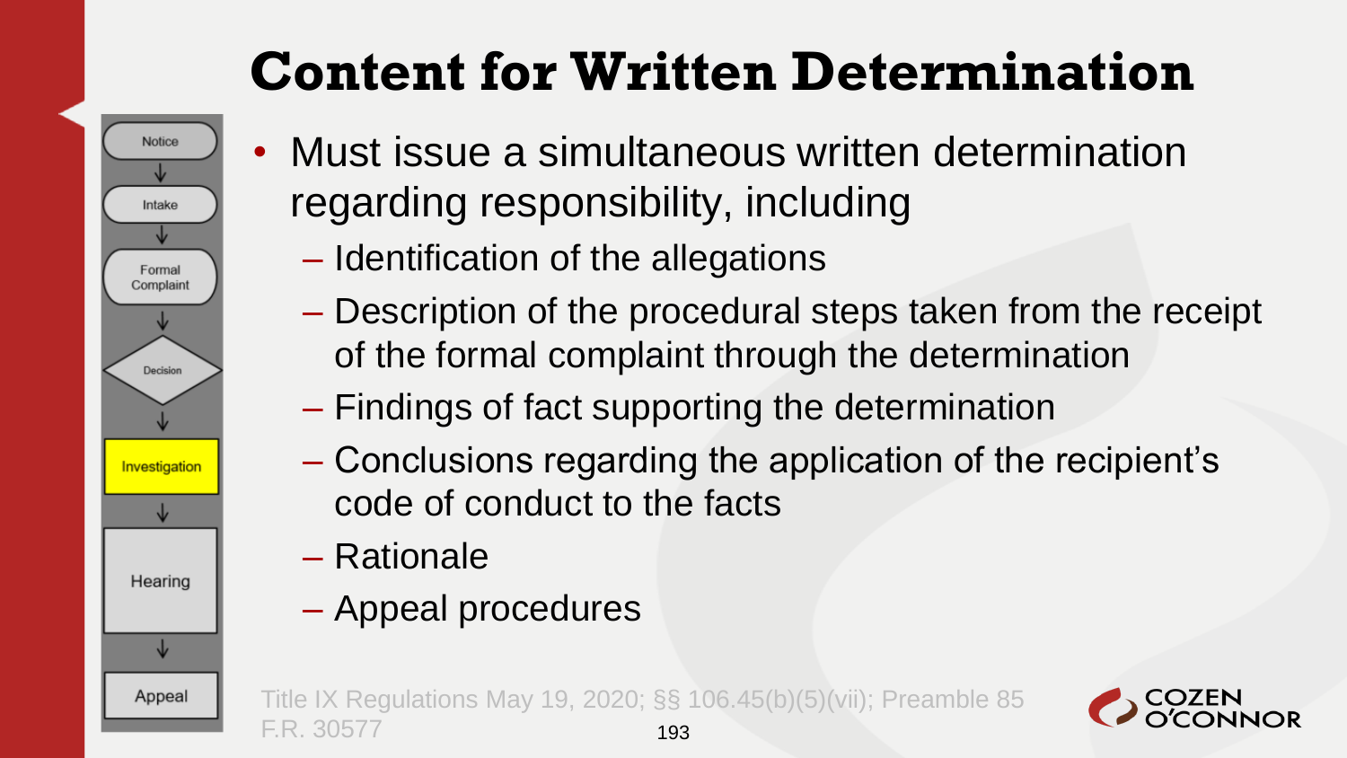# Content for Written Determination

- Notice
- Intake
- Formal Complaint
- Decision
- Investigation
- Hearing
- Appeal

- Must issue a simultaneous written determination regarding responsibility, including
  - Identification of the allegations
  - Description of the procedural steps taken from the receipt of the formal complaint through the determination
  - Findings of fact supporting the determination
  - Conclusions regarding the application of the recipient's code of conduct to the facts
  - Rationale
  - Appeal procedures

Title IX Regulations May 19, 2020; §§ 106.45(b)(5)(vii); Preamble 85 F.R. 30577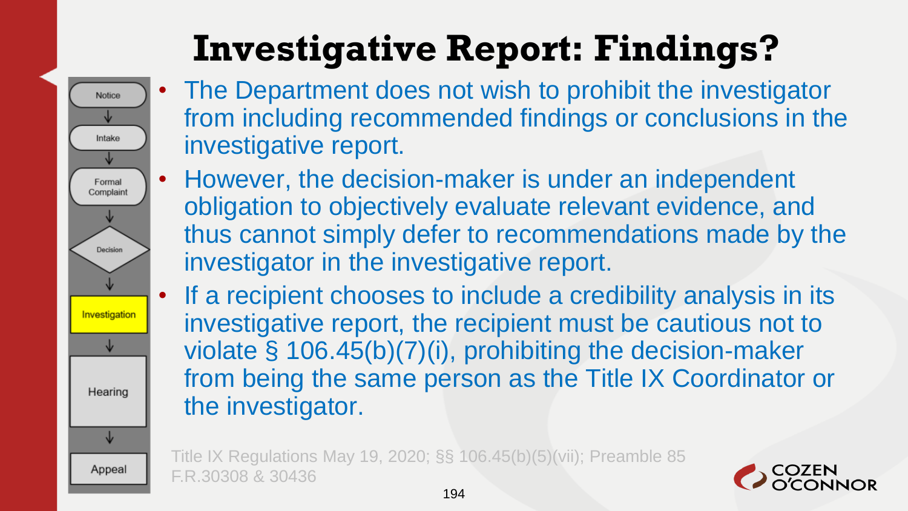# Investigative Report: Findings?

- The Department does not wish to prohibit the investigator from including recommended findings or conclusions in the investigative report.
- However, the decision-maker is under an independent obligation to objectively evaluate relevant evidence, and thus cannot simply defer to recommendations made by the investigator in the investigative report.
- If a recipient chooses to include a credibility analysis in its investigative report, the recipient must be cautious not to violate § 106.45(b)(7)(i), prohibiting the decision-maker from being the same person as the Title IX Coordinator or the investigator.

Title IX Regulations May 19, 2020; §§ 106.45(b)(5)(vii); Preamble 85 F.R.30308 & 30436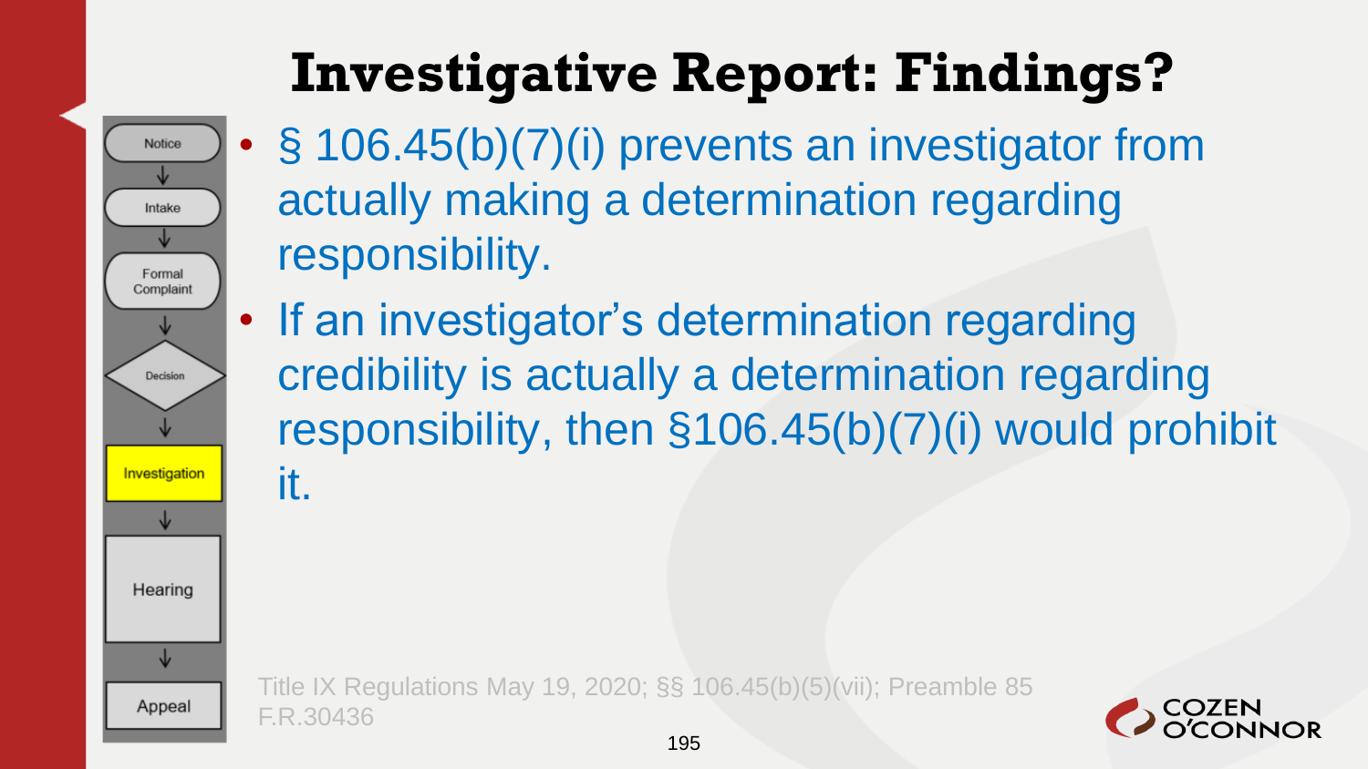# Investigative Report: Findings?

Notice → Intake → Formal Complaint → Decision → **Investigation** → Hearing → Appeal

- § 106.45(b)(7)(i) prevents an investigator from actually making a determination regarding responsibility.
- If an investigator's determination regarding credibility is actually a determination regarding responsibility, then §106.45(b)(7)(i) would prohibit it.

Title IX Regulations May 19, 2020; §§ 106.45(b)(5)(vii); Preamble 85 F.R.30436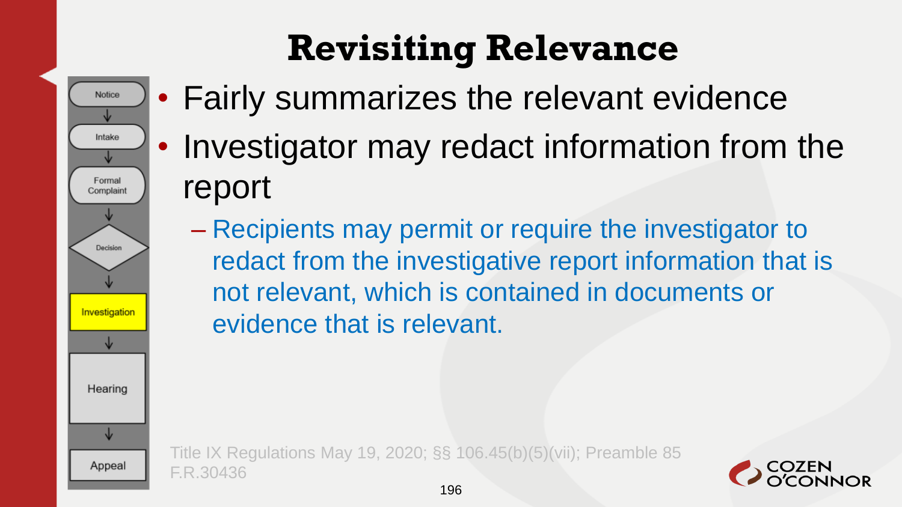# Revisiting Relevance

Notice → Intake → Formal Complaint → Decision → **Investigation** → Hearing → Appeal

- Fairly summarizes the relevant evidence
- Investigator may redact information from the report
  - Recipients may permit or require the investigator to redact from the investigative report information that is not relevant, which is contained in documents or evidence that is relevant.

Title IX Regulations May 19, 2020; §§ 106.45(b)(5)(vii); Preamble 85 F.R.30436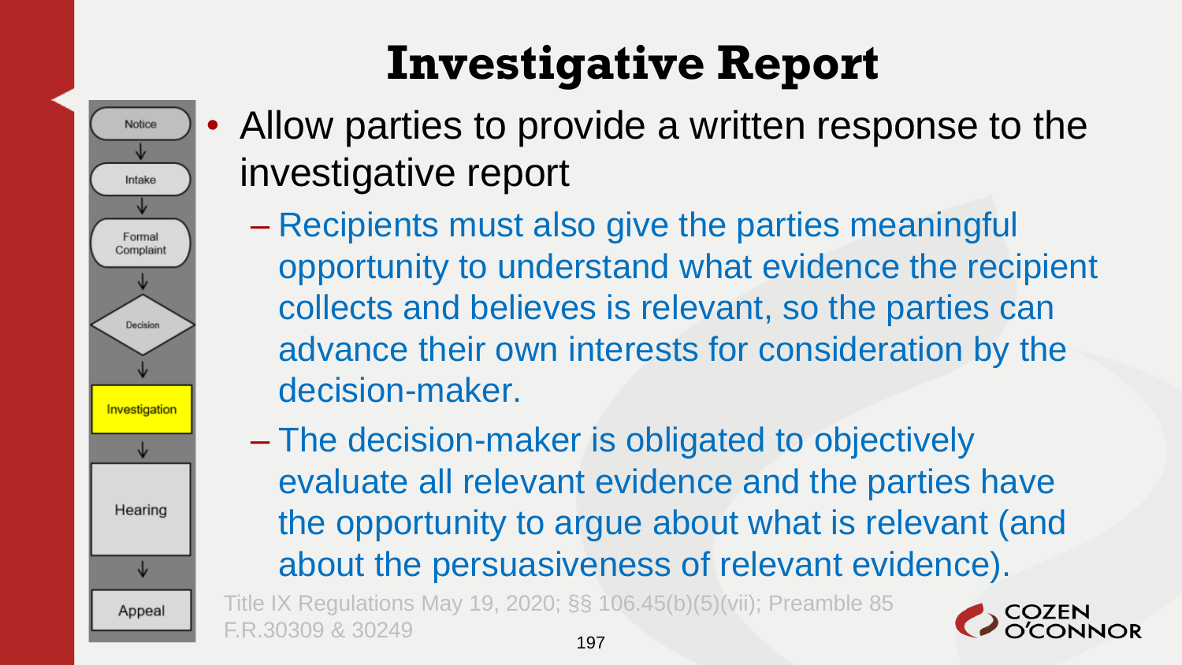# Investigative Report

Notice → Intake → Formal Complaint → Decision → Investigation → Hearing → Appeal

- Allow parties to provide a written response to the investigative report
  - Recipients must also give the parties meaningful opportunity to understand what evidence the recipient collects and believes is relevant, so the parties can advance their own interests for consideration by the decision-maker.
  - The decision-maker is obligated to objectively evaluate all relevant evidence and the parties have the opportunity to argue about what is relevant (and about the persuasiveness of relevant evidence).

Title IX Regulations May 19, 2020; §§ 106.45(b)(5)(vii); Preamble 85 F.R.30309 & 30249

COZEN O'CONNOR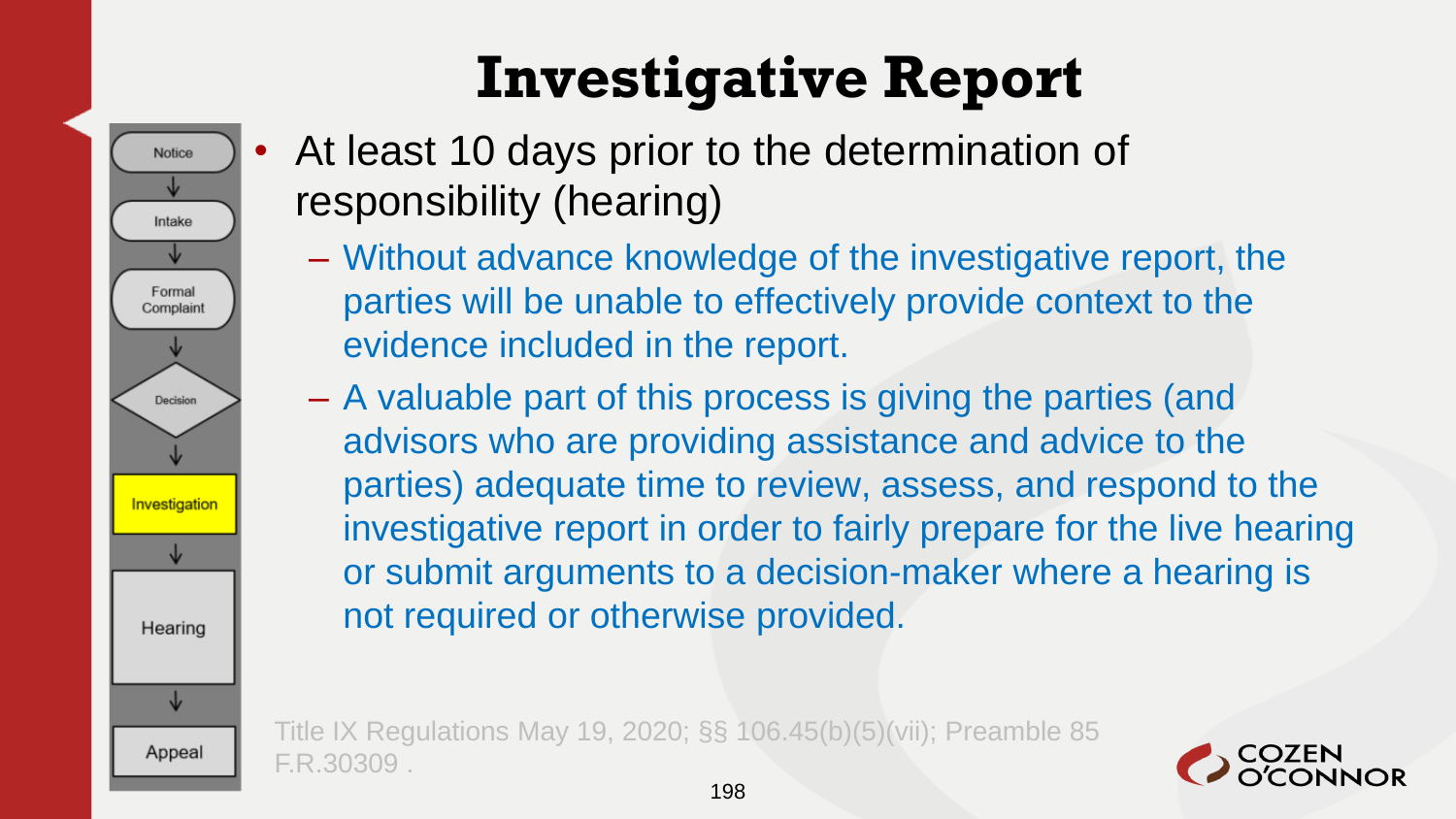# Investigative Report

Notice → Intake → Formal Complaint → Decision → Investigation → Hearing → Appeal

- At least 10 days prior to the determination of responsibility (hearing)
  - Without advance knowledge of the investigative report, the parties will be unable to effectively provide context to the evidence included in the report.
  - A valuable part of this process is giving the parties (and advisors who are providing assistance and advice to the parties) adequate time to review, assess, and respond to the investigative report in order to fairly prepare for the live hearing or submit arguments to a decision-maker where a hearing is not required or otherwise provided.

Title IX Regulations May 19, 2020; §§ 106.45(b)(5)(vii); Preamble 85 F.R.30309 .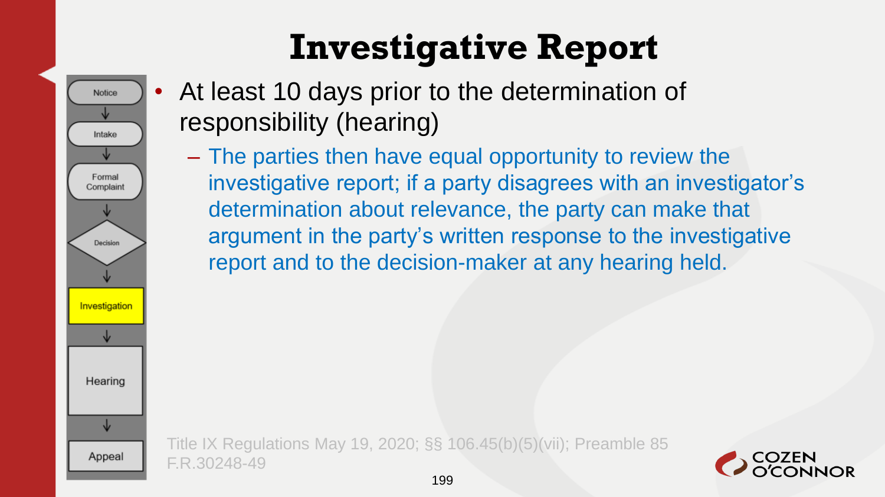# Investigative Report

Notice → Intake → Formal Complaint → Decision → Investigation → Hearing → Appeal

- At least 10 days prior to the determination of responsibility (hearing)
  - The parties then have equal opportunity to review the investigative report; if a party disagrees with an investigator's determination about relevance, the party can make that argument in the party's written response to the investigative report and to the decision-maker at any hearing held.

Title IX Regulations May 19, 2020; §§ 106.45(b)(5)(vii); Preamble 85 F.R.30248-49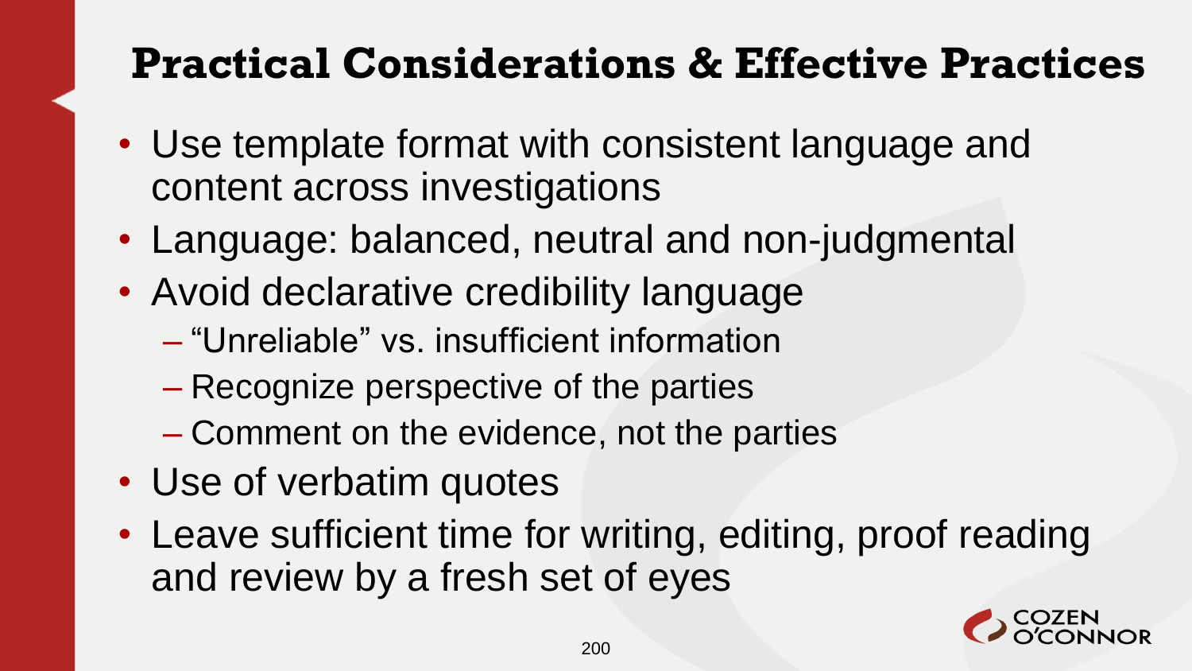# Practical Considerations & Effective Practices

- Use template format with consistent language and content across investigations
- Language: balanced, neutral and non-judgmental
- Avoid declarative credibility language
  - "Unreliable" vs. insufficient information
  - Recognize perspective of the parties
  - Comment on the evidence, not the parties
- Use of verbatim quotes
- Leave sufficient time for writing, editing, proof reading and review by a fresh set of eyes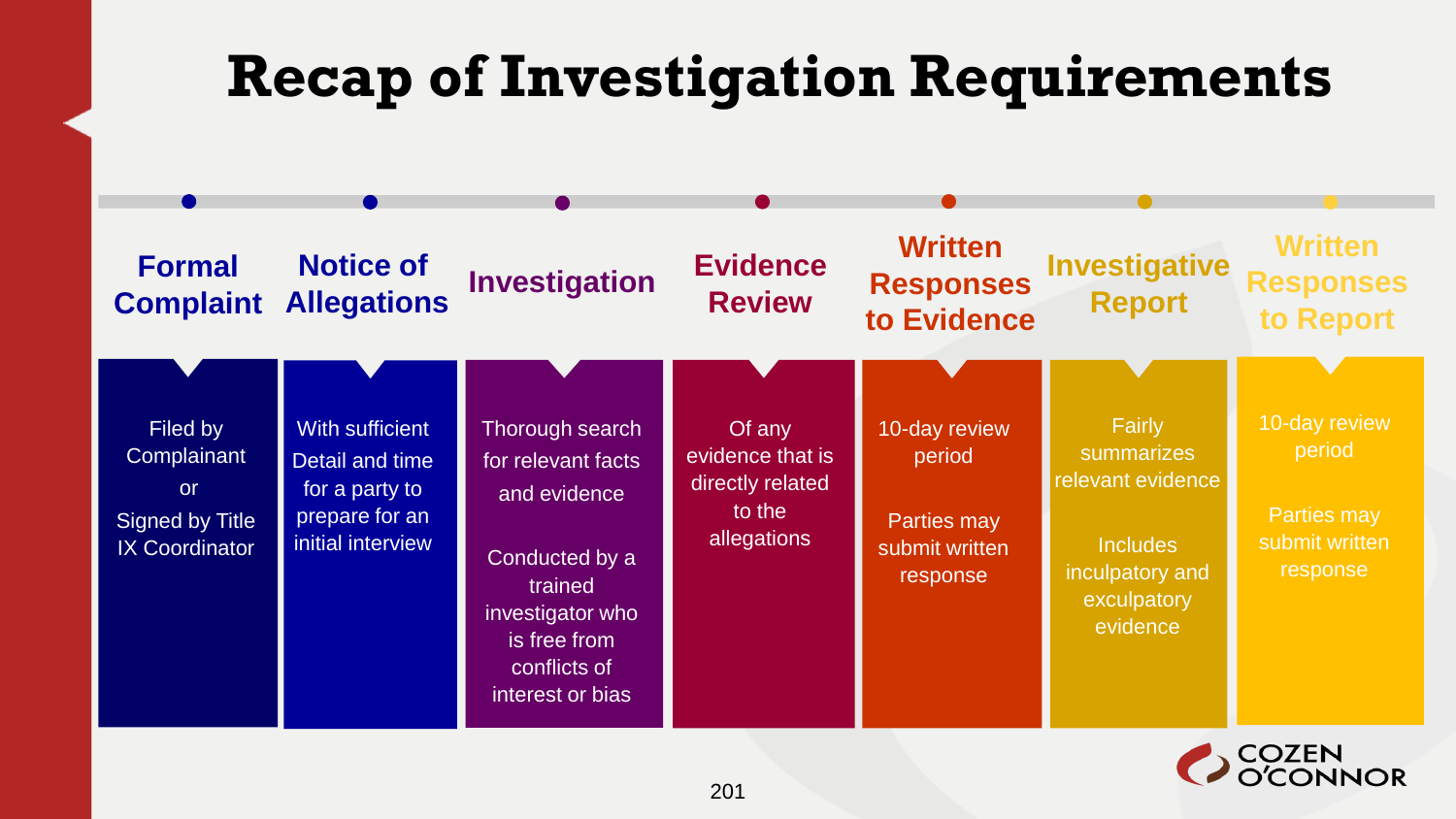# Recap of Investigation Requirements

| Formal Complaint | Notice of Allegations | Investigation | Evidence Review | Written Responses to Evidence | Investigative Report | Written Responses to Report |
|---|---|---|---|---|---|---|
| Filed by Complainant or Signed by Title IX Coordinator | With sufficient Detail and time for a party to prepare for an initial interview | Thorough search for relevant facts and evidence<br><br>Conducted by a trained investigator who is free from conflicts of interest or bias | Of any evidence that is directly related to the allegations | 10-day review period<br><br>Parties may submit written response | Fairly summarizes relevant evidence<br><br>Includes inculpatory and exculpatory evidence | 10-day review period<br><br>Parties may submit written response |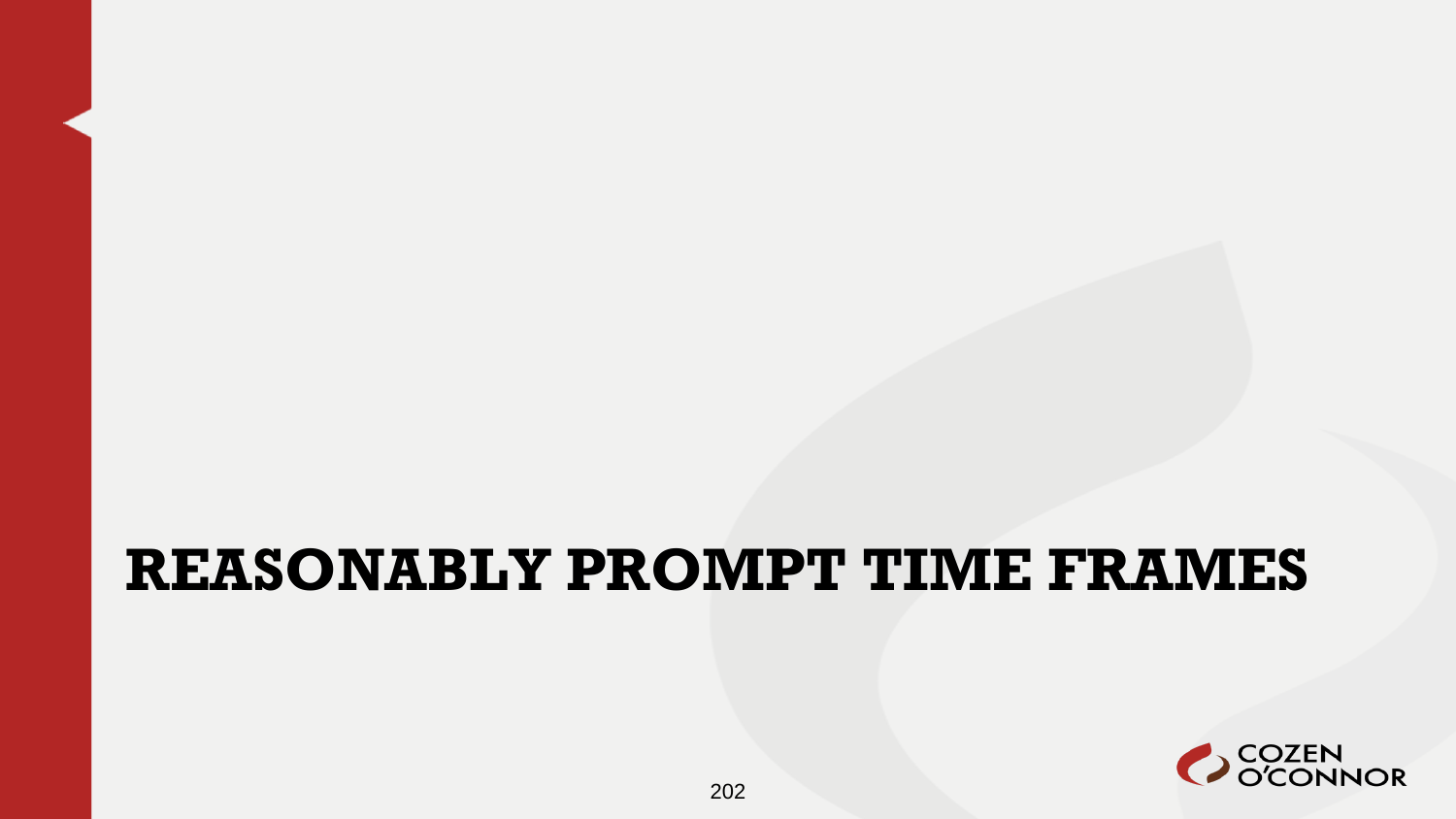# REASONABLY PROMPT TIME FRAMES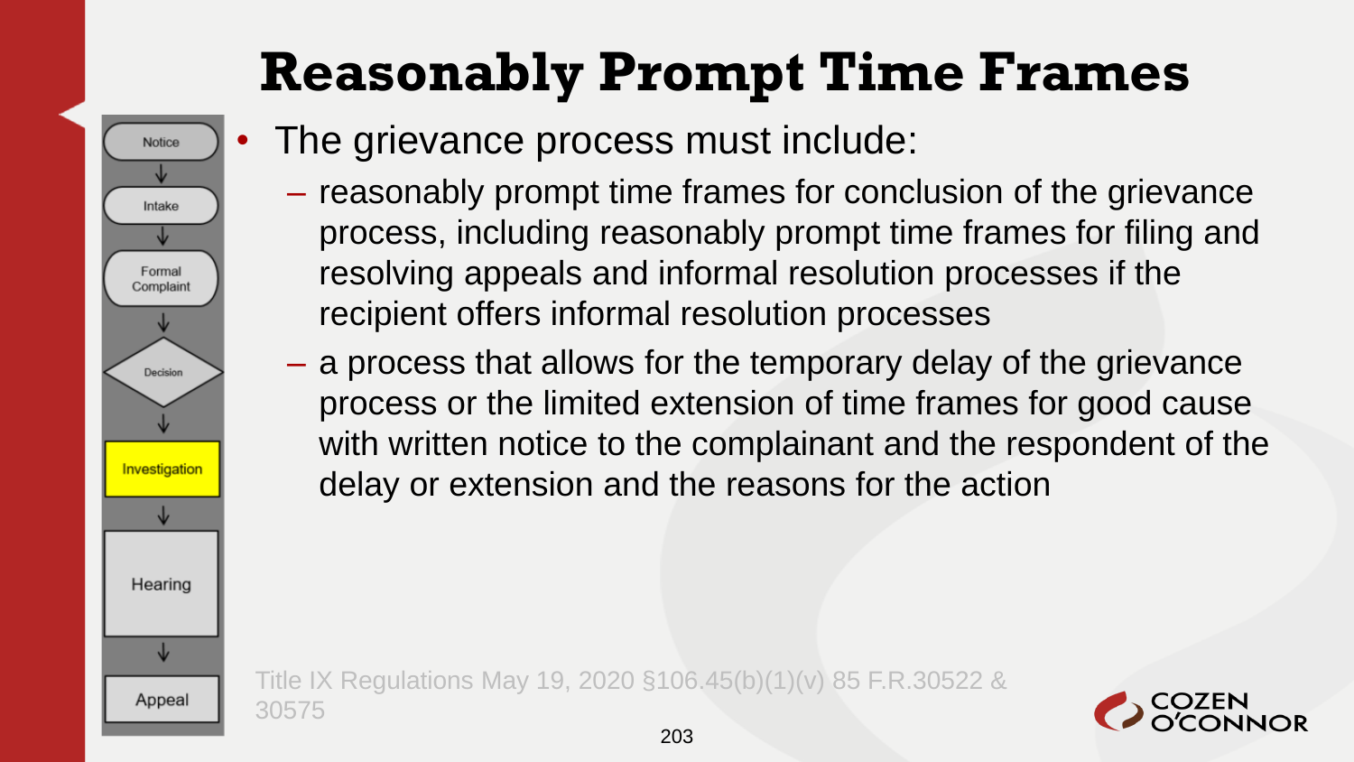# Reasonably Prompt Time Frames

Notice → Intake → Formal Complaint → Decision → Investigation → Hearing → Appeal

- The grievance process must include:
  - reasonably prompt time frames for conclusion of the grievance process, including reasonably prompt time frames for filing and resolving appeals and informal resolution processes if the recipient offers informal resolution processes
  - a process that allows for the temporary delay of the grievance process or the limited extension of time frames for good cause with written notice to the complainant and the respondent of the delay or extension and the reasons for the action

Title IX Regulations May 19, 2020 §106.45(b)(1)(v) 85 F.R.30522 & 30575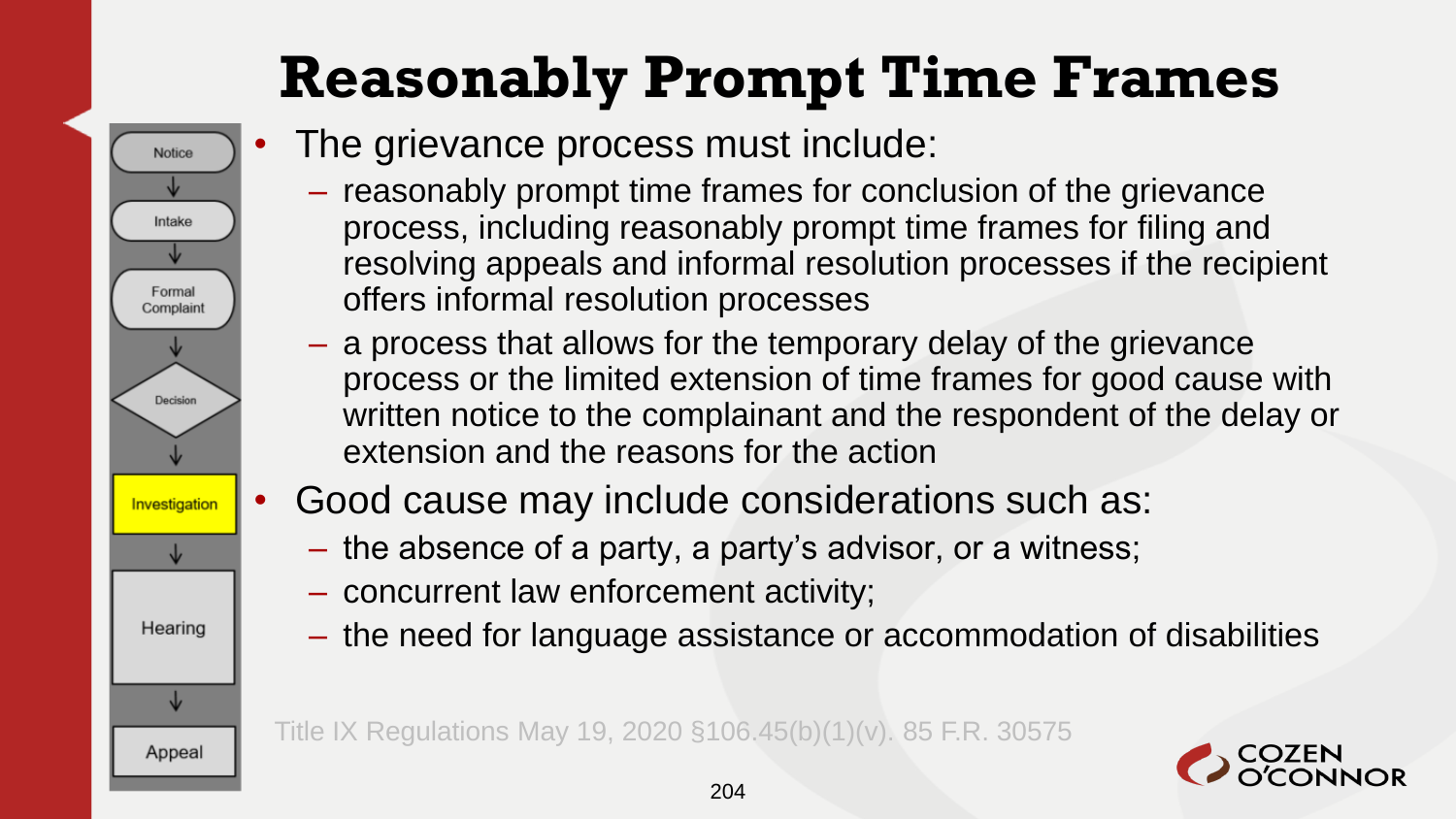# Reasonably Prompt Time Frames

Notice → Intake → Formal Complaint → Decision → Investigation → Hearing → Appeal

- The grievance process must include:
  - reasonably prompt time frames for conclusion of the grievance process, including reasonably prompt time frames for filing and resolving appeals and informal resolution processes if the recipient offers informal resolution processes
  - a process that allows for the temporary delay of the grievance process or the limited extension of time frames for good cause with written notice to the complainant and the respondent of the delay or extension and the reasons for the action
- Good cause may include considerations such as:
  - the absence of a party, a party's advisor, or a witness;
  - concurrent law enforcement activity;
  - the need for language assistance or accommodation of disabilities

Title IX Regulations May 19, 2020 §106.45(b)(1)(v). 85 F.R. 30575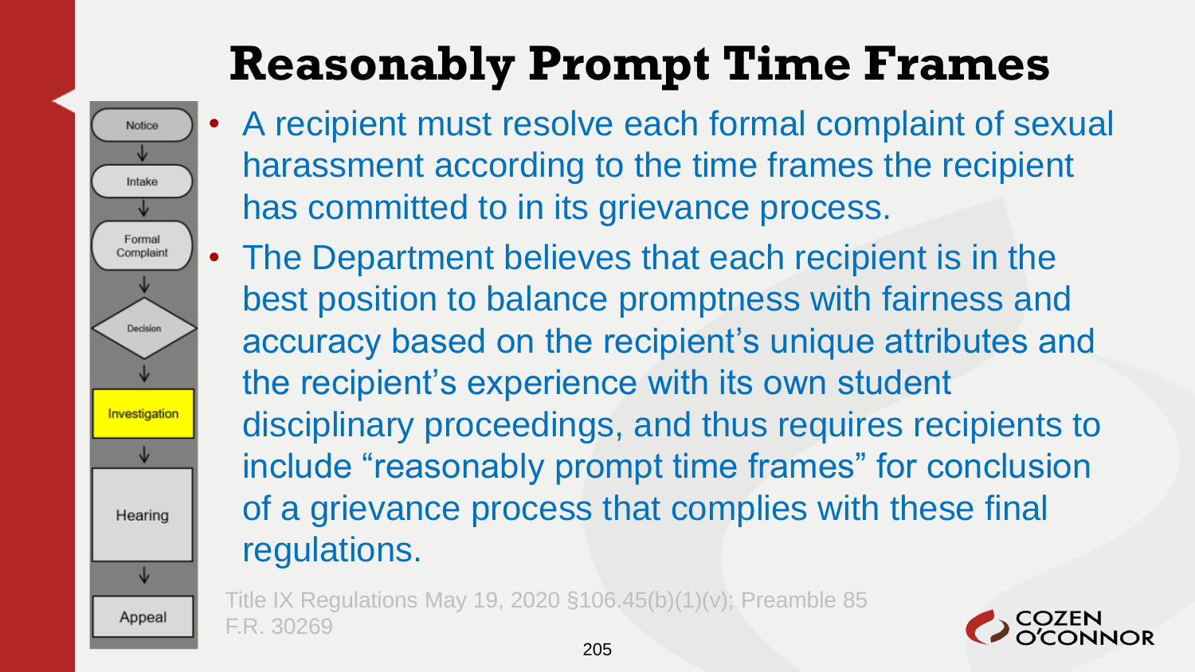# Reasonably Prompt Time Frames

Notice

Intake

Formal Complaint

Decision

Investigation

Hearing

Appeal

- A recipient must resolve each formal complaint of sexual harassment according to the time frames the recipient has committed to in its grievance process.
- The Department believes that each recipient is in the best position to balance promptness with fairness and accuracy based on the recipient's unique attributes and the recipient's experience with its own student disciplinary proceedings, and thus requires recipients to include "reasonably prompt time frames" for conclusion of a grievance process that complies with these final regulations.

Title IX Regulations May 19, 2020 §106.45(b)(1)(v); Preamble 85 F.R. 30269